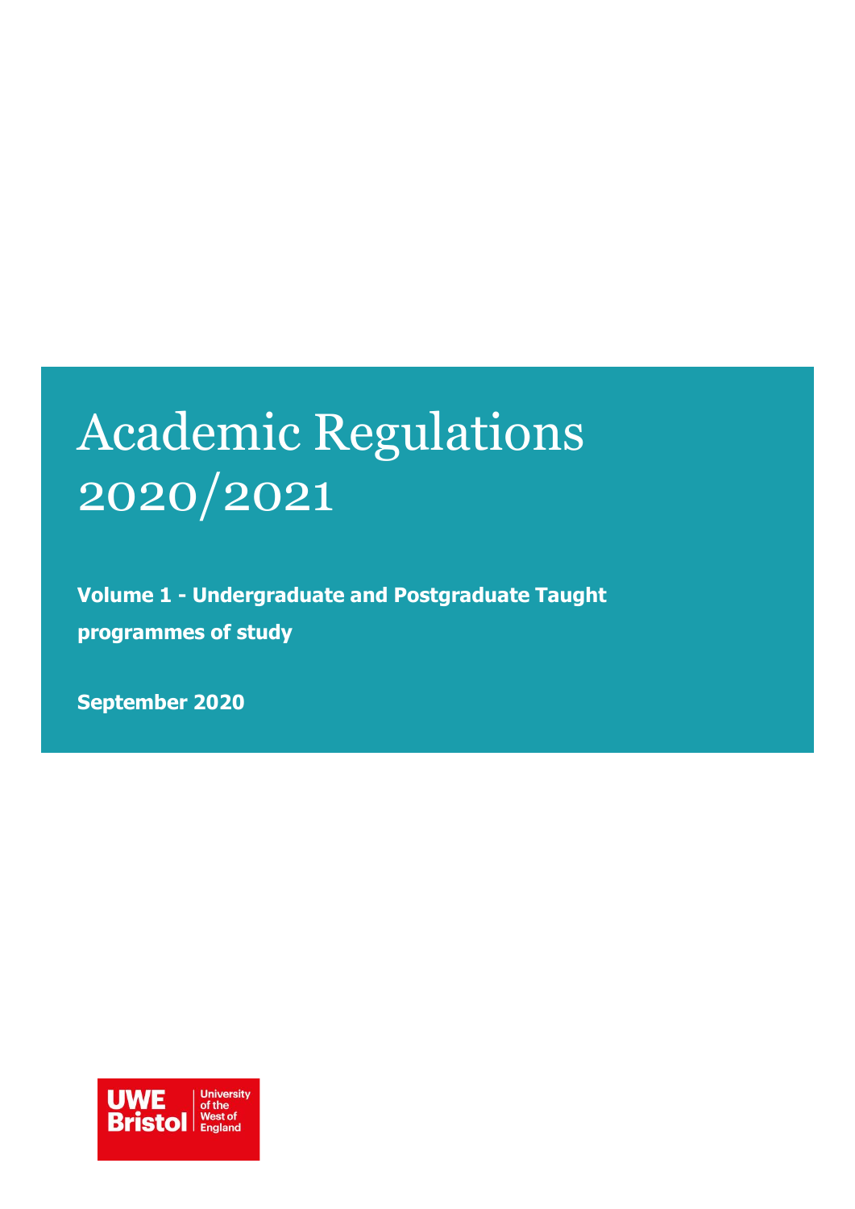# Academic Regulations 2020/2021

**Volume 1 - Undergraduate and Postgraduate Taught programmes of study**

**September 2020**

UWE Bristol University of the West of England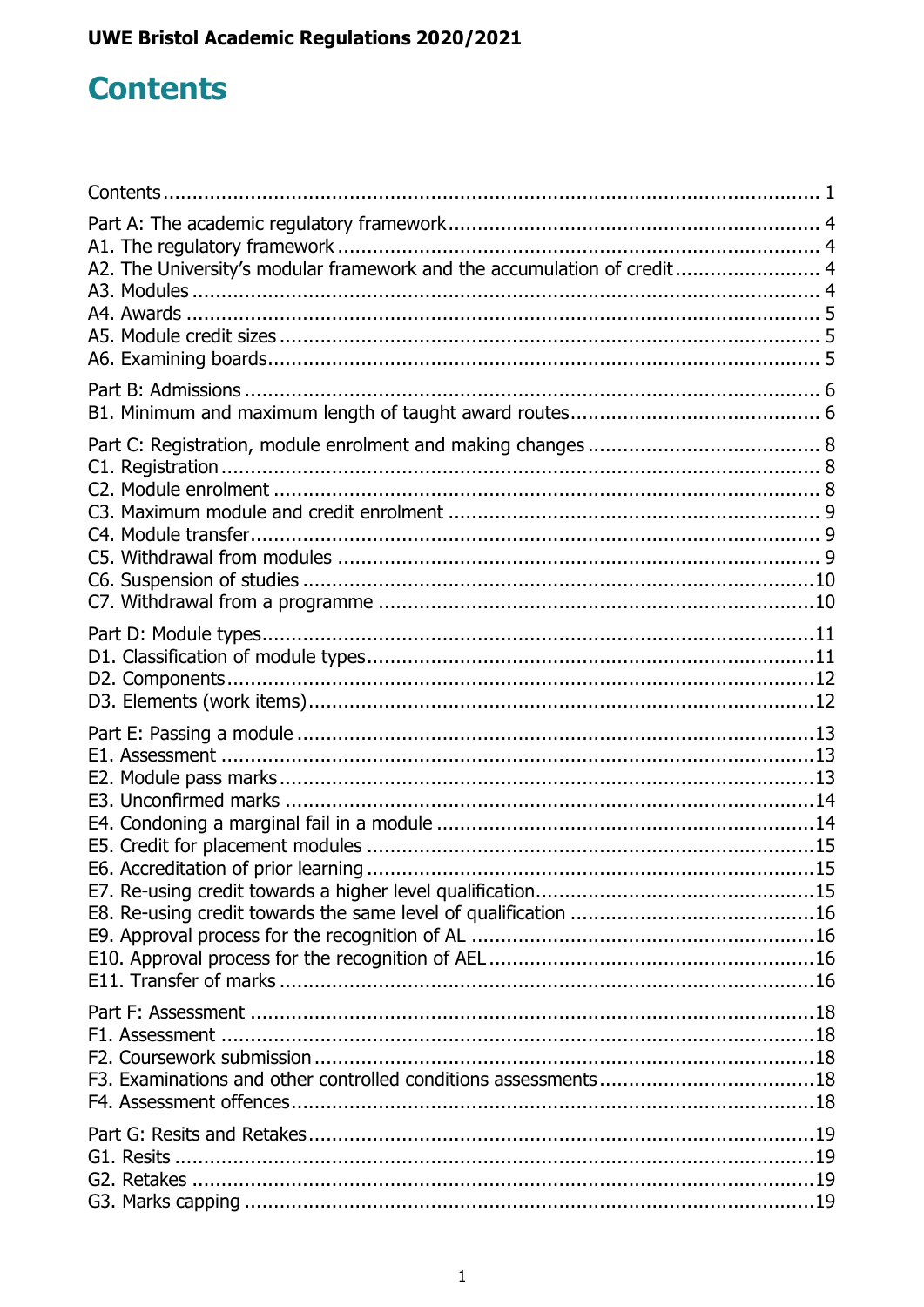# Contents

Contents ........ 1

Part A: The academic regulatory framework ........ 4
A1. The regulatory framework ........ 4
A2. The University's modular framework and the accumulation of credit ........ 4
A3. Modules ........ 4
A4. Awards ........ 5
A5. Module credit sizes ........ 5
A6. Examining boards ........ 5

Part B: Admissions ........ 6
B1. Minimum and maximum length of taught award routes ........ 6

Part C: Registration, module enrolment and making changes ........ 8
C1. Registration ........ 8
C2. Module enrolment ........ 8
C3. Maximum module and credit enrolment ........ 9
C4. Module transfer ........ 9
C5. Withdrawal from modules ........ 9
C6. Suspension of studies ........ 10
C7. Withdrawal from a programme ........ 10

Part D: Module types ........ 11
D1. Classification of module types ........ 11
D2. Components ........ 12
D3. Elements (work items) ........ 12

Part E: Passing a module ........ 13
E1. Assessment ........ 13
E2. Module pass marks ........ 13
E3. Unconfirmed marks ........ 14
E4. Condoning a marginal fail in a module ........ 14
E5. Credit for placement modules ........ 15
E6. Accreditation of prior learning ........ 15
E7. Re-using credit towards a higher level qualification ........ 15
E8. Re-using credit towards the same level of qualification ........ 16
E9. Approval process for the recognition of AL ........ 16
E10. Approval process for the recognition of AEL ........ 16
E11. Transfer of marks ........ 16

Part F: Assessment ........ 18
F1. Assessment ........ 18
F2. Coursework submission ........ 18
F3. Examinations and other controlled conditions assessments ........ 18
F4. Assessment offences ........ 18

Part G: Resits and Retakes ........ 19
G1. Resits ........ 19
G2. Retakes ........ 19
G3. Marks capping ........ 19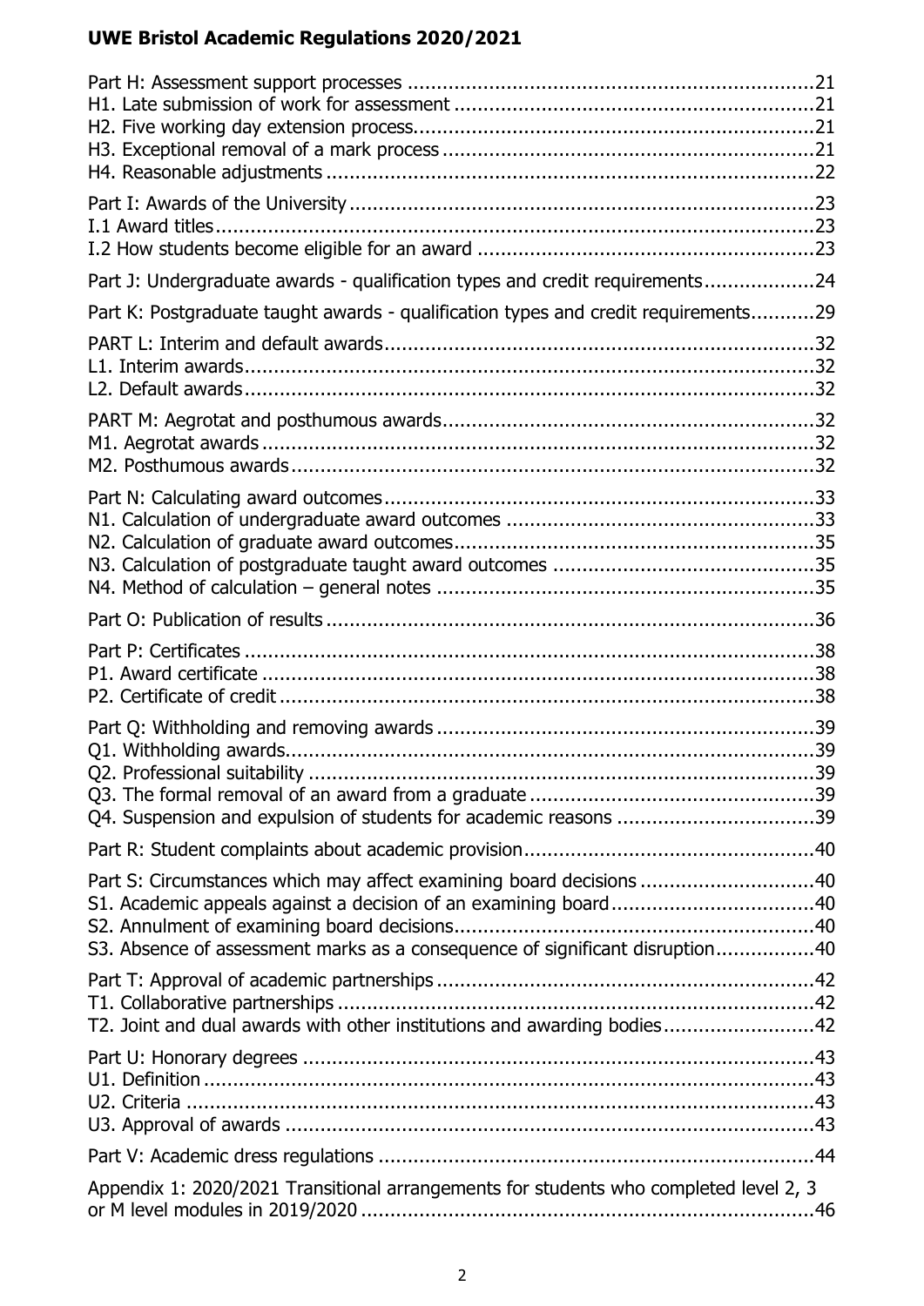Part H: Assessment support processes ......................................................................21
H1. Late submission of work for assessment ..............................................................21
H2. Five working day extension process.....................................................................21
H3. Exceptional removal of a mark process .................................................................21
H4. Reasonable adjustments .......................................................................................22

Part I: Awards of the University ...................................................................................23
I.1 Award titles............................................................................................................23
I.2 How students become eligible for an award ...........................................................23

Part J: Undergraduate awards - qualification types and credit requirements...................24

Part K: Postgraduate taught awards - qualification types and credit requirements...........29

PART L: Interim and default awards...............................................................................32
L1. Interim awards......................................................................................................32
L2. Default awards......................................................................................................32

PART M: Aegrotat and posthumous awards....................................................................32
M1. Aegrotat awards ...................................................................................................32
M2. Posthumous awards..............................................................................................32

Part N: Calculating award outcomes...............................................................................33
N1. Calculation of undergraduate award outcomes .......................................................33
N2. Calculation of graduate award outcomes................................................................35
N3. Calculation of postgraduate taught award outcomes ..............................................35
N4. Method of calculation – general notes ..................................................................35

Part O: Publication of results .........................................................................................36

Part P: Certificates .......................................................................................................38
P1. Award certificate ...................................................................................................38
P2. Certificate of credit ................................................................................................38

Part Q: Withholding and removing awards ......................................................................39
Q1. Withholding awards...............................................................................................39
Q2. Professional suitability ...........................................................................................39
Q3. The formal removal of an award from a graduate ..................................................39
Q4. Suspension and expulsion of students for academic reasons ..................................39

Part R: Student complaints about academic provision......................................................40

Part S: Circumstances which may affect examining board decisions ................................40
S1. Academic appeals against a decision of an examining board...................................40
S2. Annulment of examining board decisions................................................................40
S3. Absence of assessment marks as a consequence of significant disruption.................40

Part T: Approval of academic partnerships ......................................................................42
T1. Collaborative partnerships .....................................................................................42
T2. Joint and dual awards with other institutions and awarding bodies...........................42

Part U: Honorary degrees ..............................................................................................43
U1. Definition .............................................................................................................43
U2. Criteria ................................................................................................................43
U3. Approval of awards ...............................................................................................43

Part V: Academic dress regulations ................................................................................44

Appendix 1: 2020/2021 Transitional arrangements for students who completed level 2, 3 or M level modules in 2019/2020 ...................................................................................46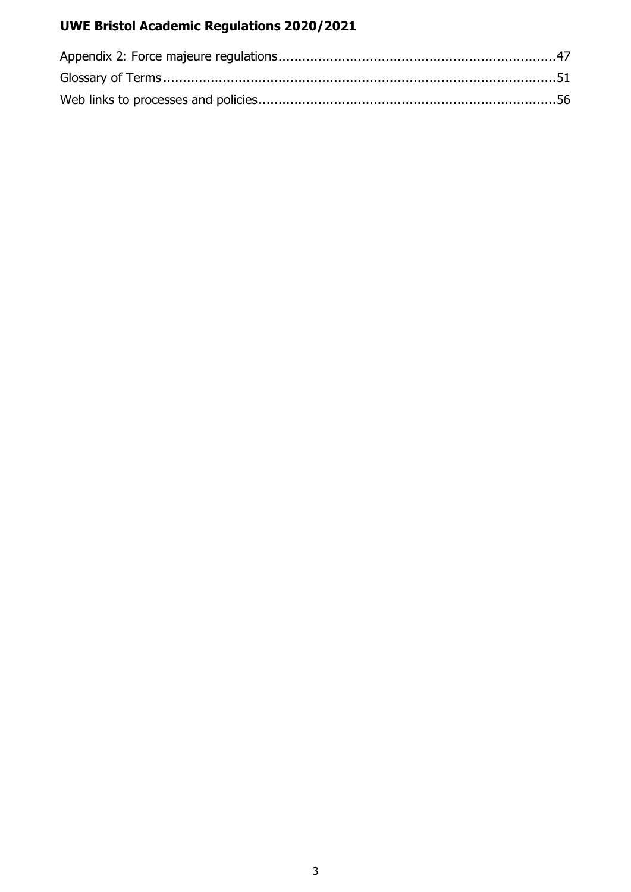Appendix 2: Force majeure regulations......47

Glossary of Terms......51

Web links to processes and policies......56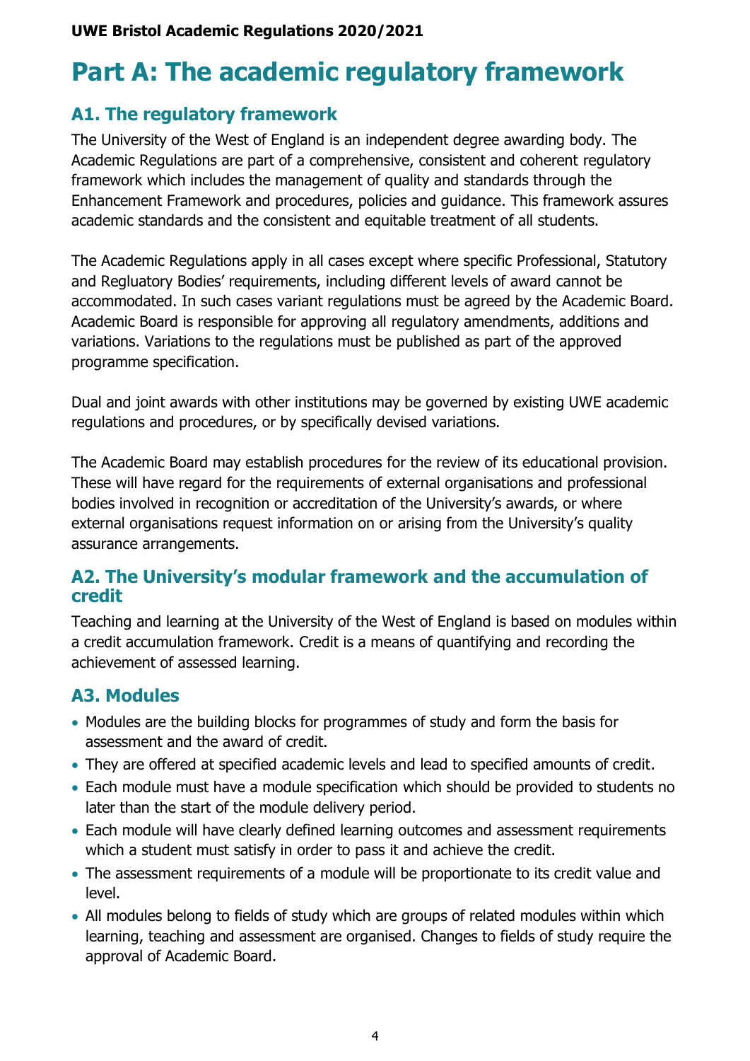# Part A: The academic regulatory framework

## A1. The regulatory framework

The University of the West of England is an independent degree awarding body. The Academic Regulations are part of a comprehensive, consistent and coherent regulatory framework which includes the management of quality and standards through the Enhancement Framework and procedures, policies and guidance. This framework assures academic standards and the consistent and equitable treatment of all students.

The Academic Regulations apply in all cases except where specific Professional, Statutory and Regluatory Bodies' requirements, including different levels of award cannot be accommodated. In such cases variant regulations must be agreed by the Academic Board. Academic Board is responsible for approving all regulatory amendments, additions and variations. Variations to the regulations must be published as part of the approved programme specification.

Dual and joint awards with other institutions may be governed by existing UWE academic regulations and procedures, or by specifically devised variations.

The Academic Board may establish procedures for the review of its educational provision. These will have regard for the requirements of external organisations and professional bodies involved in recognition or accreditation of the University's awards, or where external organisations request information on or arising from the University's quality assurance arrangements.

## A2. The University's modular framework and the accumulation of credit

Teaching and learning at the University of the West of England is based on modules within a credit accumulation framework. Credit is a means of quantifying and recording the achievement of assessed learning.

## A3. Modules

- Modules are the building blocks for programmes of study and form the basis for assessment and the award of credit.
- They are offered at specified academic levels and lead to specified amounts of credit.
- Each module must have a module specification which should be provided to students no later than the start of the module delivery period.
- Each module will have clearly defined learning outcomes and assessment requirements which a student must satisfy in order to pass it and achieve the credit.
- The assessment requirements of a module will be proportionate to its credit value and level.
- All modules belong to fields of study which are groups of related modules within which learning, teaching and assessment are organised. Changes to fields of study require the approval of Academic Board.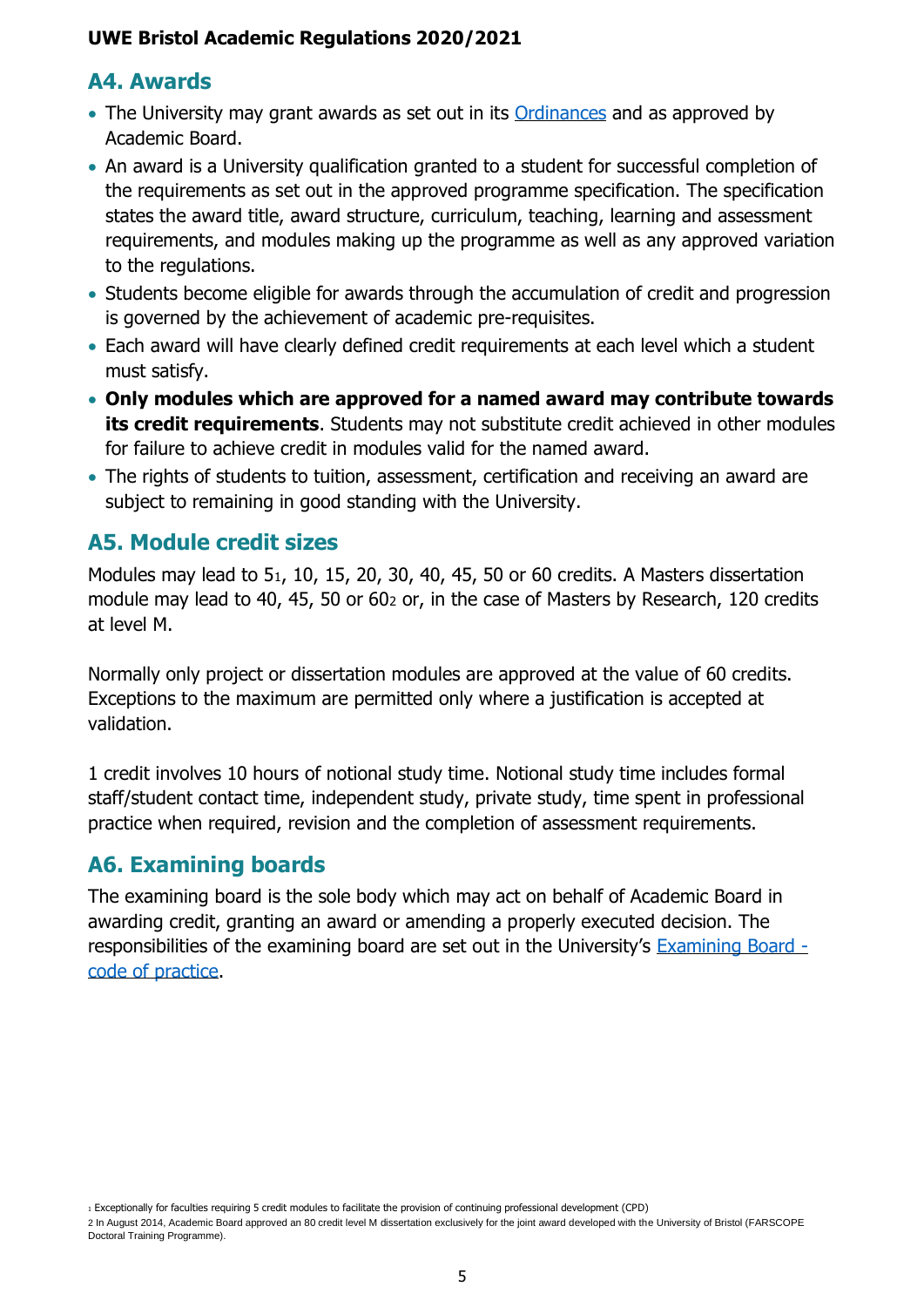## A4. Awards

- The University may grant awards as set out in its Ordinances and as approved by Academic Board.
- An award is a University qualification granted to a student for successful completion of the requirements as set out in the approved programme specification. The specification states the award title, award structure, curriculum, teaching, learning and assessment requirements, and modules making up the programme as well as any approved variation to the regulations.
- Students become eligible for awards through the accumulation of credit and progression is governed by the achievement of academic pre-requisites.
- Each award will have clearly defined credit requirements at each level which a student must satisfy.
- **Only modules which are approved for a named award may contribute towards its credit requirements**. Students may not substitute credit achieved in other modules for failure to achieve credit in modules valid for the named award.
- The rights of students to tuition, assessment, certification and receiving an award are subject to remaining in good standing with the University.

## A5. Module credit sizes

Modules may lead to 5[1], 10, 15, 20, 30, 40, 45, 50 or 60 credits. A Masters dissertation module may lead to 40, 45, 50 or 60[2] or, in the case of Masters by Research, 120 credits at level M.

Normally only project or dissertation modules are approved at the value of 60 credits. Exceptions to the maximum are permitted only where a justification is accepted at validation.

1 credit involves 10 hours of notional study time. Notional study time includes formal staff/student contact time, independent study, private study, time spent in professional practice when required, revision and the completion of assessment requirements.

## A6. Examining boards

The examining board is the sole body which may act on behalf of Academic Board in awarding credit, granting an award or amending a properly executed decision. The responsibilities of the examining board are set out in the University's Examining Board - code of practice.

[1] Exceptionally for faculties requiring 5 credit modules to facilitate the provision of continuing professional development (CPD)

[2] In August 2014, Academic Board approved an 80 credit level M dissertation exclusively for the joint award developed with the University of Bristol (FARSCOPE Doctoral Training Programme).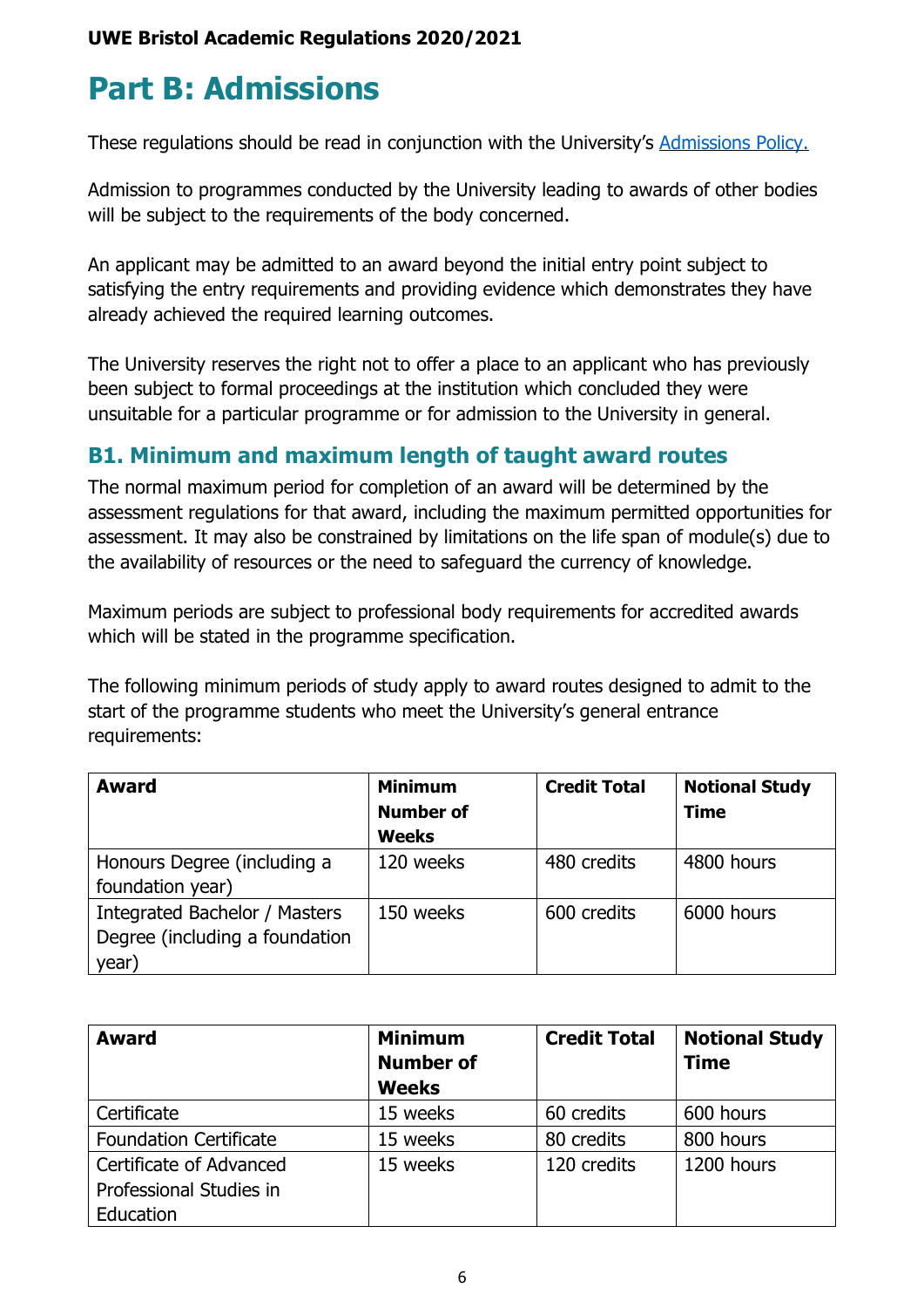# Part B: Admissions

These regulations should be read in conjunction with the University's [Admissions Policy.](Admissions Policy.)

Admission to programmes conducted by the University leading to awards of other bodies will be subject to the requirements of the body concerned.

An applicant may be admitted to an award beyond the initial entry point subject to satisfying the entry requirements and providing evidence which demonstrates they have already achieved the required learning outcomes.

The University reserves the right not to offer a place to an applicant who has previously been subject to formal proceedings at the institution which concluded they were unsuitable for a particular programme or for admission to the University in general.

## B1. Minimum and maximum length of taught award routes

The normal maximum period for completion of an award will be determined by the assessment regulations for that award, including the maximum permitted opportunities for assessment. It may also be constrained by limitations on the life span of module(s) due to the availability of resources or the need to safeguard the currency of knowledge.

Maximum periods are subject to professional body requirements for accredited awards which will be stated in the programme specification.

The following minimum periods of study apply to award routes designed to admit to the start of the programme students who meet the University's general entrance requirements:

| Award | Minimum Number of Weeks | Credit Total | Notional Study Time |
|---|---|---|---|
| Honours Degree (including a foundation year) | 120 weeks | 480 credits | 4800 hours |
| Integrated Bachelor / Masters Degree (including a foundation year) | 150 weeks | 600 credits | 6000 hours |

| Award | Minimum Number of Weeks | Credit Total | Notional Study Time |
|---|---|---|---|
| Certificate | 15 weeks | 60 credits | 600 hours |
| Foundation Certificate | 15 weeks | 80 credits | 800 hours |
| Certificate of Advanced Professional Studies in Education | 15 weeks | 120 credits | 1200 hours |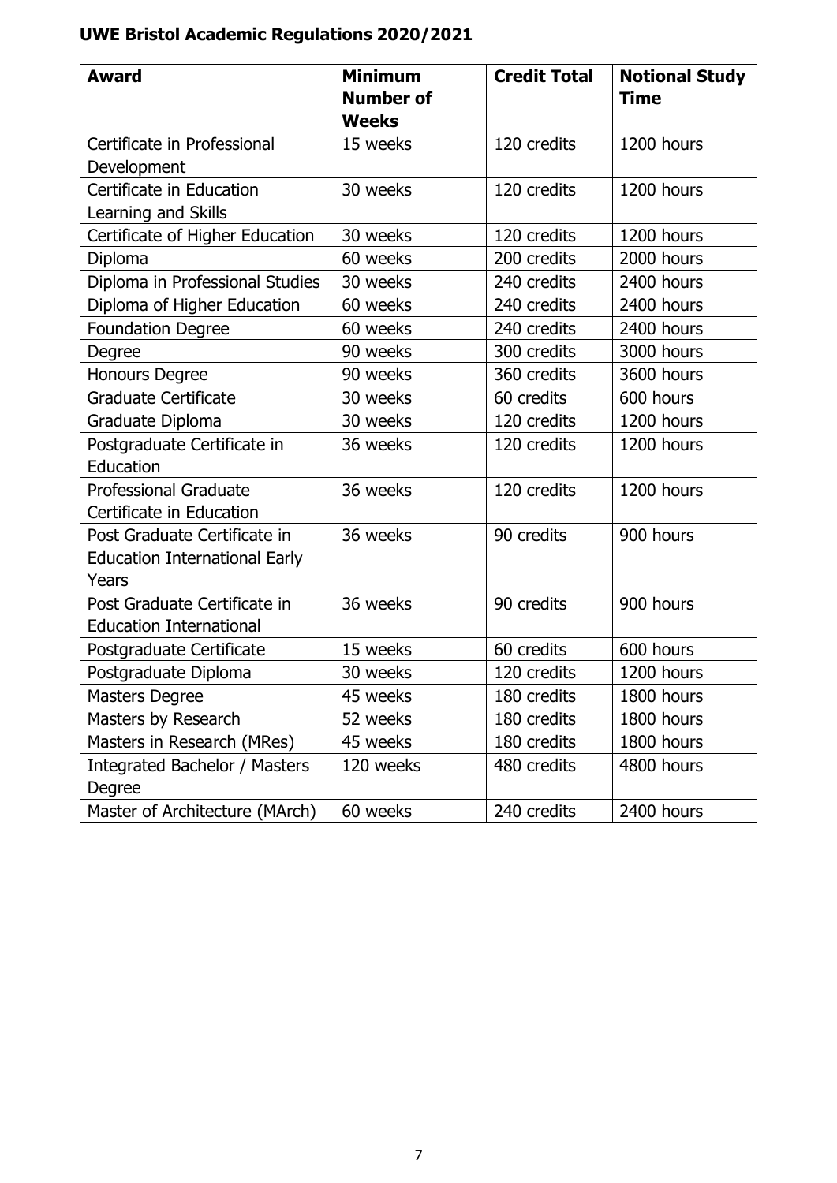| Award | Minimum Number of Weeks | Credit Total | Notional Study Time |
|---|---|---|---|
| Certificate in Professional Development | 15 weeks | 120 credits | 1200 hours |
| Certificate in Education Learning and Skills | 30 weeks | 120 credits | 1200 hours |
| Certificate of Higher Education | 30 weeks | 120 credits | 1200 hours |
| Diploma | 60 weeks | 200 credits | 2000 hours |
| Diploma in Professional Studies | 30 weeks | 240 credits | 2400 hours |
| Diploma of Higher Education | 60 weeks | 240 credits | 2400 hours |
| Foundation Degree | 60 weeks | 240 credits | 2400 hours |
| Degree | 90 weeks | 300 credits | 3000 hours |
| Honours Degree | 90 weeks | 360 credits | 3600 hours |
| Graduate Certificate | 30 weeks | 60 credits | 600 hours |
| Graduate Diploma | 30 weeks | 120 credits | 1200 hours |
| Postgraduate Certificate in Education | 36 weeks | 120 credits | 1200 hours |
| Professional Graduate Certificate in Education | 36 weeks | 120 credits | 1200 hours |
| Post Graduate Certificate in Education International Early Years | 36 weeks | 90 credits | 900 hours |
| Post Graduate Certificate in Education International | 36 weeks | 90 credits | 900 hours |
| Postgraduate Certificate | 15 weeks | 60 credits | 600 hours |
| Postgraduate Diploma | 30 weeks | 120 credits | 1200 hours |
| Masters Degree | 45 weeks | 180 credits | 1800 hours |
| Masters by Research | 52 weeks | 180 credits | 1800 hours |
| Masters in Research (MRes) | 45 weeks | 180 credits | 1800 hours |
| Integrated Bachelor / Masters Degree | 120 weeks | 480 credits | 4800 hours |
| Master of Architecture (MArch) | 60 weeks | 240 credits | 2400 hours |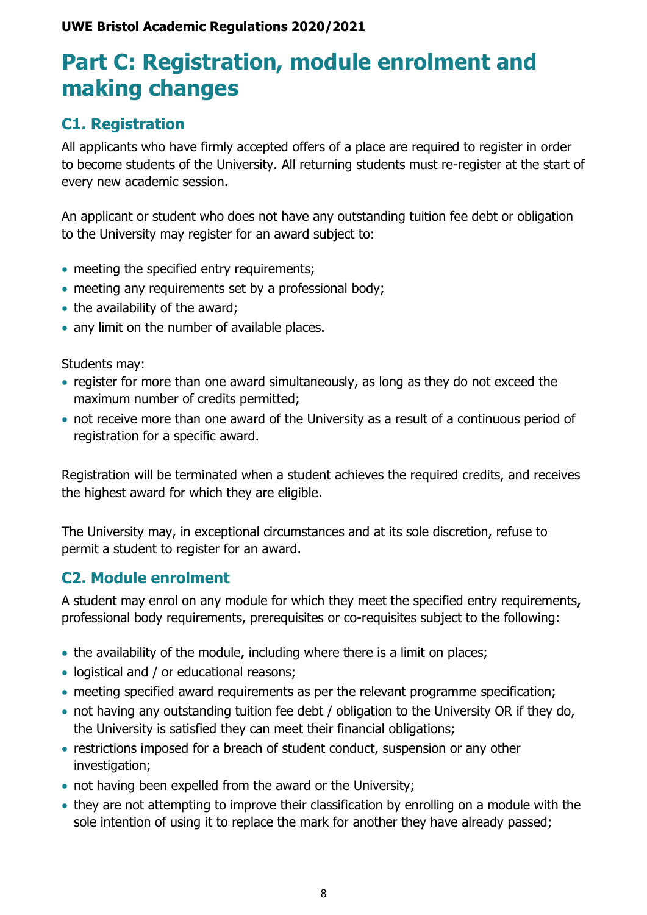# Part C: Registration, module enrolment and making changes

## C1. Registration

All applicants who have firmly accepted offers of a place are required to register in order to become students of the University. All returning students must re-register at the start of every new academic session.

An applicant or student who does not have any outstanding tuition fee debt or obligation to the University may register for an award subject to:

- meeting the specified entry requirements;
- meeting any requirements set by a professional body;
- the availability of the award;
- any limit on the number of available places.

Students may:

- register for more than one award simultaneously, as long as they do not exceed the maximum number of credits permitted;
- not receive more than one award of the University as a result of a continuous period of registration for a specific award.

Registration will be terminated when a student achieves the required credits, and receives the highest award for which they are eligible.

The University may, in exceptional circumstances and at its sole discretion, refuse to permit a student to register for an award.

## C2. Module enrolment

A student may enrol on any module for which they meet the specified entry requirements, professional body requirements, prerequisites or co-requisites subject to the following:

- the availability of the module, including where there is a limit on places;
- logistical and / or educational reasons;
- meeting specified award requirements as per the relevant programme specification;
- not having any outstanding tuition fee debt / obligation to the University OR if they do, the University is satisfied they can meet their financial obligations;
- restrictions imposed for a breach of student conduct, suspension or any other investigation;
- not having been expelled from the award or the University;
- they are not attempting to improve their classification by enrolling on a module with the sole intention of using it to replace the mark for another they have already passed;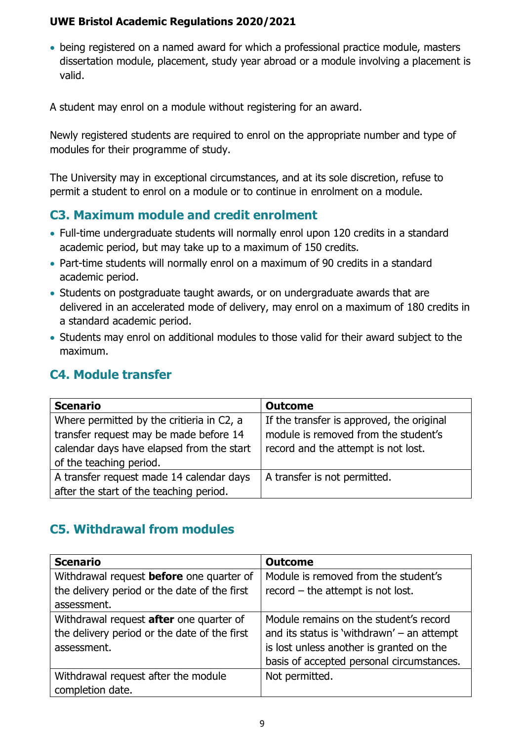- being registered on a named award for which a professional practice module, masters dissertation module, placement, study year abroad or a module involving a placement is valid.

A student may enrol on a module without registering for an award.

Newly registered students are required to enrol on the appropriate number and type of modules for their programme of study.

The University may in exceptional circumstances, and at its sole discretion, refuse to permit a student to enrol on a module or to continue in enrolment on a module.

## C3. Maximum module and credit enrolment

- Full-time undergraduate students will normally enrol upon 120 credits in a standard academic period, but may take up to a maximum of 150 credits.
- Part-time students will normally enrol on a maximum of 90 credits in a standard academic period.
- Students on postgraduate taught awards, or on undergraduate awards that are delivered in an accelerated mode of delivery, may enrol on a maximum of 180 credits in a standard academic period.
- Students may enrol on additional modules to those valid for their award subject to the maximum.

## C4. Module transfer

| Scenario | Outcome |
|---|---|
| Where permitted by the critieria in C2, a transfer request may be made before 14 calendar days have elapsed from the start of the teaching period. | If the transfer is approved, the original module is removed from the student's record and the attempt is not lost. |
| A transfer request made 14 calendar days after the start of the teaching period. | A transfer is not permitted. |

## C5. Withdrawal from modules

| Scenario | Outcome |
|---|---|
| Withdrawal request **before** one quarter of the delivery period or the date of the first assessment. | Module is removed from the student's record – the attempt is not lost. |
| Withdrawal request **after** one quarter of the delivery period or the date of the first assessment. | Module remains on the student's record and its status is 'withdrawn' – an attempt is lost unless another is granted on the basis of accepted personal circumstances. |
| Withdrawal request after the module completion date. | Not permitted. |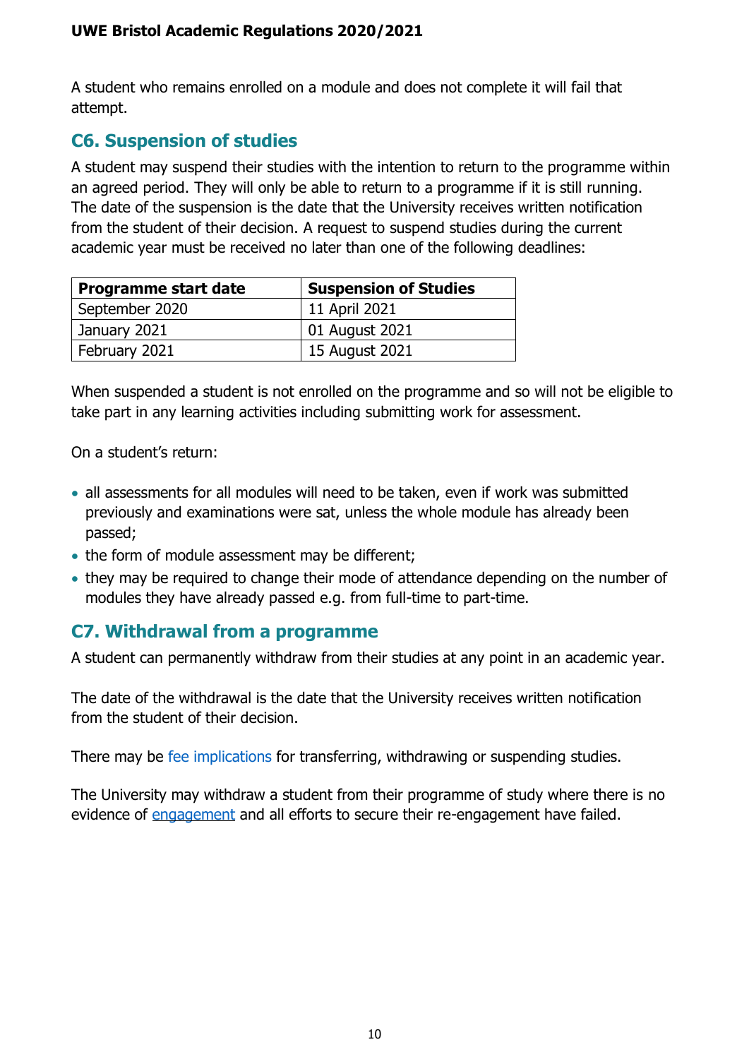A student who remains enrolled on a module and does not complete it will fail that attempt.

## C6. Suspension of studies

A student may suspend their studies with the intention to return to the programme within an agreed period. They will only be able to return to a programme if it is still running. The date of the suspension is the date that the University receives written notification from the student of their decision. A request to suspend studies during the current academic year must be received no later than one of the following deadlines:

| Programme start date | Suspension of Studies |
| --- | --- |
| September 2020 | 11 April 2021 |
| January 2021 | 01 August 2021 |
| February 2021 | 15 August 2021 |

When suspended a student is not enrolled on the programme and so will not be eligible to take part in any learning activities including submitting work for assessment.

On a student's return:

- all assessments for all modules will need to be taken, even if work was submitted previously and examinations were sat, unless the whole module has already been passed;
- the form of module assessment may be different;
- they may be required to change their mode of attendance depending on the number of modules they have already passed e.g. from full-time to part-time.

## C7. Withdrawal from a programme

A student can permanently withdraw from their studies at any point in an academic year.

The date of the withdrawal is the date that the University receives written notification from the student of their decision.

There may be fee implications for transferring, withdrawing or suspending studies.

The University may withdraw a student from their programme of study where there is no evidence of engagement and all efforts to secure their re-engagement have failed.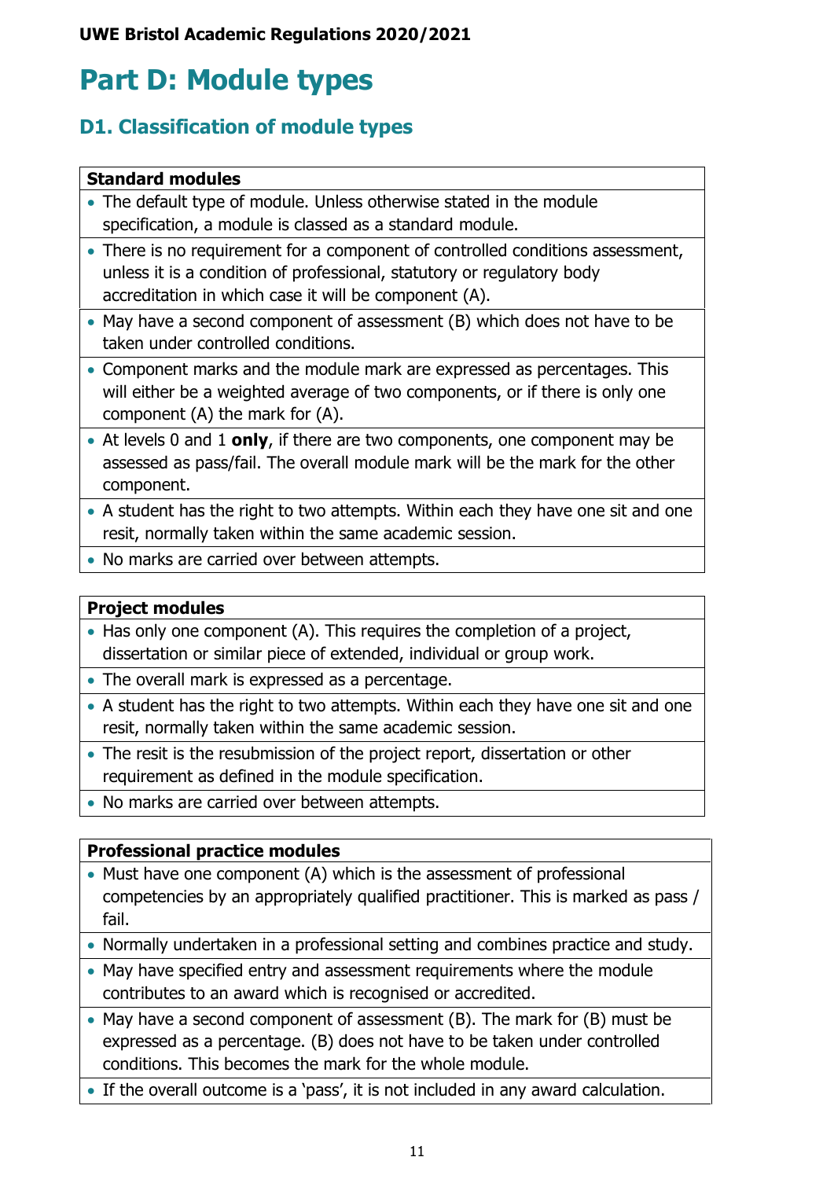# Part D: Module types

## D1. Classification of module types

| Standard modules |
|---|
| • The default type of module. Unless otherwise stated in the module specification, a module is classed as a standard module. |
| • There is no requirement for a component of controlled conditions assessment, unless it is a condition of professional, statutory or regulatory body accreditation in which case it will be component (A). |
| • May have a second component of assessment (B) which does not have to be taken under controlled conditions. |
| • Component marks and the module mark are expressed as percentages. This will either be a weighted average of two components, or if there is only one component (A) the mark for (A). |
| • At levels 0 and 1 **only**, if there are two components, one component may be assessed as pass/fail. The overall module mark will be the mark for the other component. |
| • A student has the right to two attempts. Within each they have one sit and one resit, normally taken within the same academic session. |
| • No marks are carried over between attempts. |

| Project modules |
|---|
| • Has only one component (A). This requires the completion of a project, dissertation or similar piece of extended, individual or group work. |
| • The overall mark is expressed as a percentage. |
| • A student has the right to two attempts. Within each they have one sit and one resit, normally taken within the same academic session. |
| • The resit is the resubmission of the project report, dissertation or other requirement as defined in the module specification. |
| • No marks are carried over between attempts. |

| Professional practice modules |
|---|
| • Must have one component (A) which is the assessment of professional competencies by an appropriately qualified practitioner. This is marked as pass / fail. |
| • Normally undertaken in a professional setting and combines practice and study. |
| • May have specified entry and assessment requirements where the module contributes to an award which is recognised or accredited. |
| • May have a second component of assessment (B). The mark for (B) must be expressed as a percentage. (B) does not have to be taken under controlled conditions. This becomes the mark for the whole module. |
| • If the overall outcome is a 'pass', it is not included in any award calculation. |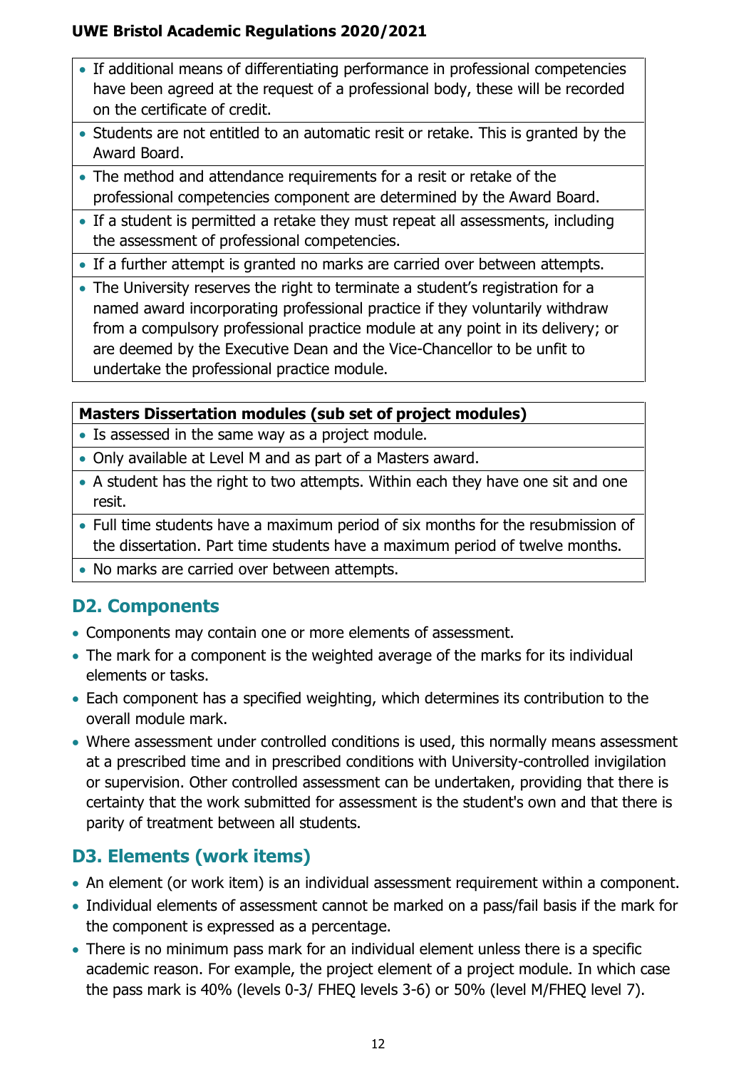| |
|---|
| • If additional means of differentiating performance in professional competencies have been agreed at the request of a professional body, these will be recorded on the certificate of credit. |
| • Students are not entitled to an automatic resit or retake. This is granted by the Award Board. |
| • The method and attendance requirements for a resit or retake of the professional competencies component are determined by the Award Board. |
| • If a student is permitted a retake they must repeat all assessments, including the assessment of professional competencies. |
| • If a further attempt is granted no marks are carried over between attempts. |
| • The University reserves the right to terminate a student's registration for a named award incorporating professional practice if they voluntarily withdraw from a compulsory professional practice module at any point in its delivery; or are deemed by the Executive Dean and the Vice-Chancellor to be unfit to undertake the professional practice module. |

| **Masters Dissertation modules (sub set of project modules)** |
|---|
| • Is assessed in the same way as a project module. |
| • Only available at Level M and as part of a Masters award. |
| • A student has the right to two attempts. Within each they have one sit and one resit. |
| • Full time students have a maximum period of six months for the resubmission of the dissertation. Part time students have a maximum period of twelve months. |
| • No marks are carried over between attempts. |

## D2. Components

- Components may contain one or more elements of assessment.
- The mark for a component is the weighted average of the marks for its individual elements or tasks.
- Each component has a specified weighting, which determines its contribution to the overall module mark.
- Where assessment under controlled conditions is used, this normally means assessment at a prescribed time and in prescribed conditions with University-controlled invigilation or supervision. Other controlled assessment can be undertaken, providing that there is certainty that the work submitted for assessment is the student's own and that there is parity of treatment between all students.

## D3. Elements (work items)

- An element (or work item) is an individual assessment requirement within a component.
- Individual elements of assessment cannot be marked on a pass/fail basis if the mark for the component is expressed as a percentage.
- There is no minimum pass mark for an individual element unless there is a specific academic reason. For example, the project element of a project module. In which case the pass mark is 40% (levels 0-3/ FHEQ levels 3-6) or 50% (level M/FHEQ level 7).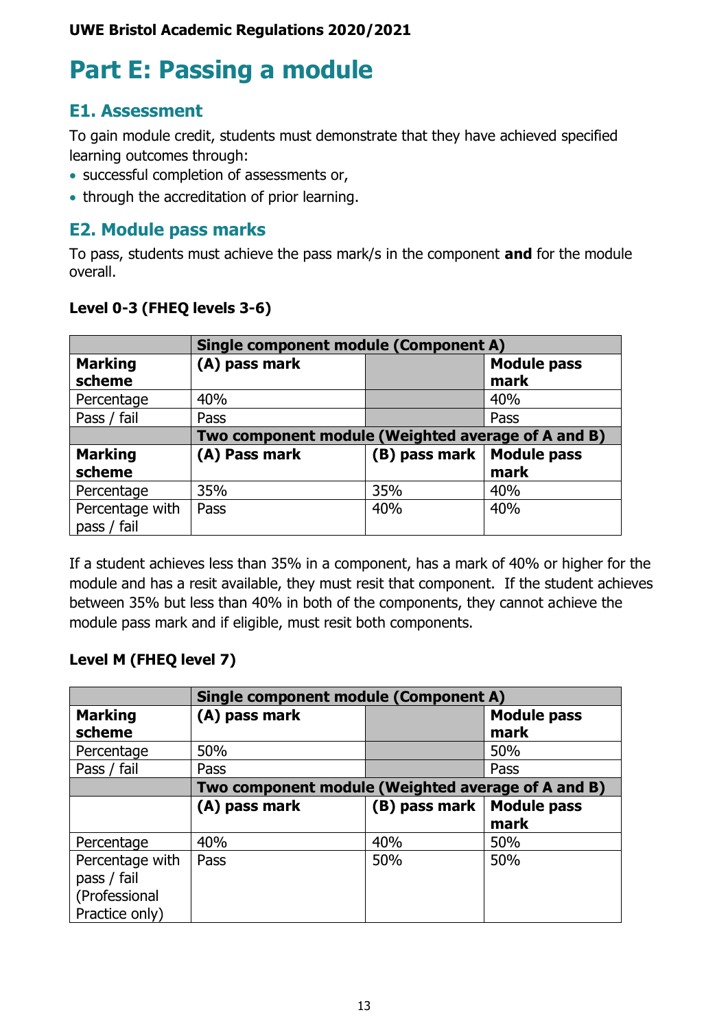# Part E: Passing a module

## E1. Assessment

To gain module credit, students must demonstrate that they have achieved specified learning outcomes through:

- successful completion of assessments or,
- through the accreditation of prior learning.

## E2. Module pass marks

To pass, students must achieve the pass mark/s in the component **and** for the module overall.

### Level 0-3 (FHEQ levels 3-6)

| | **Single component module (Component A)** | | |
|---|---|---|---|
| **Marking scheme** | **(A) pass mark** | | **Module pass mark** |
| Percentage | 40% | | 40% |
| Pass / fail | Pass | | Pass |
| | **Two component module (Weighted average of A and B)** | | |
| **Marking scheme** | **(A) Pass mark** | **(B) pass mark** | **Module pass mark** |
| Percentage | 35% | 35% | 40% |
| Percentage with pass / fail | Pass | 40% | 40% |

If a student achieves less than 35% in a component, has a mark of 40% or higher for the module and has a resit available, they must resit that component. If the student achieves between 35% but less than 40% in both of the components, they cannot achieve the module pass mark and if eligible, must resit both components.

### Level M (FHEQ level 7)

| | **Single component module (Component A)** | | |
|---|---|---|---|
| **Marking scheme** | **(A) pass mark** | | **Module pass mark** |
| Percentage | 50% | | 50% |
| Pass / fail | Pass | | Pass |
| | **Two component module (Weighted average of A and B)** | | |
| | **(A) pass mark** | **(B) pass mark** | **Module pass mark** |
| Percentage | 40% | 40% | 50% |
| Percentage with pass / fail (Professional Practice only) | Pass | 50% | 50% |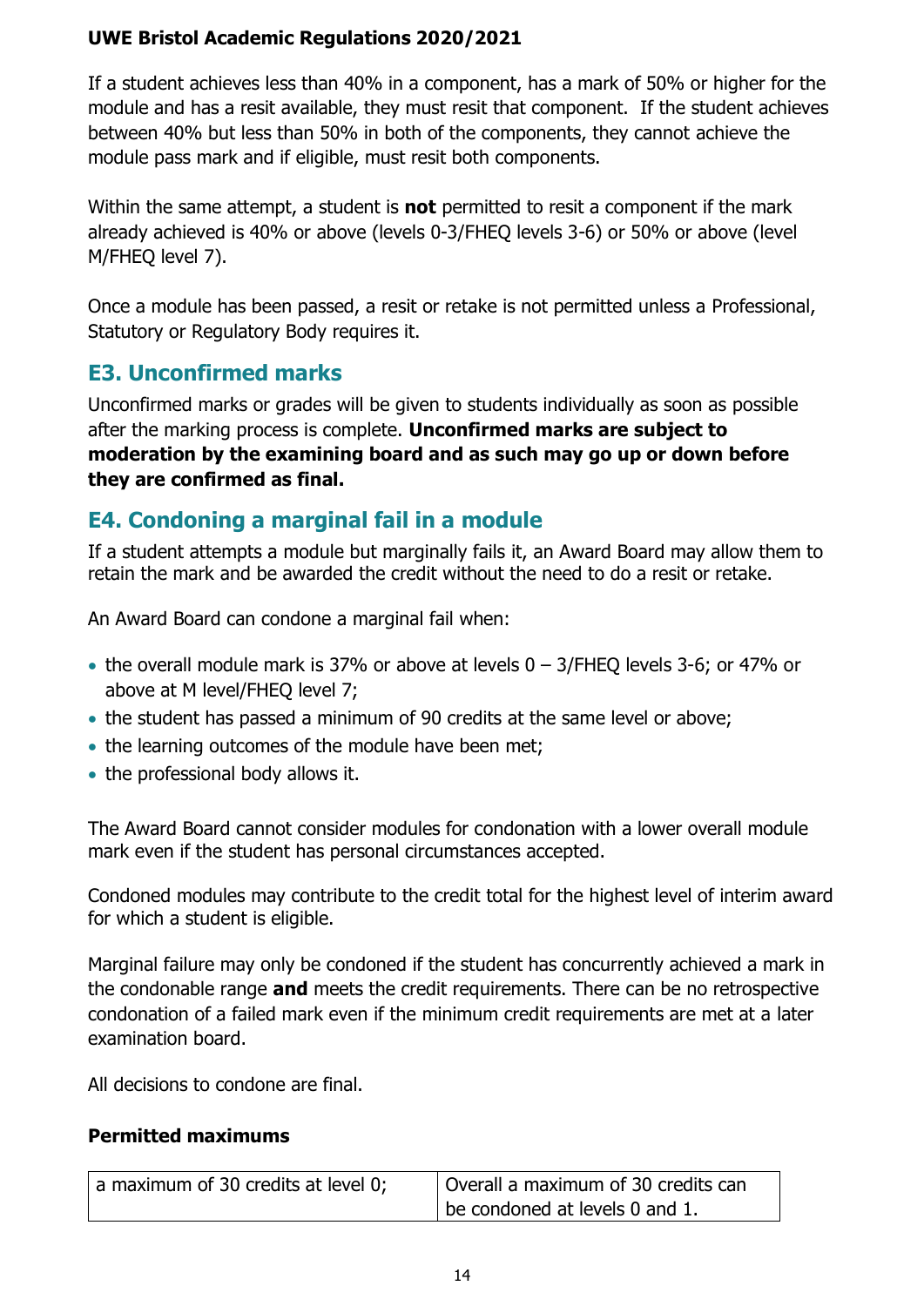If a student achieves less than 40% in a component, has a mark of 50% or higher for the module and has a resit available, they must resit that component. If the student achieves between 40% but less than 50% in both of the components, they cannot achieve the module pass mark and if eligible, must resit both components.

Within the same attempt, a student is **not** permitted to resit a component if the mark already achieved is 40% or above (levels 0-3/FHEQ levels 3-6) or 50% or above (level M/FHEQ level 7).

Once a module has been passed, a resit or retake is not permitted unless a Professional, Statutory or Regulatory Body requires it.

## E3. Unconfirmed marks

Unconfirmed marks or grades will be given to students individually as soon as possible after the marking process is complete. **Unconfirmed marks are subject to moderation by the examining board and as such may go up or down before they are confirmed as final.**

## E4. Condoning a marginal fail in a module

If a student attempts a module but marginally fails it, an Award Board may allow them to retain the mark and be awarded the credit without the need to do a resit or retake.

An Award Board can condone a marginal fail when:

- the overall module mark is 37% or above at levels 0 – 3/FHEQ levels 3-6; or 47% or above at M level/FHEQ level 7;
- the student has passed a minimum of 90 credits at the same level or above;
- the learning outcomes of the module have been met;
- the professional body allows it.

The Award Board cannot consider modules for condonation with a lower overall module mark even if the student has personal circumstances accepted.

Condoned modules may contribute to the credit total for the highest level of interim award for which a student is eligible.

Marginal failure may only be condoned if the student has concurrently achieved a mark in the condonable range **and** meets the credit requirements. There can be no retrospective condonation of a failed mark even if the minimum credit requirements are met at a later examination board.

All decisions to condone are final.

**Permitted maximums**

| a maximum of 30 credits at level 0; | Overall a maximum of 30 credits can be condoned at levels 0 and 1. |
|---|---|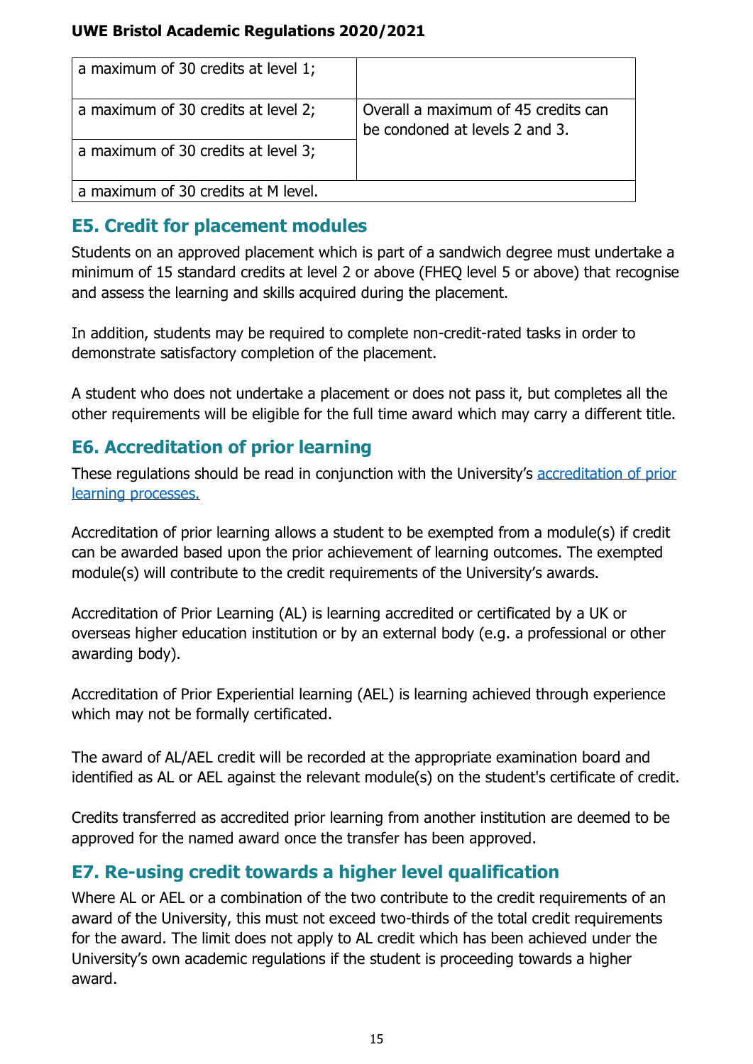| a maximum of 30 credits at level 1; | |
|---|---|
| a maximum of 30 credits at level 2; | Overall a maximum of 45 credits can be condoned at levels 2 and 3. |
| a maximum of 30 credits at level 3; | |
| a maximum of 30 credits at M level. | |

## E5. Credit for placement modules

Students on an approved placement which is part of a sandwich degree must undertake a minimum of 15 standard credits at level 2 or above (FHEQ level 5 or above) that recognise and assess the learning and skills acquired during the placement.

In addition, students may be required to complete non-credit-rated tasks in order to demonstrate satisfactory completion of the placement.

A student who does not undertake a placement or does not pass it, but completes all the other requirements will be eligible for the full time award which may carry a different title.

## E6. Accreditation of prior learning

These regulations should be read in conjunction with the University's accreditation of prior learning processes.

Accreditation of prior learning allows a student to be exempted from a module(s) if credit can be awarded based upon the prior achievement of learning outcomes. The exempted module(s) will contribute to the credit requirements of the University's awards.

Accreditation of Prior Learning (AL) is learning accredited or certificated by a UK or overseas higher education institution or by an external body (e.g. a professional or other awarding body).

Accreditation of Prior Experiential learning (AEL) is learning achieved through experience which may not be formally certificated.

The award of AL/AEL credit will be recorded at the appropriate examination board and identified as AL or AEL against the relevant module(s) on the student's certificate of credit.

Credits transferred as accredited prior learning from another institution are deemed to be approved for the named award once the transfer has been approved.

## E7. Re-using credit towards a higher level qualification

Where AL or AEL or a combination of the two contribute to the credit requirements of an award of the University, this must not exceed two-thirds of the total credit requirements for the award. The limit does not apply to AL credit which has been achieved under the University's own academic regulations if the student is proceeding towards a higher award.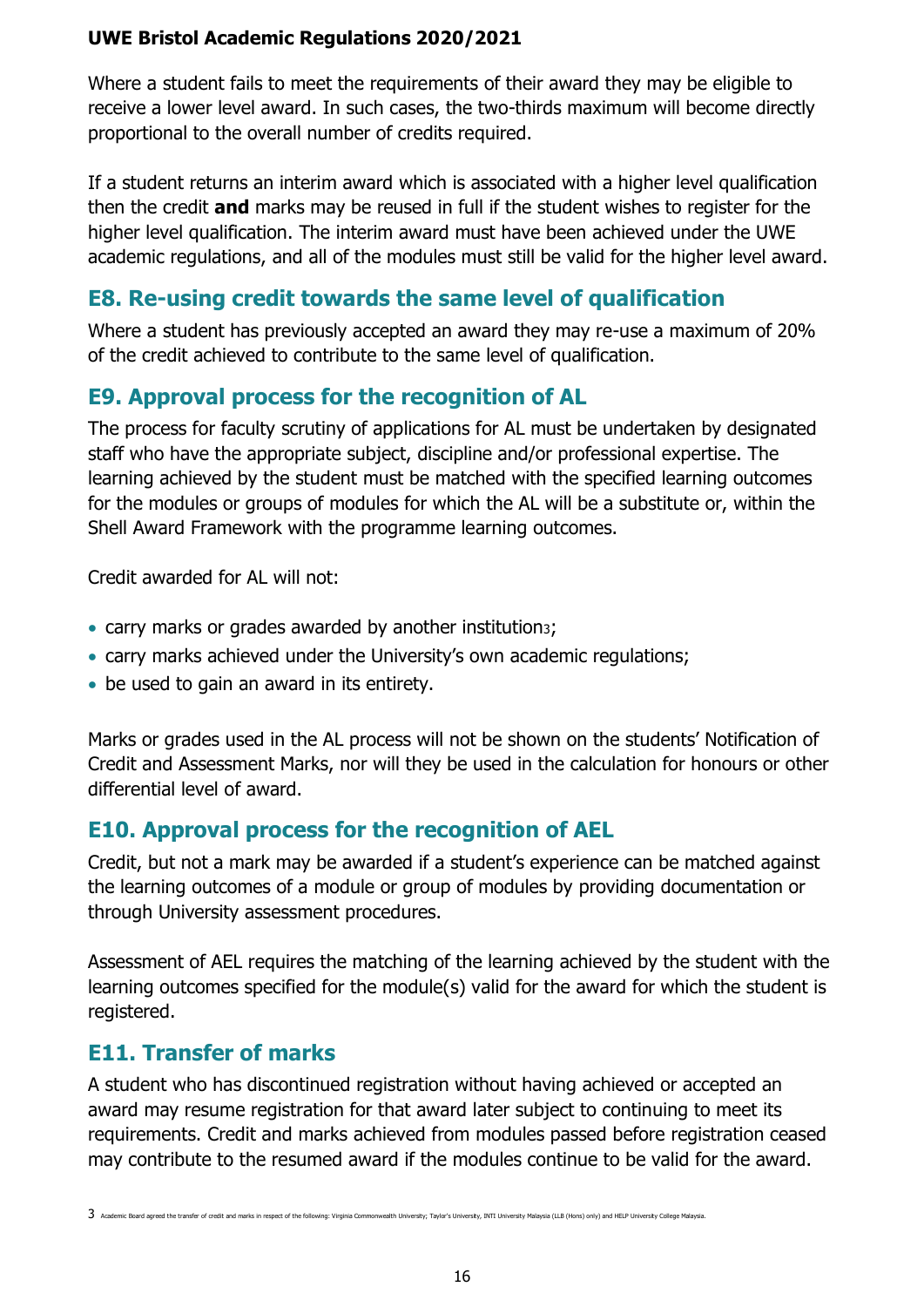Where a student fails to meet the requirements of their award they may be eligible to receive a lower level award. In such cases, the two-thirds maximum will become directly proportional to the overall number of credits required.

If a student returns an interim award which is associated with a higher level qualification then the credit **and** marks may be reused in full if the student wishes to register for the higher level qualification. The interim award must have been achieved under the UWE academic regulations, and all of the modules must still be valid for the higher level award.

## E8. Re-using credit towards the same level of qualification

Where a student has previously accepted an award they may re-use a maximum of 20% of the credit achieved to contribute to the same level of qualification.

## E9. Approval process for the recognition of AL

The process for faculty scrutiny of applications for AL must be undertaken by designated staff who have the appropriate subject, discipline and/or professional expertise. The learning achieved by the student must be matched with the specified learning outcomes for the modules or groups of modules for which the AL will be a substitute or, within the Shell Award Framework with the programme learning outcomes.

Credit awarded for AL will not:

- carry marks or grades awarded by another institution[3];
- carry marks achieved under the University's own academic regulations;
- be used to gain an award in its entirety.

Marks or grades used in the AL process will not be shown on the students' Notification of Credit and Assessment Marks, nor will they be used in the calculation for honours or other differential level of award.

## E10. Approval process for the recognition of AEL

Credit, but not a mark may be awarded if a student's experience can be matched against the learning outcomes of a module or group of modules by providing documentation or through University assessment procedures.

Assessment of AEL requires the matching of the learning achieved by the student with the learning outcomes specified for the module(s) valid for the award for which the student is registered.

## E11. Transfer of marks

A student who has discontinued registration without having achieved or accepted an award may resume registration for that award later subject to continuing to meet its requirements. Credit and marks achieved from modules passed before registration ceased may contribute to the resumed award if the modules continue to be valid for the award.

[3] Academic Board agreed the transfer of credit and marks in respect of the following: Virginia Commonwealth University; Taylor's University, INTI University Malaysia (LLB (Hons) only) and HELP University College Malaysia.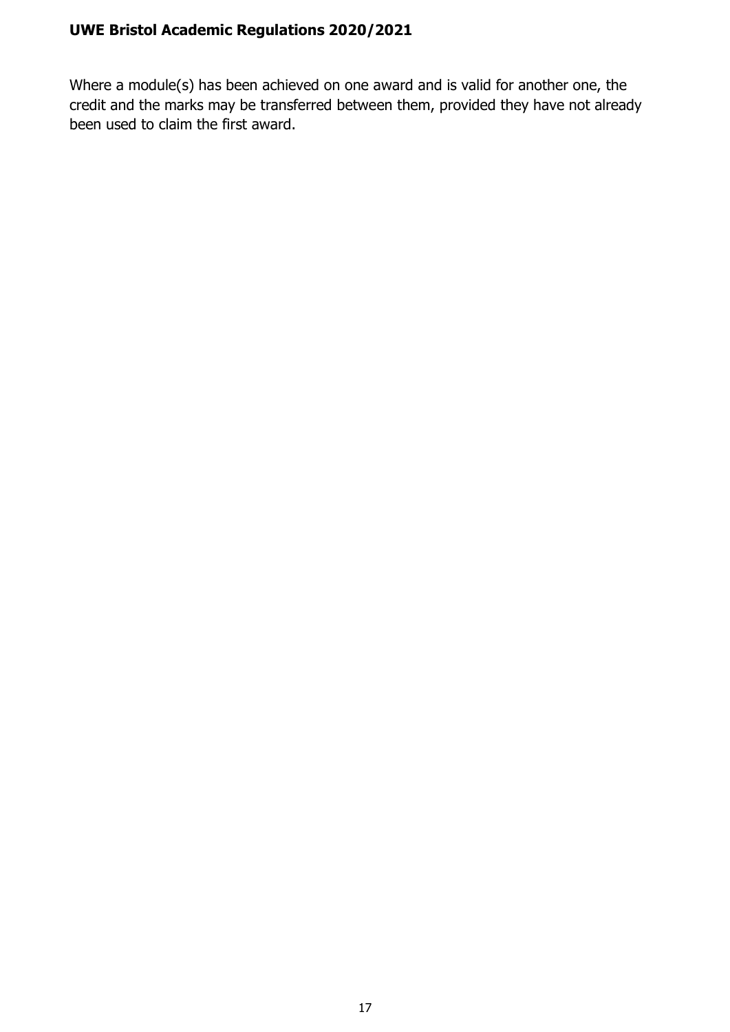Where a module(s) has been achieved on one award and is valid for another one, the credit and the marks may be transferred between them, provided they have not already been used to claim the first award.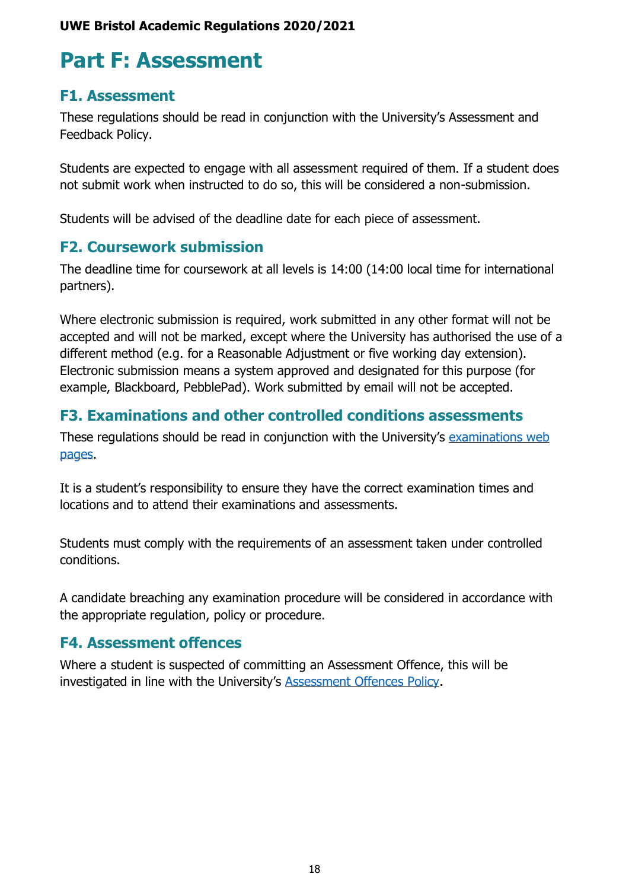# Part F: Assessment

## F1. Assessment

These regulations should be read in conjunction with the University's Assessment and Feedback Policy.

Students are expected to engage with all assessment required of them. If a student does not submit work when instructed to do so, this will be considered a non-submission.

Students will be advised of the deadline date for each piece of assessment.

## F2. Coursework submission

The deadline time for coursework at all levels is 14:00 (14:00 local time for international partners).

Where electronic submission is required, work submitted in any other format will not be accepted and will not be marked, except where the University has authorised the use of a different method (e.g. for a Reasonable Adjustment or five working day extension). Electronic submission means a system approved and designated for this purpose (for example, Blackboard, PebblePad). Work submitted by email will not be accepted.

## F3. Examinations and other controlled conditions assessments

These regulations should be read in conjunction with the University's examinations web pages.

It is a student's responsibility to ensure they have the correct examination times and locations and to attend their examinations and assessments.

Students must comply with the requirements of an assessment taken under controlled conditions.

A candidate breaching any examination procedure will be considered in accordance with the appropriate regulation, policy or procedure.

## F4. Assessment offences

Where a student is suspected of committing an Assessment Offence, this will be investigated in line with the University's Assessment Offences Policy.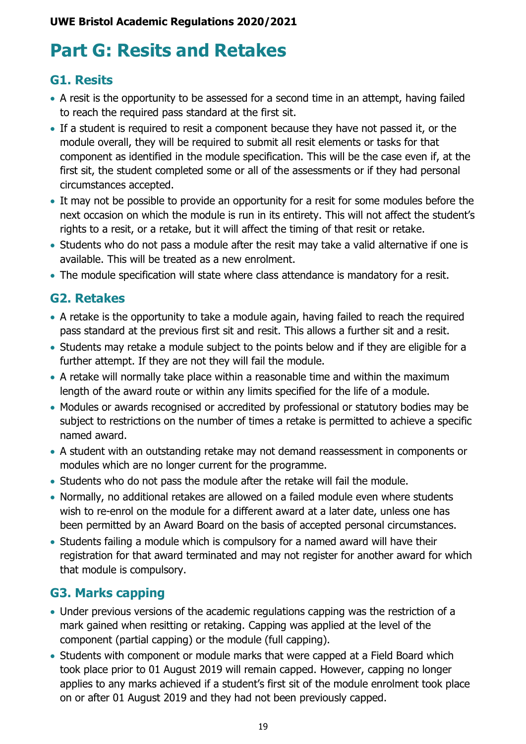# Part G: Resits and Retakes

## G1. Resits

- A resit is the opportunity to be assessed for a second time in an attempt, having failed to reach the required pass standard at the first sit.
- If a student is required to resit a component because they have not passed it, or the module overall, they will be required to submit all resit elements or tasks for that component as identified in the module specification. This will be the case even if, at the first sit, the student completed some or all of the assessments or if they had personal circumstances accepted.
- It may not be possible to provide an opportunity for a resit for some modules before the next occasion on which the module is run in its entirety. This will not affect the student's rights to a resit, or a retake, but it will affect the timing of that resit or retake.
- Students who do not pass a module after the resit may take a valid alternative if one is available. This will be treated as a new enrolment.
- The module specification will state where class attendance is mandatory for a resit.

## G2. Retakes

- A retake is the opportunity to take a module again, having failed to reach the required pass standard at the previous first sit and resit. This allows a further sit and a resit.
- Students may retake a module subject to the points below and if they are eligible for a further attempt. If they are not they will fail the module.
- A retake will normally take place within a reasonable time and within the maximum length of the award route or within any limits specified for the life of a module.
- Modules or awards recognised or accredited by professional or statutory bodies may be subject to restrictions on the number of times a retake is permitted to achieve a specific named award.
- A student with an outstanding retake may not demand reassessment in components or modules which are no longer current for the programme.
- Students who do not pass the module after the retake will fail the module.
- Normally, no additional retakes are allowed on a failed module even where students wish to re-enrol on the module for a different award at a later date, unless one has been permitted by an Award Board on the basis of accepted personal circumstances.
- Students failing a module which is compulsory for a named award will have their registration for that award terminated and may not register for another award for which that module is compulsory.

## G3. Marks capping

- Under previous versions of the academic regulations capping was the restriction of a mark gained when resitting or retaking. Capping was applied at the level of the component (partial capping) or the module (full capping).
- Students with component or module marks that were capped at a Field Board which took place prior to 01 August 2019 will remain capped. However, capping no longer applies to any marks achieved if a student's first sit of the module enrolment took place on or after 01 August 2019 and they had not been previously capped.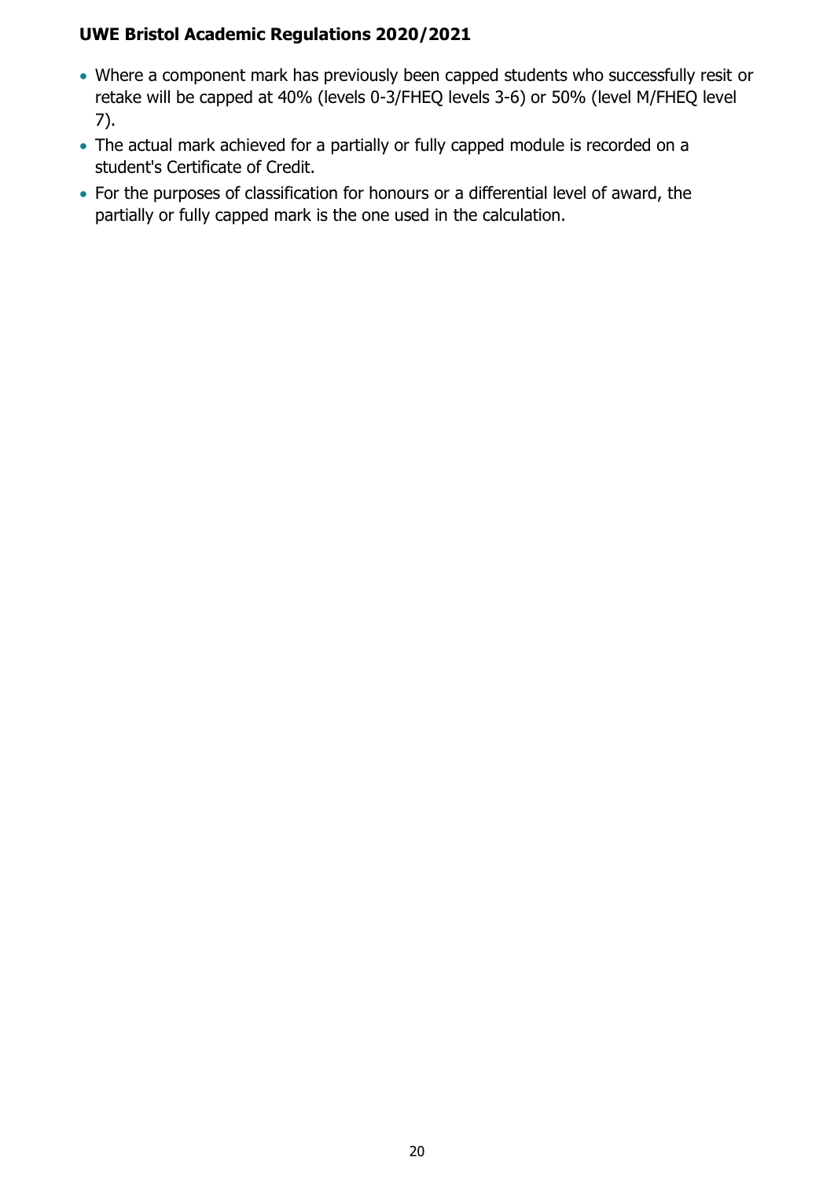- Where a component mark has previously been capped students who successfully resit or retake will be capped at 40% (levels 0-3/FHEQ levels 3-6) or 50% (level M/FHEQ level 7).
- The actual mark achieved for a partially or fully capped module is recorded on a student's Certificate of Credit.
- For the purposes of classification for honours or a differential level of award, the partially or fully capped mark is the one used in the calculation.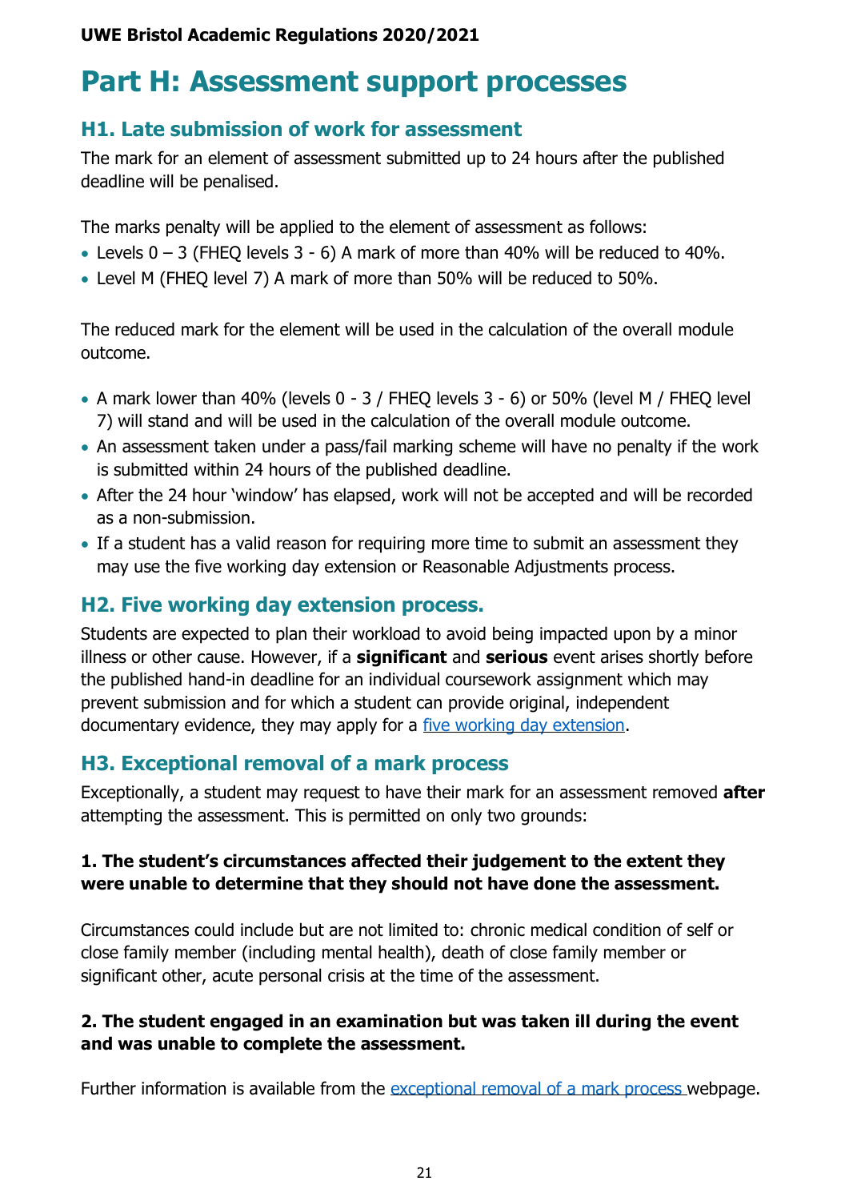# Part H: Assessment support processes

## H1. Late submission of work for assessment

The mark for an element of assessment submitted up to 24 hours after the published deadline will be penalised.

The marks penalty will be applied to the element of assessment as follows:

- Levels 0 – 3 (FHEQ levels 3 - 6) A mark of more than 40% will be reduced to 40%.
- Level M (FHEQ level 7) A mark of more than 50% will be reduced to 50%.

The reduced mark for the element will be used in the calculation of the overall module outcome.

- A mark lower than 40% (levels 0 - 3 / FHEQ levels 3 - 6) or 50% (level M / FHEQ level 7) will stand and will be used in the calculation of the overall module outcome.
- An assessment taken under a pass/fail marking scheme will have no penalty if the work is submitted within 24 hours of the published deadline.
- After the 24 hour 'window' has elapsed, work will not be accepted and will be recorded as a non-submission.
- If a student has a valid reason for requiring more time to submit an assessment they may use the five working day extension or Reasonable Adjustments process.

## H2. Five working day extension process.

Students are expected to plan their workload to avoid being impacted upon by a minor illness or other cause. However, if a **significant** and **serious** event arises shortly before the published hand-in deadline for an individual coursework assignment which may prevent submission and for which a student can provide original, independent documentary evidence, they may apply for a five working day extension.

## H3. Exceptional removal of a mark process

Exceptionally, a student may request to have their mark for an assessment removed **after** attempting the assessment. This is permitted on only two grounds:

**1. The student's circumstances affected their judgement to the extent they were unable to determine that they should not have done the assessment.**

Circumstances could include but are not limited to: chronic medical condition of self or close family member (including mental health), death of close family member or significant other, acute personal crisis at the time of the assessment.

**2. The student engaged in an examination but was taken ill during the event and was unable to complete the assessment.**

Further information is available from the exceptional removal of a mark process webpage.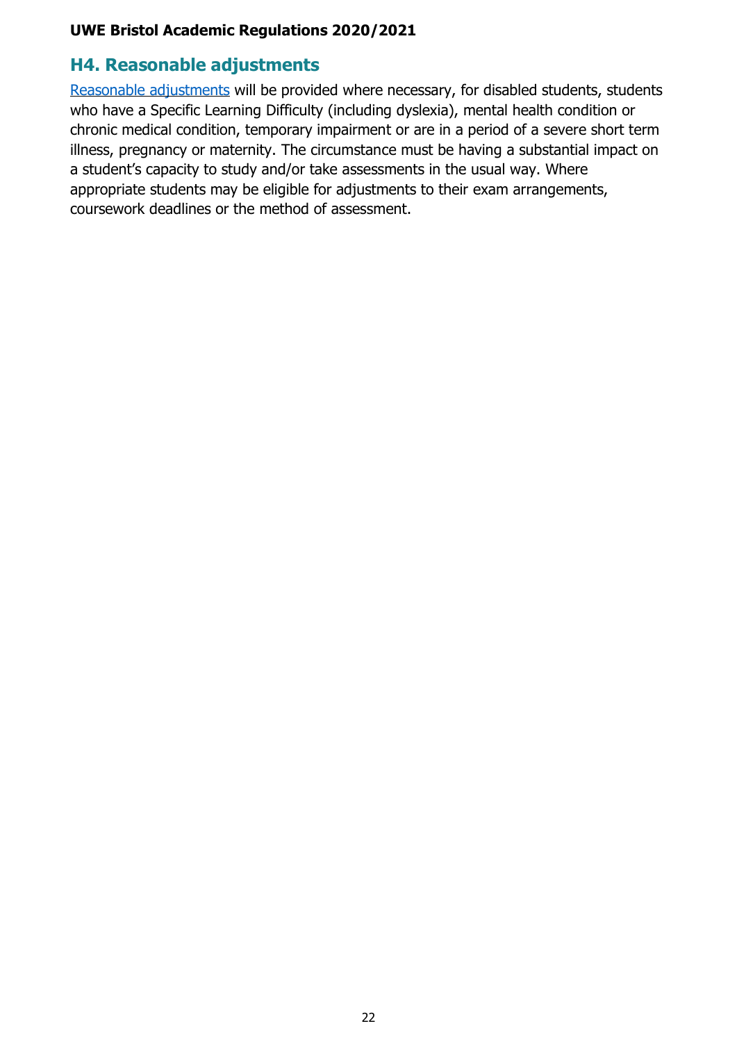## H4. Reasonable adjustments

Reasonable adjustments will be provided where necessary, for disabled students, students who have a Specific Learning Difficulty (including dyslexia), mental health condition or chronic medical condition, temporary impairment or are in a period of a severe short term illness, pregnancy or maternity. The circumstance must be having a substantial impact on a student's capacity to study and/or take assessments in the usual way. Where appropriate students may be eligible for adjustments to their exam arrangements, coursework deadlines or the method of assessment.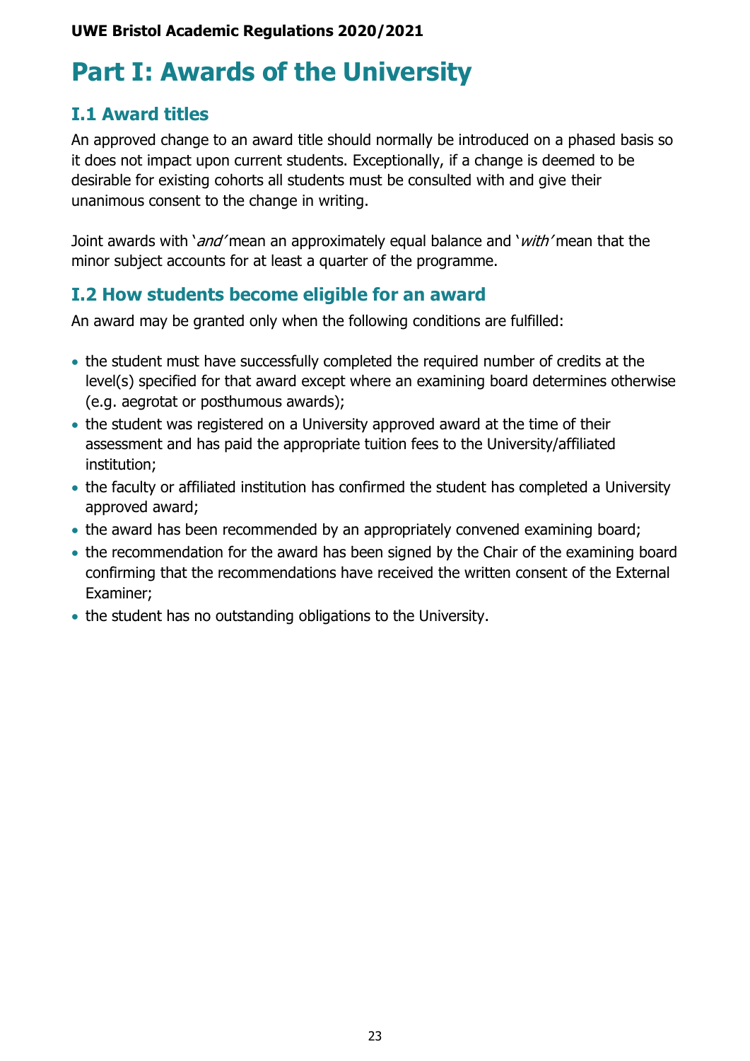# Part I: Awards of the University

## I.1 Award titles

An approved change to an award title should normally be introduced on a phased basis so it does not impact upon current students. Exceptionally, if a change is deemed to be desirable for existing cohorts all students must be consulted with and give their unanimous consent to the change in writing.

Joint awards with '*and*' mean an approximately equal balance and '*with*' mean that the minor subject accounts for at least a quarter of the programme.

## I.2 How students become eligible for an award

An award may be granted only when the following conditions are fulfilled:

- the student must have successfully completed the required number of credits at the level(s) specified for that award except where an examining board determines otherwise (e.g. aegrotat or posthumous awards);
- the student was registered on a University approved award at the time of their assessment and has paid the appropriate tuition fees to the University/affiliated institution;
- the faculty or affiliated institution has confirmed the student has completed a University approved award;
- the award has been recommended by an appropriately convened examining board;
- the recommendation for the award has been signed by the Chair of the examining board confirming that the recommendations have received the written consent of the External Examiner;
- the student has no outstanding obligations to the University.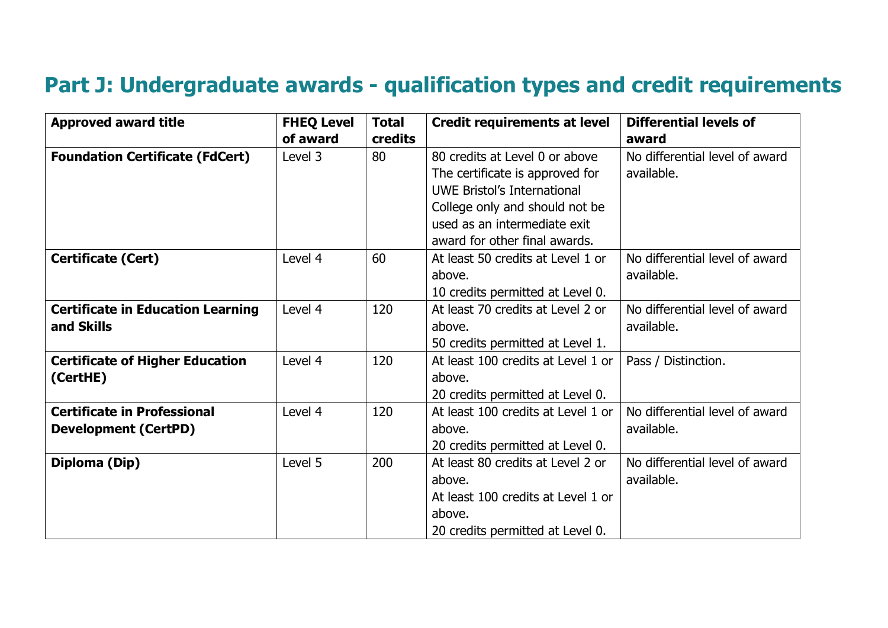## Part J: Undergraduate awards - qualification types and credit requirements

| Approved award title | FHEQ Level of award | Total credits | Credit requirements at level | Differential levels of award |
|---|---|---|---|---|
| **Foundation Certificate (FdCert)** | Level 3 | 80 | 80 credits at Level 0 or above<br>The certificate is approved for UWE Bristol's International College only and should not be used as an intermediate exit award for other final awards. | No differential level of award available. |
| **Certificate (Cert)** | Level 4 | 60 | At least 50 credits at Level 1 or above.<br>10 credits permitted at Level 0. | No differential level of award available. |
| **Certificate in Education Learning and Skills** | Level 4 | 120 | At least 70 credits at Level 2 or above.<br>50 credits permitted at Level 1. | No differential level of award available. |
| **Certificate of Higher Education (CertHE)** | Level 4 | 120 | At least 100 credits at Level 1 or above.<br>20 credits permitted at Level 0. | Pass / Distinction. |
| **Certificate in Professional Development (CertPD)** | Level 4 | 120 | At least 100 credits at Level 1 or above.<br>20 credits permitted at Level 0. | No differential level of award available. |
| **Diploma (Dip)** | Level 5 | 200 | At least 80 credits at Level 2 or above.<br>At least 100 credits at Level 1 or above.<br>20 credits permitted at Level 0. | No differential level of award available. |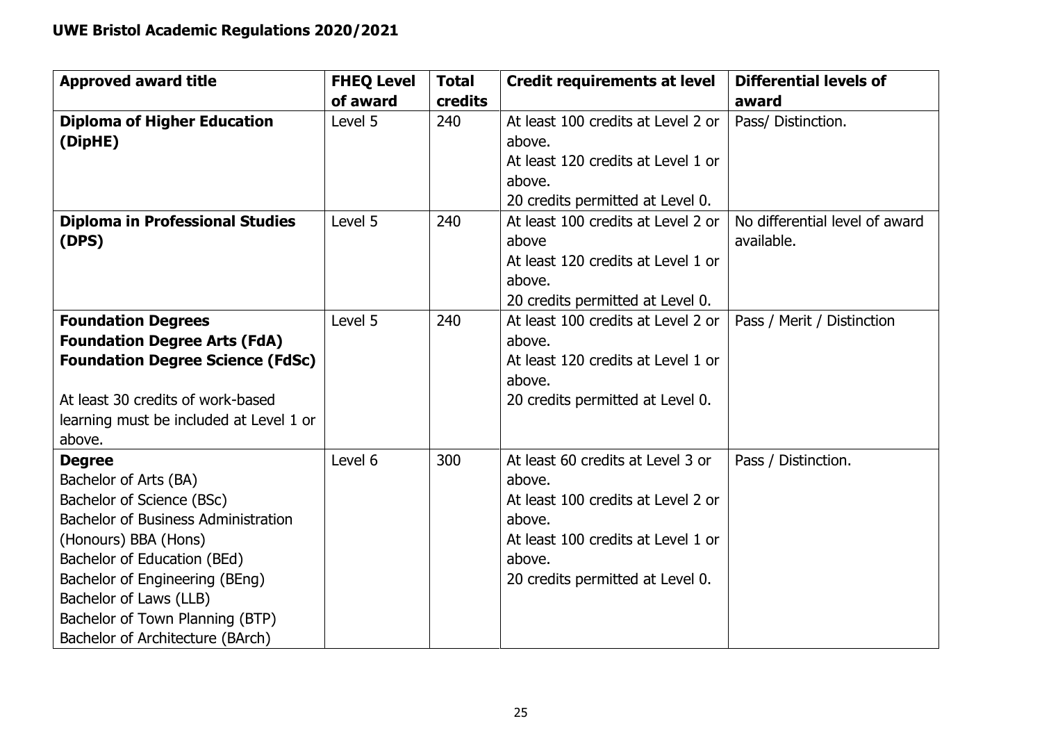| Approved award title | FHEQ Level of award | Total credits | Credit requirements at level | Differential levels of award |
|---|---|---|---|---|
| **Diploma of Higher Education (DipHE)** | Level 5 | 240 | At least 100 credits at Level 2 or above.<br>At least 120 credits at Level 1 or above.<br>20 credits permitted at Level 0. | Pass/ Distinction. |
| **Diploma in Professional Studies (DPS)** | Level 5 | 240 | At least 100 credits at Level 2 or above<br>At least 120 credits at Level 1 or above.<br>20 credits permitted at Level 0. | No differential level of award available. |
| **Foundation Degrees**<br>**Foundation Degree Arts (FdA)**<br>**Foundation Degree Science (FdSc)**<br><br>At least 30 credits of work-based learning must be included at Level 1 or above. | Level 5 | 240 | At least 100 credits at Level 2 or above.<br>At least 120 credits at Level 1 or above.<br>20 credits permitted at Level 0. | Pass / Merit / Distinction |
| **Degree**<br>Bachelor of Arts (BA)<br>Bachelor of Science (BSc)<br>Bachelor of Business Administration (Honours) BBA (Hons)<br>Bachelor of Education (BEd)<br>Bachelor of Engineering (BEng)<br>Bachelor of Laws (LLB)<br>Bachelor of Town Planning (BTP)<br>Bachelor of Architecture (BArch) | Level 6 | 300 | At least 60 credits at Level 3 or above.<br>At least 100 credits at Level 2 or above.<br>At least 100 credits at Level 1 or above.<br>20 credits permitted at Level 0. | Pass / Distinction. |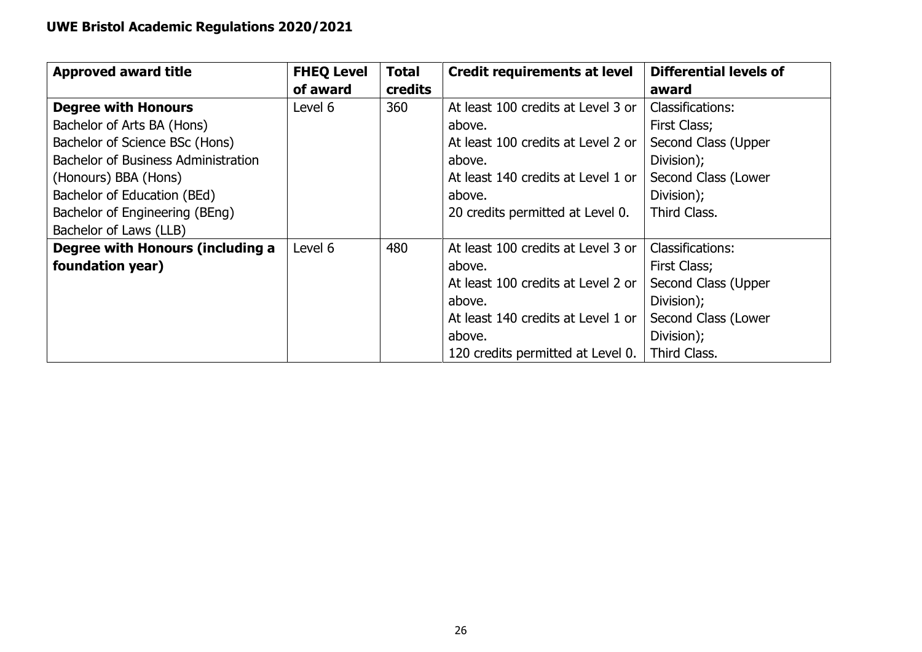| Approved award title | FHEQ Level of award | Total credits | Credit requirements at level | Differential levels of award |
|---|---|---|---|---|
| **Degree with Honours**<br>Bachelor of Arts BA (Hons)<br>Bachelor of Science BSc (Hons)<br>Bachelor of Business Administration (Honours) BBA (Hons)<br>Bachelor of Education (BEd)<br>Bachelor of Engineering (BEng)<br>Bachelor of Laws (LLB) | Level 6 | 360 | At least 100 credits at Level 3 or above.<br>At least 100 credits at Level 2 or above.<br>At least 140 credits at Level 1 or above.<br>20 credits permitted at Level 0. | Classifications:<br>First Class;<br>Second Class (Upper Division);<br>Second Class (Lower Division);<br>Third Class. |
| **Degree with Honours (including a foundation year)** | Level 6 | 480 | At least 100 credits at Level 3 or above.<br>At least 100 credits at Level 2 or above.<br>At least 140 credits at Level 1 or above.<br>120 credits permitted at Level 0. | Classifications:<br>First Class;<br>Second Class (Upper Division);<br>Second Class (Lower Division);<br>Third Class. |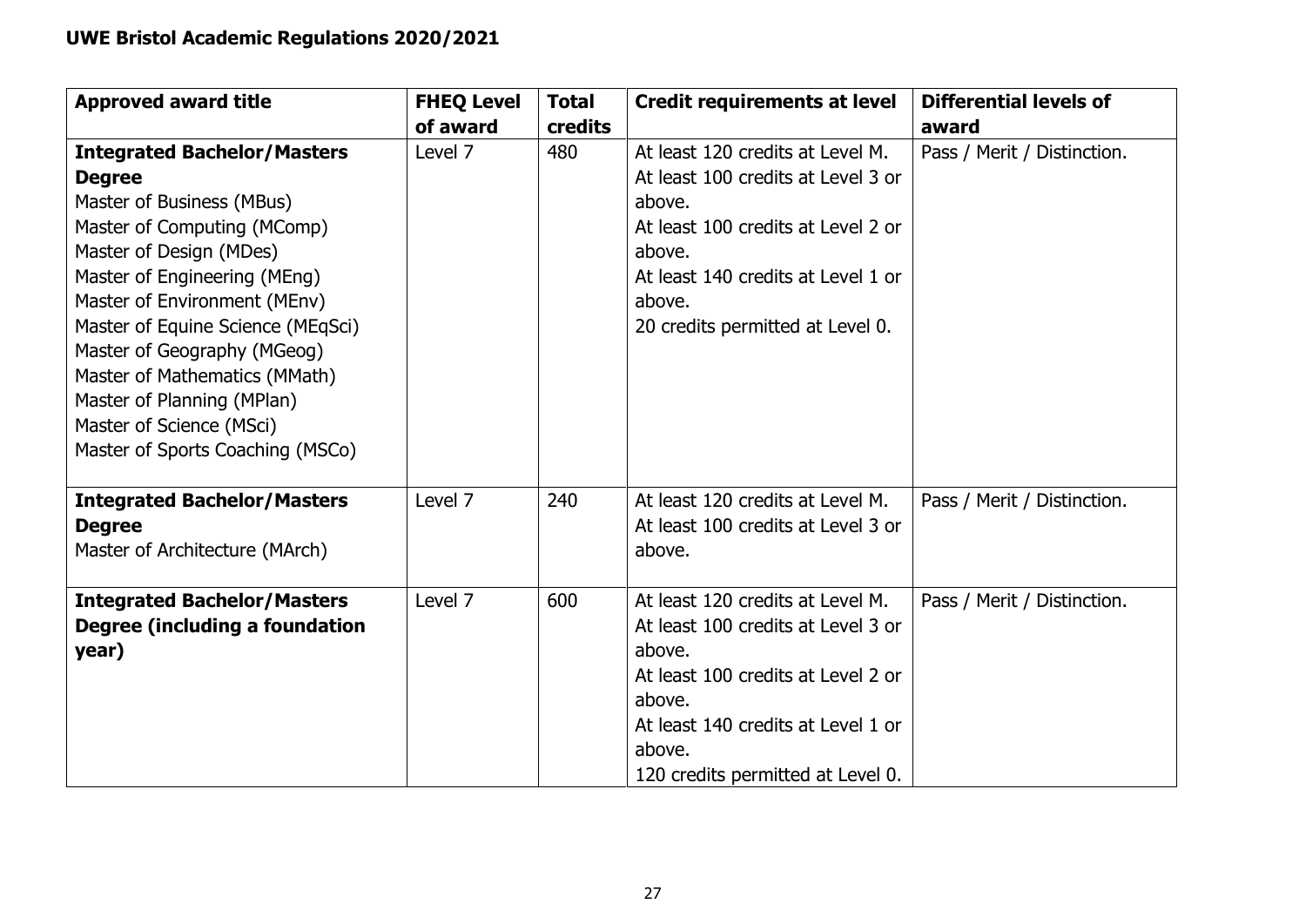| Approved award title | FHEQ Level of award | Total credits | Credit requirements at level | Differential levels of award |
|---|---|---|---|---|
| **Integrated Bachelor/Masters Degree**<br>Master of Business (MBus)<br>Master of Computing (MComp)<br>Master of Design (MDes)<br>Master of Engineering (MEng)<br>Master of Environment (MEnv)<br>Master of Equine Science (MEqSci)<br>Master of Geography (MGeog)<br>Master of Mathematics (MMath)<br>Master of Planning (MPlan)<br>Master of Science (MSci)<br>Master of Sports Coaching (MSCo) | Level 7 | 480 | At least 120 credits at Level M.<br>At least 100 credits at Level 3 or above.<br>At least 100 credits at Level 2 or above.<br>At least 140 credits at Level 1 or above.<br>20 credits permitted at Level 0. | Pass / Merit / Distinction. |
| **Integrated Bachelor/Masters Degree**<br>Master of Architecture (MArch) | Level 7 | 240 | At least 120 credits at Level M.<br>At least 100 credits at Level 3 or above. | Pass / Merit / Distinction. |
| **Integrated Bachelor/Masters Degree (including a foundation year)** | Level 7 | 600 | At least 120 credits at Level M.<br>At least 100 credits at Level 3 or above.<br>At least 100 credits at Level 2 or above.<br>At least 140 credits at Level 1 or above.<br>120 credits permitted at Level 0. | Pass / Merit / Distinction. |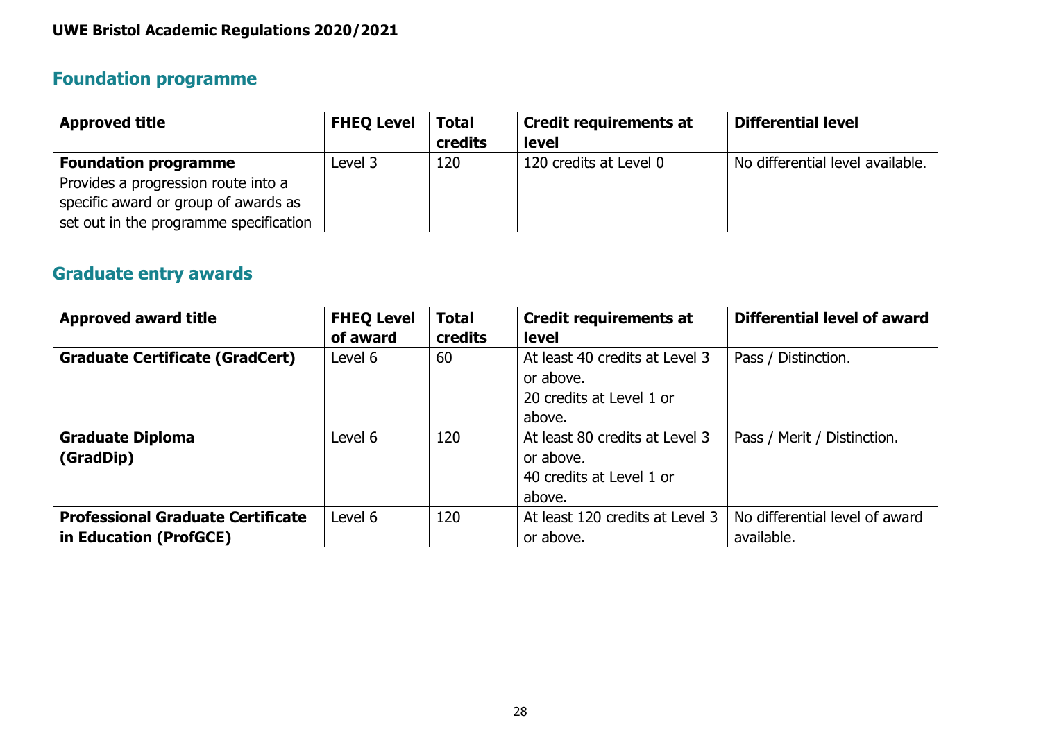## Foundation programme

| Approved title | FHEQ Level | Total credits | Credit requirements at level | Differential level |
|---|---|---|---|---|
| **Foundation programme** Provides a progression route into a specific award or group of awards as set out in the programme specification | Level 3 | 120 | 120 credits at Level 0 | No differential level available. |

## Graduate entry awards

| Approved award title | FHEQ Level of award | Total credits | Credit requirements at level | Differential level of award |
|---|---|---|---|---|
| **Graduate Certificate (GradCert)** | Level 6 | 60 | At least 40 credits at Level 3 or above. 20 credits at Level 1 or above. | Pass / Distinction. |
| **Graduate Diploma (GradDip)** | Level 6 | 120 | At least 80 credits at Level 3 or above. 40 credits at Level 1 or above. | Pass / Merit / Distinction. |
| **Professional Graduate Certificate in Education (ProfGCE)** | Level 6 | 120 | At least 120 credits at Level 3 or above. | No differential level of award available. |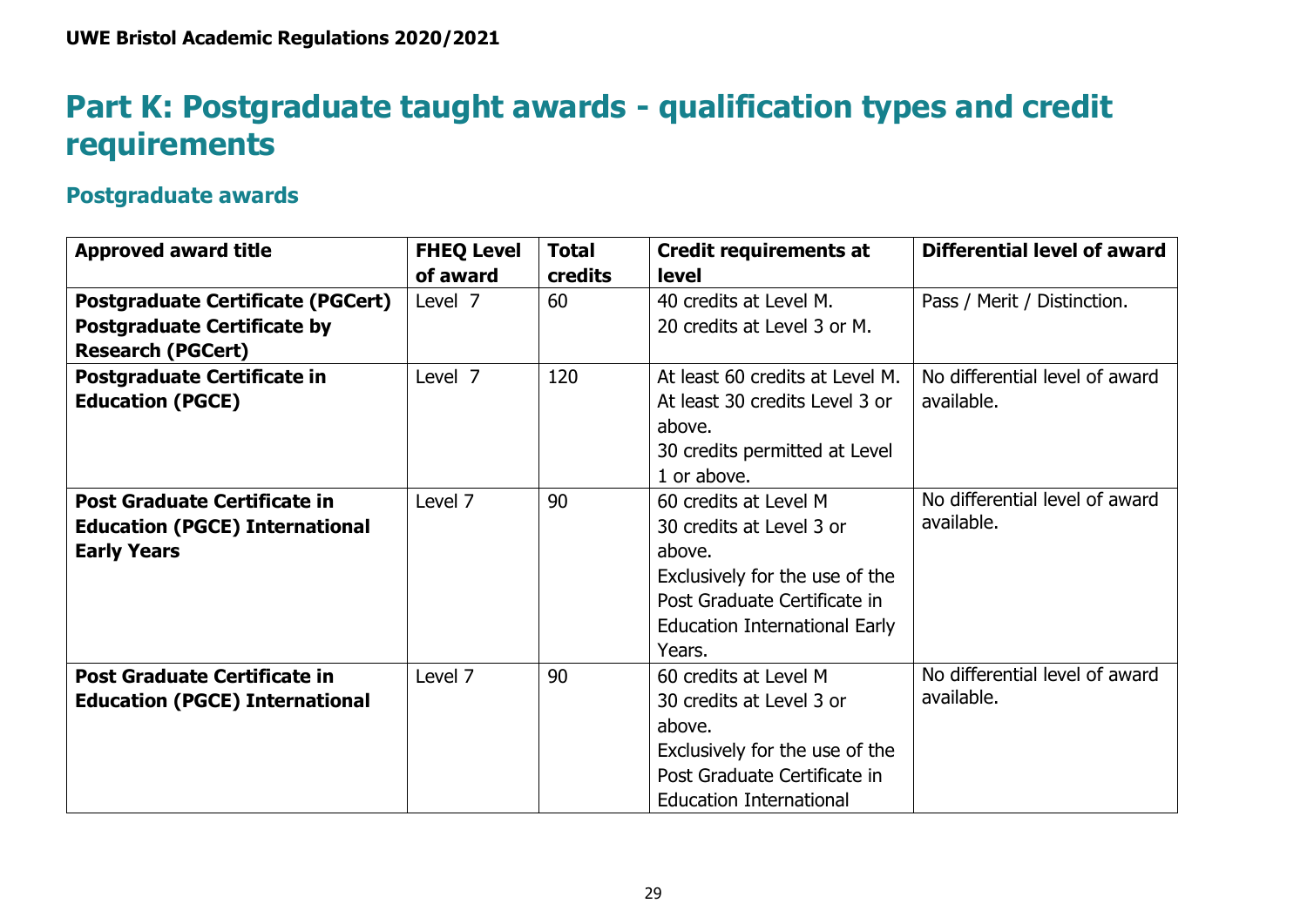UWE Bristol Academic Regulations 2020/2021

# Part K: Postgraduate taught awards - qualification types and credit requirements

## Postgraduate awards

| Approved award title | FHEQ Level of award | Total credits | Credit requirements at level | Differential level of award |
|---|---|---|---|---|
| **Postgraduate Certificate (PGCert)** **Postgraduate Certificate by Research (PGCert)** | Level 7 | 60 | 40 credits at Level M. 20 credits at Level 3 or M. | Pass / Merit / Distinction. |
| **Postgraduate Certificate in Education (PGCE)** | Level 7 | 120 | At least 60 credits at Level M. At least 30 credits Level 3 or above. 30 credits permitted at Level 1 or above. | No differential level of award available. |
| **Post Graduate Certificate in Education (PGCE) International Early Years** | Level 7 | 90 | 60 credits at Level M 30 credits at Level 3 or above. Exclusively for the use of the Post Graduate Certificate in Education International Early Years. | No differential level of award available. |
| **Post Graduate Certificate in Education (PGCE) International** | Level 7 | 90 | 60 credits at Level M 30 credits at Level 3 or above. Exclusively for the use of the Post Graduate Certificate in Education International | No differential level of award available. |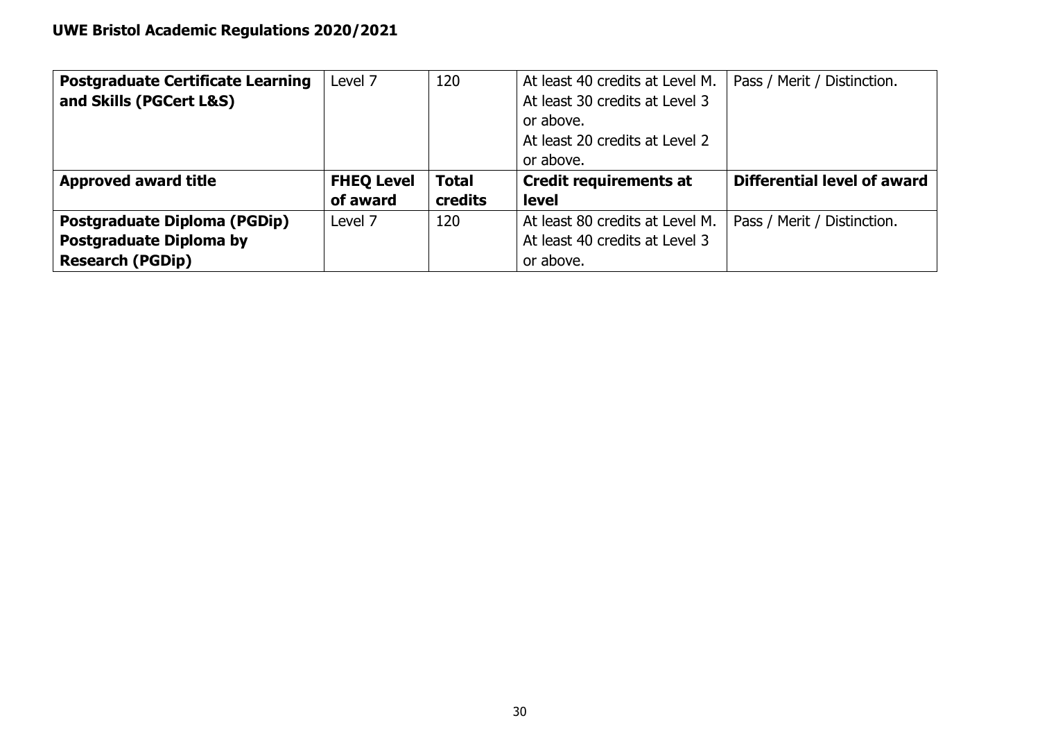| Postgraduate Certificate Learning and Skills (PGCert L&S) | Level 7 | 120 | At least 40 credits at Level M. At least 30 credits at Level 3 or above. At least 20 credits at Level 2 or above. | Pass / Merit / Distinction. |
|---|---|---|---|---|
| **Approved award title** | **FHEQ Level of award** | **Total credits** | **Credit requirements at level** | **Differential level of award** |
| **Postgraduate Diploma (PGDip) Postgraduate Diploma by Research (PGDip)** | Level 7 | 120 | At least 80 credits at Level M. At least 40 credits at Level 3 or above. | Pass / Merit / Distinction. |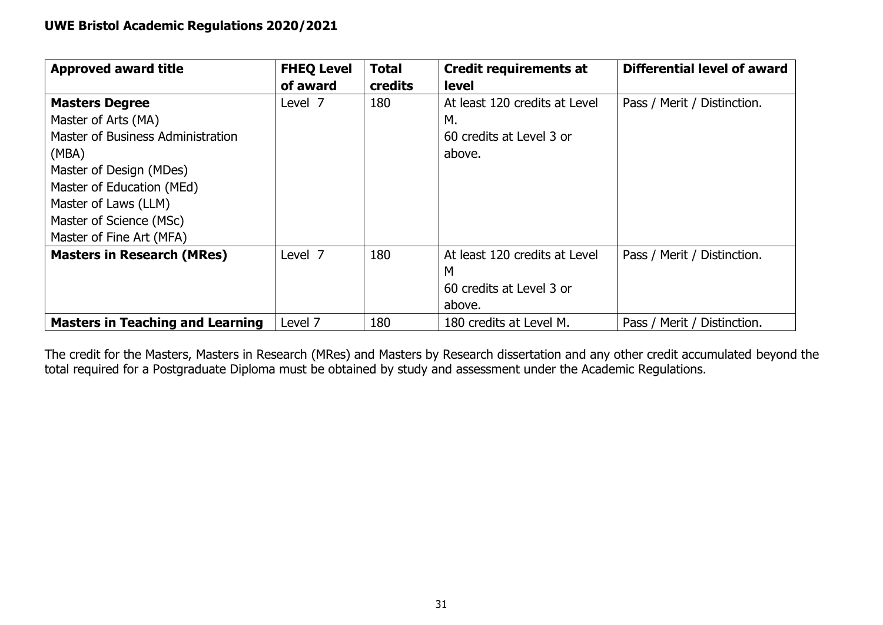| Approved award title | FHEQ Level of award | Total credits | Credit requirements at level | Differential level of award |
|---|---|---|---|---|
| **Masters Degree**<br>Master of Arts (MA)<br>Master of Business Administration (MBA)<br>Master of Design (MDes)<br>Master of Education (MEd)<br>Master of Laws (LLM)<br>Master of Science (MSc)<br>Master of Fine Art (MFA) | Level 7 | 180 | At least 120 credits at Level M.<br>60 credits at Level 3 or above. | Pass / Merit / Distinction. |
| **Masters in Research (MRes)** | Level 7 | 180 | At least 120 credits at Level M<br>60 credits at Level 3 or above. | Pass / Merit / Distinction. |
| **Masters in Teaching and Learning** | Level 7 | 180 | 180 credits at Level M. | Pass / Merit / Distinction. |

The credit for the Masters, Masters in Research (MRes) and Masters by Research dissertation and any other credit accumulated beyond the total required for a Postgraduate Diploma must be obtained by study and assessment under the Academic Regulations.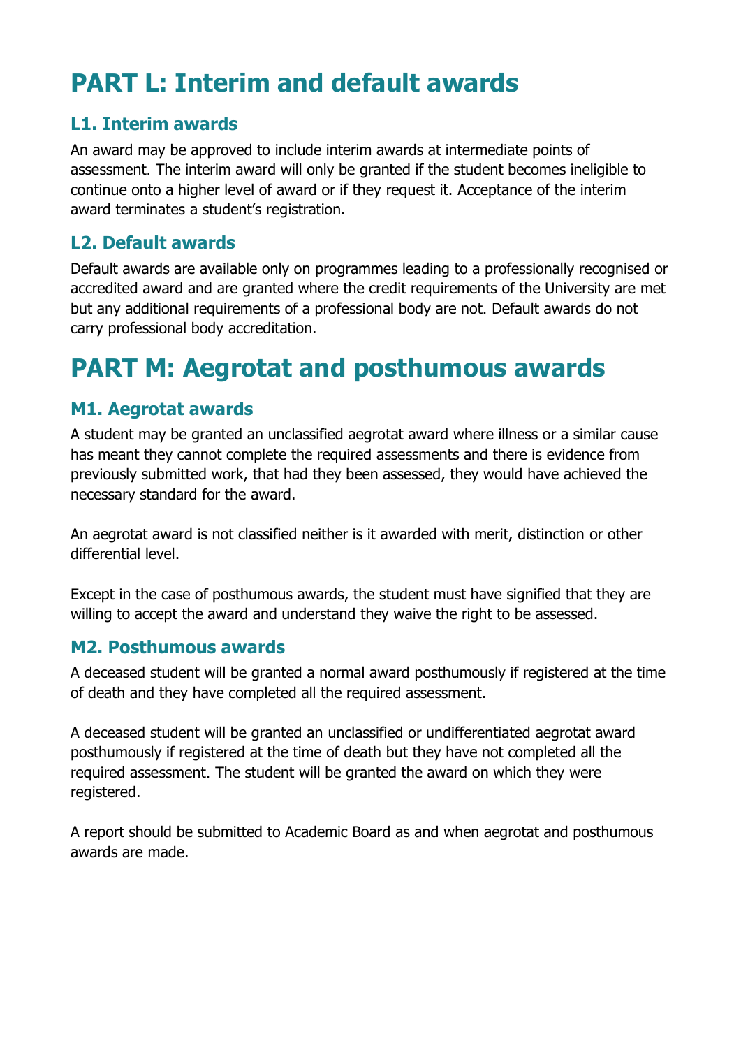# PART L: Interim and default awards

## L1. Interim awards

An award may be approved to include interim awards at intermediate points of assessment. The interim award will only be granted if the student becomes ineligible to continue onto a higher level of award or if they request it. Acceptance of the interim award terminates a student's registration.

## L2. Default awards

Default awards are available only on programmes leading to a professionally recognised or accredited award and are granted where the credit requirements of the University are met but any additional requirements of a professional body are not. Default awards do not carry professional body accreditation.

# PART M: Aegrotat and posthumous awards

## M1. Aegrotat awards

A student may be granted an unclassified aegrotat award where illness or a similar cause has meant they cannot complete the required assessments and there is evidence from previously submitted work, that had they been assessed, they would have achieved the necessary standard for the award.

An aegrotat award is not classified neither is it awarded with merit, distinction or other differential level.

Except in the case of posthumous awards, the student must have signified that they are willing to accept the award and understand they waive the right to be assessed.

## M2. Posthumous awards

A deceased student will be granted a normal award posthumously if registered at the time of death and they have completed all the required assessment.

A deceased student will be granted an unclassified or undifferentiated aegrotat award posthumously if registered at the time of death but they have not completed all the required assessment. The student will be granted the award on which they were registered.

A report should be submitted to Academic Board as and when aegrotat and posthumous awards are made.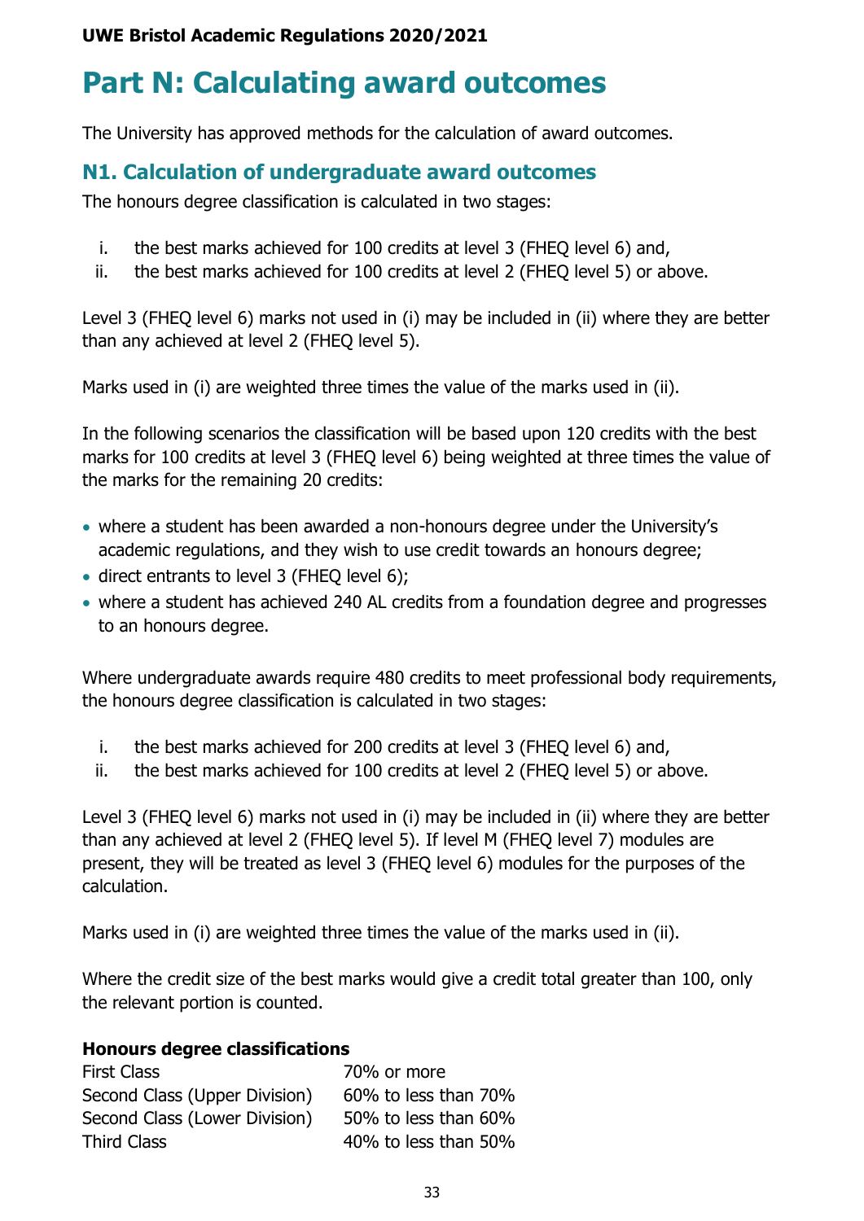# Part N: Calculating award outcomes

The University has approved methods for the calculation of award outcomes.

## N1. Calculation of undergraduate award outcomes

The honours degree classification is calculated in two stages:

i. the best marks achieved for 100 credits at level 3 (FHEQ level 6) and,
ii. the best marks achieved for 100 credits at level 2 (FHEQ level 5) or above.

Level 3 (FHEQ level 6) marks not used in (i) may be included in (ii) where they are better than any achieved at level 2 (FHEQ level 5).

Marks used in (i) are weighted three times the value of the marks used in (ii).

In the following scenarios the classification will be based upon 120 credits with the best marks for 100 credits at level 3 (FHEQ level 6) being weighted at three times the value of the marks for the remaining 20 credits:

- where a student has been awarded a non-honours degree under the University's academic regulations, and they wish to use credit towards an honours degree;
- direct entrants to level 3 (FHEQ level 6);
- where a student has achieved 240 AL credits from a foundation degree and progresses to an honours degree.

Where undergraduate awards require 480 credits to meet professional body requirements, the honours degree classification is calculated in two stages:

i. the best marks achieved for 200 credits at level 3 (FHEQ level 6) and,
ii. the best marks achieved for 100 credits at level 2 (FHEQ level 5) or above.

Level 3 (FHEQ level 6) marks not used in (i) may be included in (ii) where they are better than any achieved at level 2 (FHEQ level 5). If level M (FHEQ level 7) modules are present, they will be treated as level 3 (FHEQ level 6) modules for the purposes of the calculation.

Marks used in (i) are weighted three times the value of the marks used in (ii).

Where the credit size of the best marks would give a credit total greater than 100, only the relevant portion is counted.

**Honours degree classifications**

| | |
|---|---|
| First Class | 70% or more |
| Second Class (Upper Division) | 60% to less than 70% |
| Second Class (Lower Division) | 50% to less than 60% |
| Third Class | 40% to less than 50% |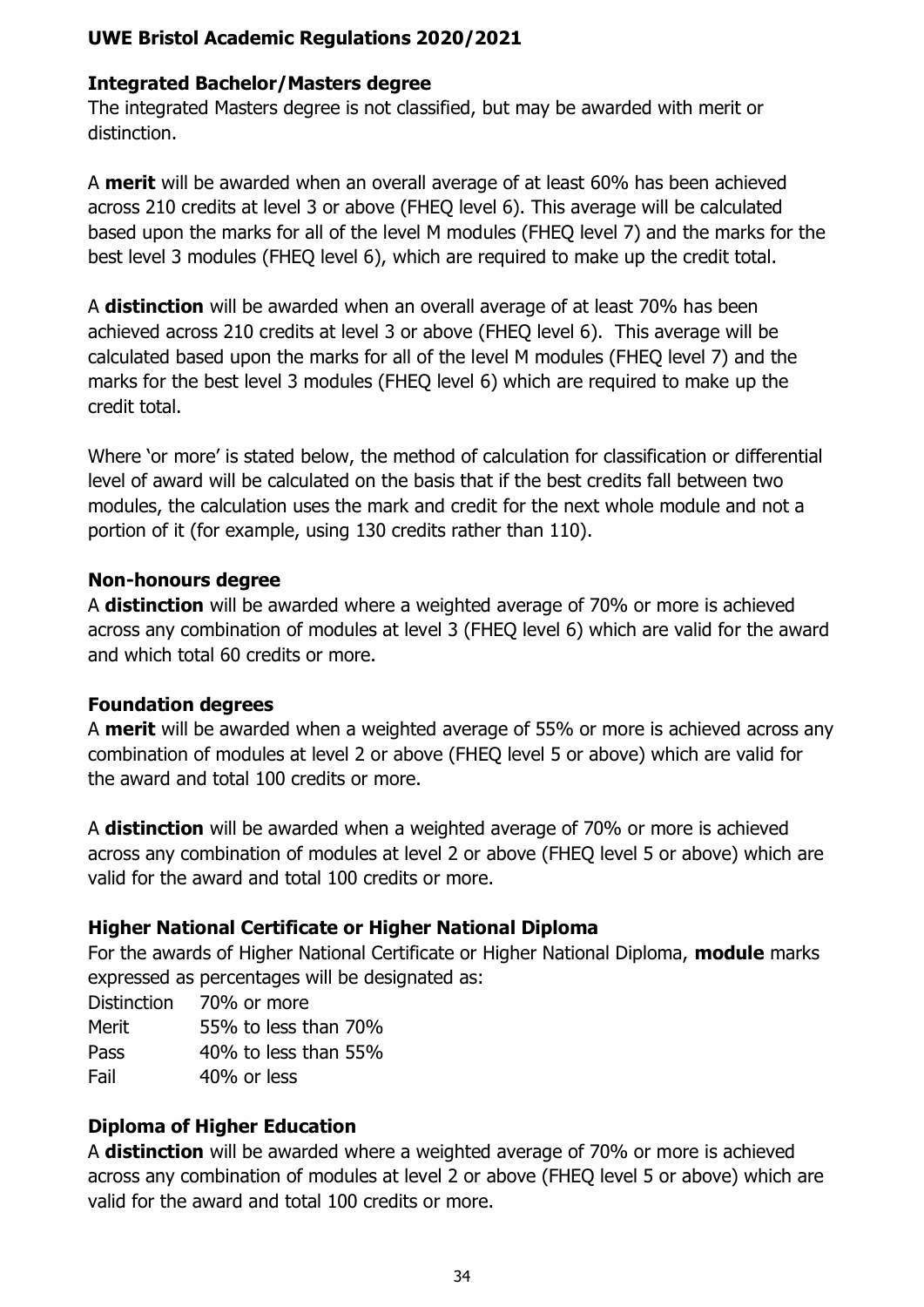## Integrated Bachelor/Masters degree

The integrated Masters degree is not classified, but may be awarded with merit or distinction.

A **merit** will be awarded when an overall average of at least 60% has been achieved across 210 credits at level 3 or above (FHEQ level 6). This average will be calculated based upon the marks for all of the level M modules (FHEQ level 7) and the marks for the best level 3 modules (FHEQ level 6), which are required to make up the credit total.

A **distinction** will be awarded when an overall average of at least 70% has been achieved across 210 credits at level 3 or above (FHEQ level 6). This average will be calculated based upon the marks for all of the level M modules (FHEQ level 7) and the marks for the best level 3 modules (FHEQ level 6) which are required to make up the credit total.

Where 'or more' is stated below, the method of calculation for classification or differential level of award will be calculated on the basis that if the best credits fall between two modules, the calculation uses the mark and credit for the next whole module and not a portion of it (for example, using 130 credits rather than 110).

## Non-honours degree

A **distinction** will be awarded where a weighted average of 70% or more is achieved across any combination of modules at level 3 (FHEQ level 6) which are valid for the award and which total 60 credits or more.

## Foundation degrees

A **merit** will be awarded when a weighted average of 55% or more is achieved across any combination of modules at level 2 or above (FHEQ level 5 or above) which are valid for the award and total 100 credits or more.

A **distinction** will be awarded when a weighted average of 70% or more is achieved across any combination of modules at level 2 or above (FHEQ level 5 or above) which are valid for the award and total 100 credits or more.

## Higher National Certificate or Higher National Diploma

For the awards of Higher National Certificate or Higher National Diploma, **module** marks expressed as percentages will be designated as:

| | |
|---|---|
| Distinction | 70% or more |
| Merit | 55% to less than 70% |
| Pass | 40% to less than 55% |
| Fail | 40% or less |

## Diploma of Higher Education

A **distinction** will be awarded where a weighted average of 70% or more is achieved across any combination of modules at level 2 or above (FHEQ level 5 or above) which are valid for the award and total 100 credits or more.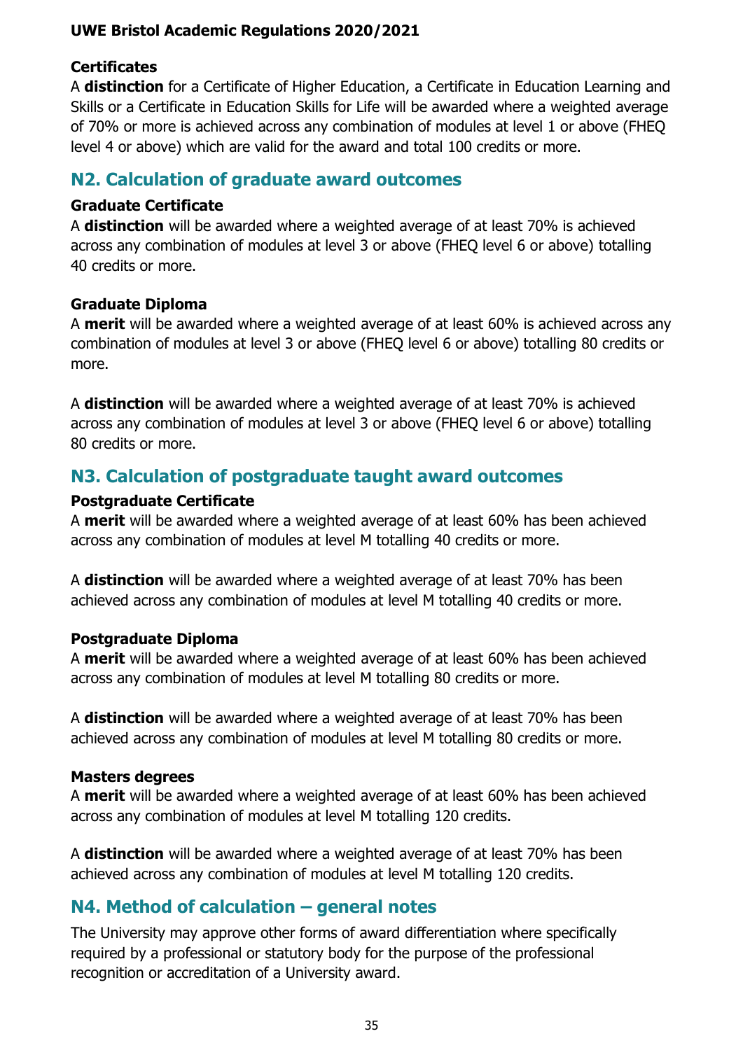### Certificates

A **distinction** for a Certificate of Higher Education, a Certificate in Education Learning and Skills or a Certificate in Education Skills for Life will be awarded where a weighted average of 70% or more is achieved across any combination of modules at level 1 or above (FHEQ level 4 or above) which are valid for the award and total 100 credits or more.

## N2. Calculation of graduate award outcomes

### Graduate Certificate

A **distinction** will be awarded where a weighted average of at least 70% is achieved across any combination of modules at level 3 or above (FHEQ level 6 or above) totalling 40 credits or more.

### Graduate Diploma

A **merit** will be awarded where a weighted average of at least 60% is achieved across any combination of modules at level 3 or above (FHEQ level 6 or above) totalling 80 credits or more.

A **distinction** will be awarded where a weighted average of at least 70% is achieved across any combination of modules at level 3 or above (FHEQ level 6 or above) totalling 80 credits or more.

## N3. Calculation of postgraduate taught award outcomes

### Postgraduate Certificate

A **merit** will be awarded where a weighted average of at least 60% has been achieved across any combination of modules at level M totalling 40 credits or more.

A **distinction** will be awarded where a weighted average of at least 70% has been achieved across any combination of modules at level M totalling 40 credits or more.

### Postgraduate Diploma

A **merit** will be awarded where a weighted average of at least 60% has been achieved across any combination of modules at level M totalling 80 credits or more.

A **distinction** will be awarded where a weighted average of at least 70% has been achieved across any combination of modules at level M totalling 80 credits or more.

### Masters degrees

A **merit** will be awarded where a weighted average of at least 60% has been achieved across any combination of modules at level M totalling 120 credits.

A **distinction** will be awarded where a weighted average of at least 70% has been achieved across any combination of modules at level M totalling 120 credits.

## N4. Method of calculation – general notes

The University may approve other forms of award differentiation where specifically required by a professional or statutory body for the purpose of the professional recognition or accreditation of a University award.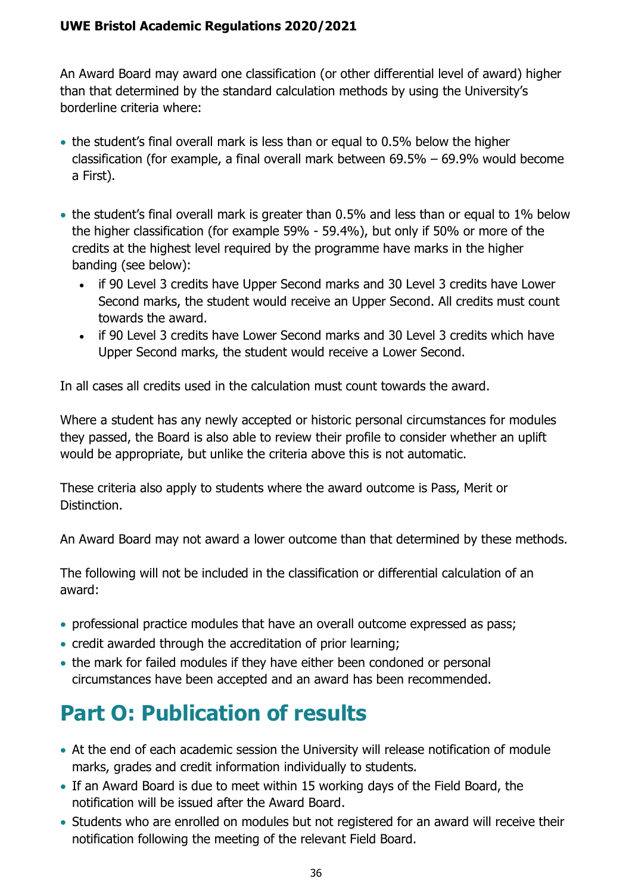An Award Board may award one classification (or other differential level of award) higher than that determined by the standard calculation methods by using the University's borderline criteria where:

- the student's final overall mark is less than or equal to 0.5% below the higher classification (for example, a final overall mark between 69.5% – 69.9% would become a First).
- the student's final overall mark is greater than 0.5% and less than or equal to 1% below the higher classification (for example 59% - 59.4%), but only if 50% or more of the credits at the highest level required by the programme have marks in the higher banding (see below):
  - if 90 Level 3 credits have Upper Second marks and 30 Level 3 credits have Lower Second marks, the student would receive an Upper Second. All credits must count towards the award.
  - if 90 Level 3 credits have Lower Second marks and 30 Level 3 credits which have Upper Second marks, the student would receive a Lower Second.

In all cases all credits used in the calculation must count towards the award.

Where a student has any newly accepted or historic personal circumstances for modules they passed, the Board is also able to review their profile to consider whether an uplift would be appropriate, but unlike the criteria above this is not automatic.

These criteria also apply to students where the award outcome is Pass, Merit or Distinction.

An Award Board may not award a lower outcome than that determined by these methods.

The following will not be included in the classification or differential calculation of an award:

- professional practice modules that have an overall outcome expressed as pass;
- credit awarded through the accreditation of prior learning;
- the mark for failed modules if they have either been condoned or personal circumstances have been accepted and an award has been recommended.

# Part O: Publication of results

- At the end of each academic session the University will release notification of module marks, grades and credit information individually to students.
- If an Award Board is due to meet within 15 working days of the Field Board, the notification will be issued after the Award Board.
- Students who are enrolled on modules but not registered for an award will receive their notification following the meeting of the relevant Field Board.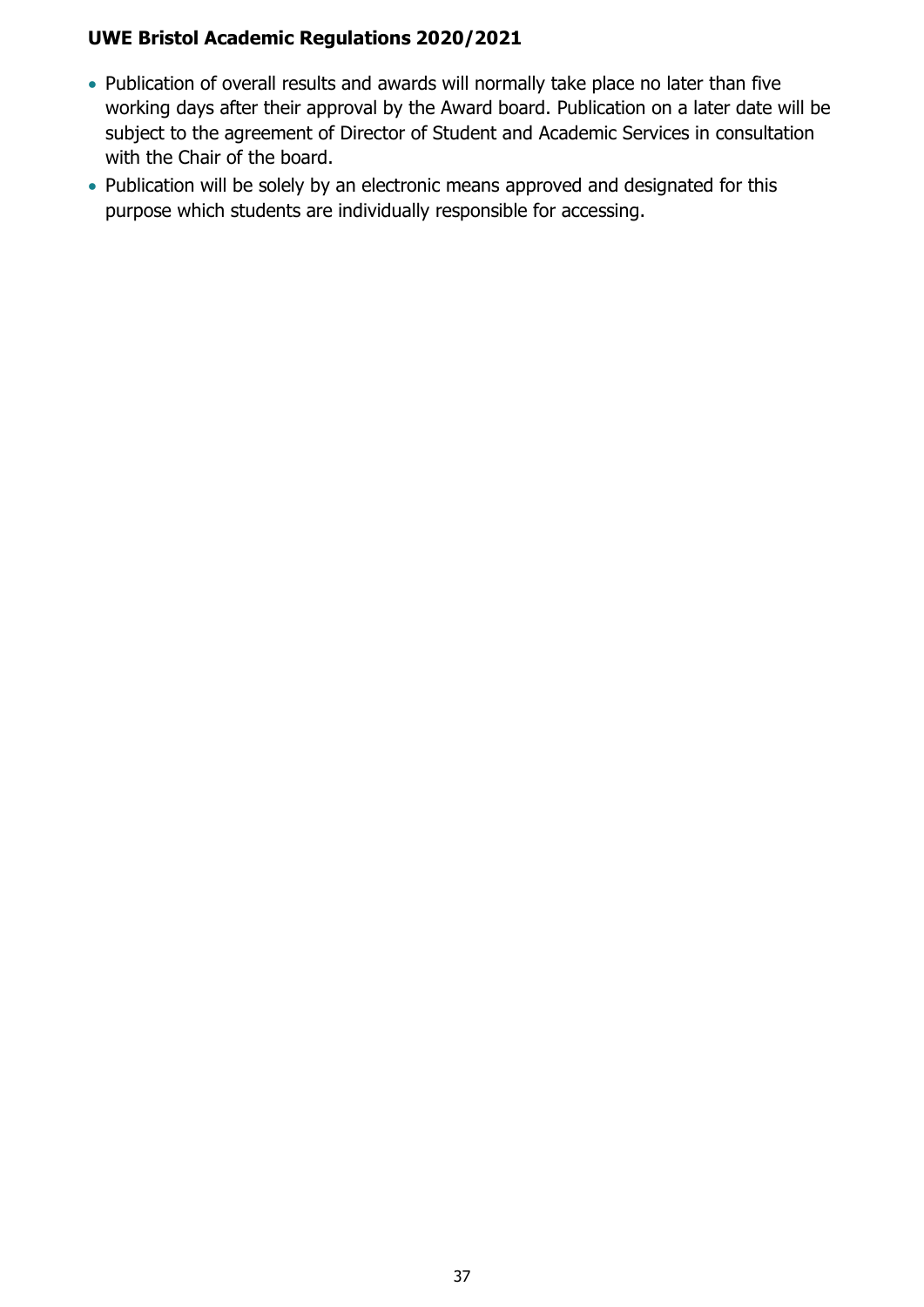- Publication of overall results and awards will normally take place no later than five working days after their approval by the Award board. Publication on a later date will be subject to the agreement of Director of Student and Academic Services in consultation with the Chair of the board.
- Publication will be solely by an electronic means approved and designated for this purpose which students are individually responsible for accessing.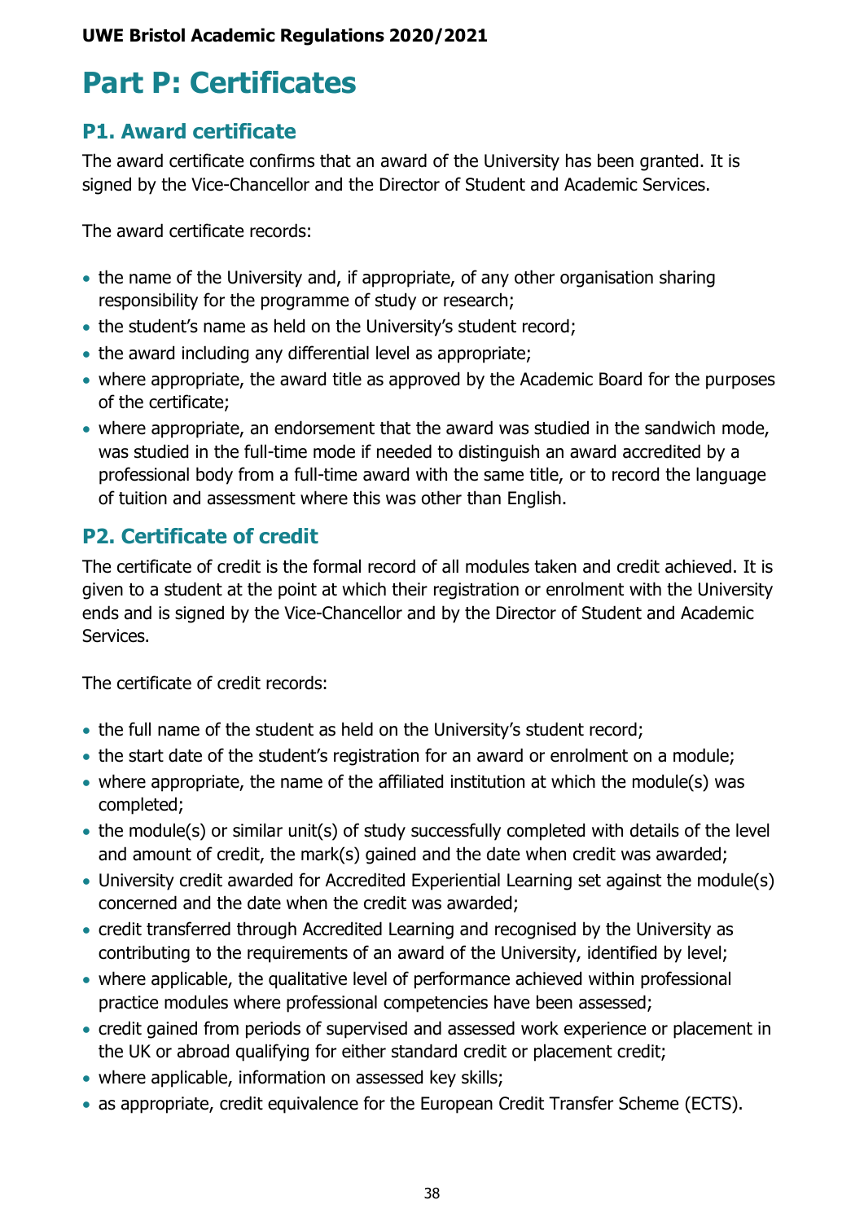# Part P: Certificates

## P1. Award certificate

The award certificate confirms that an award of the University has been granted. It is signed by the Vice-Chancellor and the Director of Student and Academic Services.

The award certificate records:

- the name of the University and, if appropriate, of any other organisation sharing responsibility for the programme of study or research;
- the student's name as held on the University's student record;
- the award including any differential level as appropriate;
- where appropriate, the award title as approved by the Academic Board for the purposes of the certificate;
- where appropriate, an endorsement that the award was studied in the sandwich mode, was studied in the full-time mode if needed to distinguish an award accredited by a professional body from a full-time award with the same title, or to record the language of tuition and assessment where this was other than English.

## P2. Certificate of credit

The certificate of credit is the formal record of all modules taken and credit achieved. It is given to a student at the point at which their registration or enrolment with the University ends and is signed by the Vice-Chancellor and by the Director of Student and Academic Services.

The certificate of credit records:

- the full name of the student as held on the University's student record;
- the start date of the student's registration for an award or enrolment on a module;
- where appropriate, the name of the affiliated institution at which the module(s) was completed;
- the module(s) or similar unit(s) of study successfully completed with details of the level and amount of credit, the mark(s) gained and the date when credit was awarded;
- University credit awarded for Accredited Experiential Learning set against the module(s) concerned and the date when the credit was awarded;
- credit transferred through Accredited Learning and recognised by the University as contributing to the requirements of an award of the University, identified by level;
- where applicable, the qualitative level of performance achieved within professional practice modules where professional competencies have been assessed;
- credit gained from periods of supervised and assessed work experience or placement in the UK or abroad qualifying for either standard credit or placement credit;
- where applicable, information on assessed key skills;
- as appropriate, credit equivalence for the European Credit Transfer Scheme (ECTS).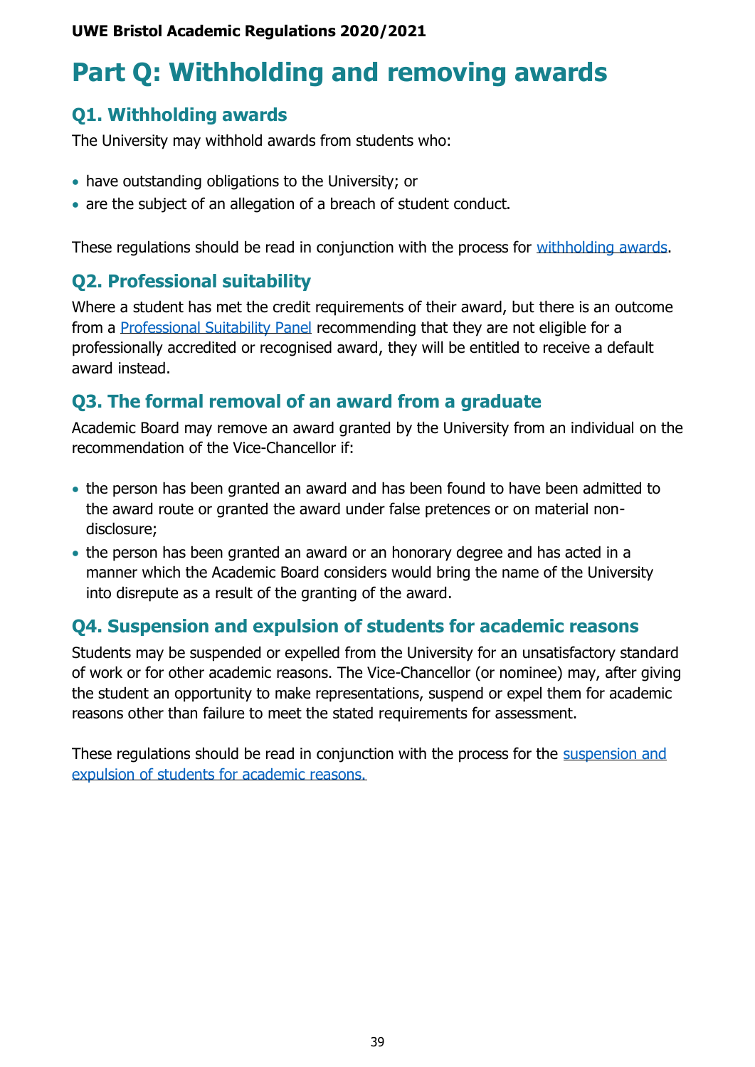# Part Q: Withholding and removing awards

## Q1. Withholding awards

The University may withhold awards from students who:

- have outstanding obligations to the University; or
- are the subject of an allegation of a breach of student conduct.

These regulations should be read in conjunction with the process for withholding awards.

## Q2. Professional suitability

Where a student has met the credit requirements of their award, but there is an outcome from a Professional Suitability Panel recommending that they are not eligible for a professionally accredited or recognised award, they will be entitled to receive a default award instead.

## Q3. The formal removal of an award from a graduate

Academic Board may remove an award granted by the University from an individual on the recommendation of the Vice-Chancellor if:

- the person has been granted an award and has been found to have been admitted to the award route or granted the award under false pretences or on material non-disclosure;
- the person has been granted an award or an honorary degree and has acted in a manner which the Academic Board considers would bring the name of the University into disrepute as a result of the granting of the award.

## Q4. Suspension and expulsion of students for academic reasons

Students may be suspended or expelled from the University for an unsatisfactory standard of work or for other academic reasons. The Vice-Chancellor (or nominee) may, after giving the student an opportunity to make representations, suspend or expel them for academic reasons other than failure to meet the stated requirements for assessment.

These regulations should be read in conjunction with the process for the suspension and expulsion of students for academic reasons.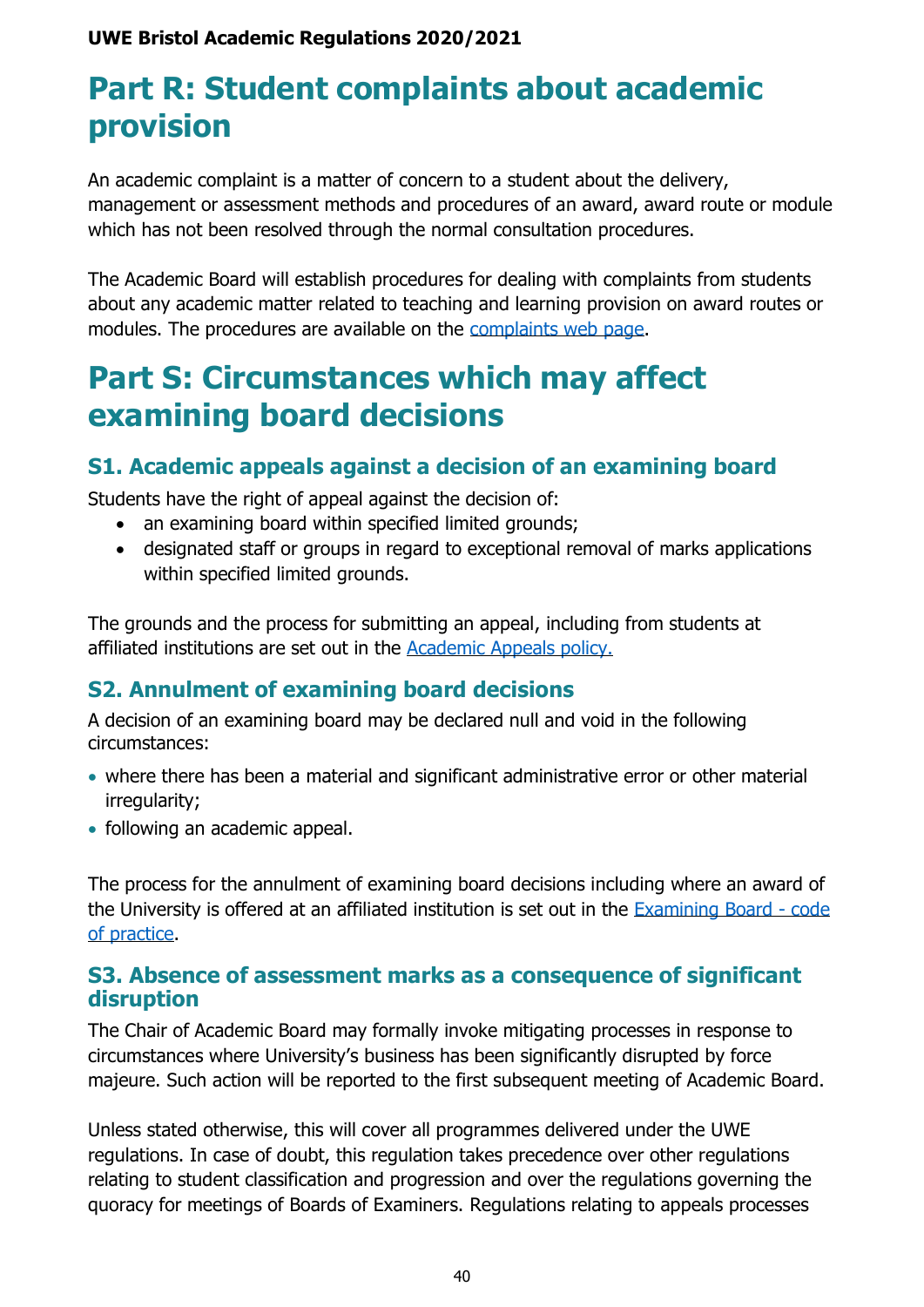# Part R: Student complaints about academic provision

An academic complaint is a matter of concern to a student about the delivery, management or assessment methods and procedures of an award, award route or module which has not been resolved through the normal consultation procedures.

The Academic Board will establish procedures for dealing with complaints from students about any academic matter related to teaching and learning provision on award routes or modules. The procedures are available on the complaints web page.

# Part S: Circumstances which may affect examining board decisions

## S1. Academic appeals against a decision of an examining board

Students have the right of appeal against the decision of:

- an examining board within specified limited grounds;
- designated staff or groups in regard to exceptional removal of marks applications within specified limited grounds.

The grounds and the process for submitting an appeal, including from students at affiliated institutions are set out in the Academic Appeals policy.

## S2. Annulment of examining board decisions

A decision of an examining board may be declared null and void in the following circumstances:

- where there has been a material and significant administrative error or other material irregularity;
- following an academic appeal.

The process for the annulment of examining board decisions including where an award of the University is offered at an affiliated institution is set out in the Examining Board - code of practice.

## S3. Absence of assessment marks as a consequence of significant disruption

The Chair of Academic Board may formally invoke mitigating processes in response to circumstances where University's business has been significantly disrupted by force majeure. Such action will be reported to the first subsequent meeting of Academic Board.

Unless stated otherwise, this will cover all programmes delivered under the UWE regulations. In case of doubt, this regulation takes precedence over other regulations relating to student classification and progression and over the regulations governing the quoracy for meetings of Boards of Examiners. Regulations relating to appeals processes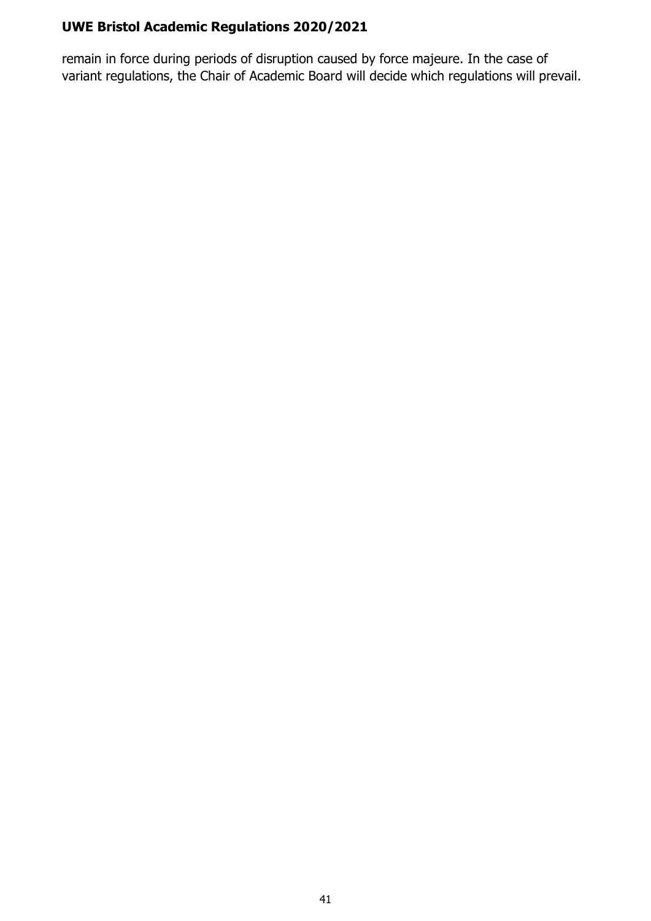remain in force during periods of disruption caused by force majeure. In the case of variant regulations, the Chair of Academic Board will decide which regulations will prevail.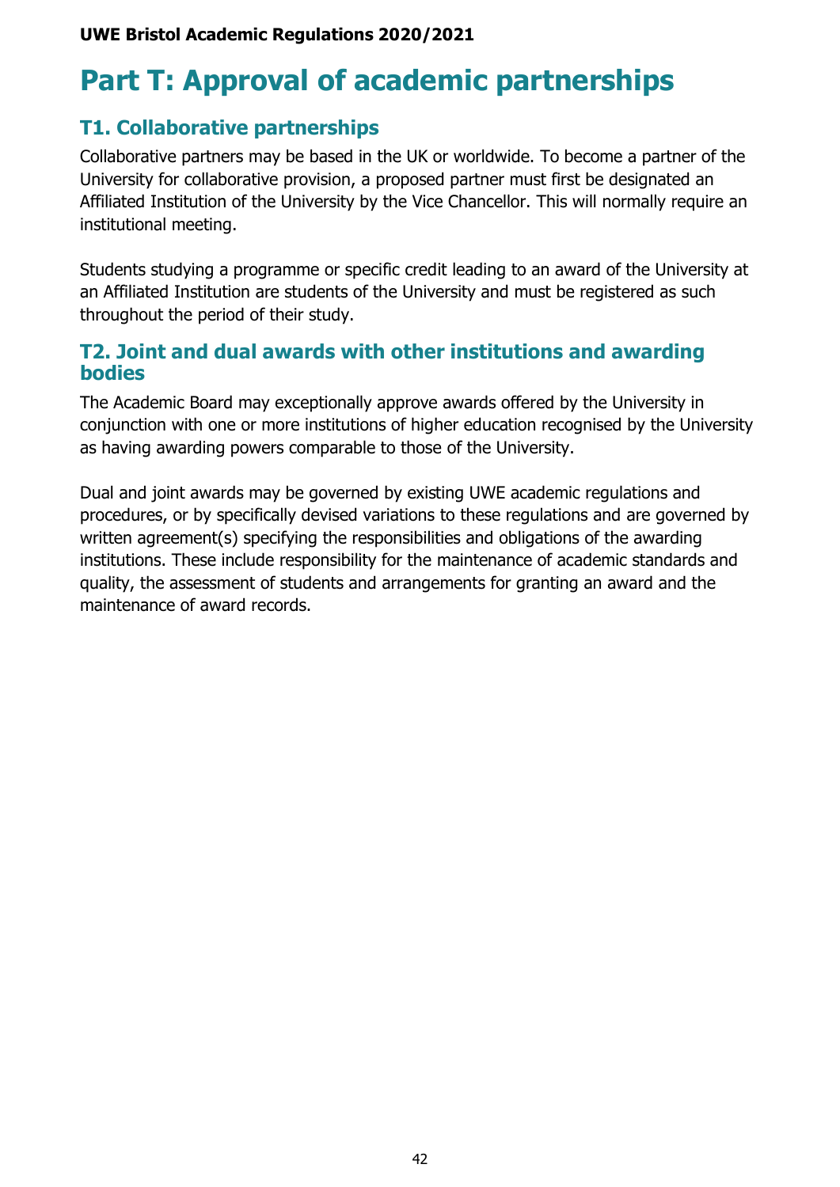# Part T: Approval of academic partnerships

## T1. Collaborative partnerships

Collaborative partners may be based in the UK or worldwide. To become a partner of the University for collaborative provision, a proposed partner must first be designated an Affiliated Institution of the University by the Vice Chancellor. This will normally require an institutional meeting.

Students studying a programme or specific credit leading to an award of the University at an Affiliated Institution are students of the University and must be registered as such throughout the period of their study.

## T2. Joint and dual awards with other institutions and awarding bodies

The Academic Board may exceptionally approve awards offered by the University in conjunction with one or more institutions of higher education recognised by the University as having awarding powers comparable to those of the University.

Dual and joint awards may be governed by existing UWE academic regulations and procedures, or by specifically devised variations to these regulations and are governed by written agreement(s) specifying the responsibilities and obligations of the awarding institutions. These include responsibility for the maintenance of academic standards and quality, the assessment of students and arrangements for granting an award and the maintenance of award records.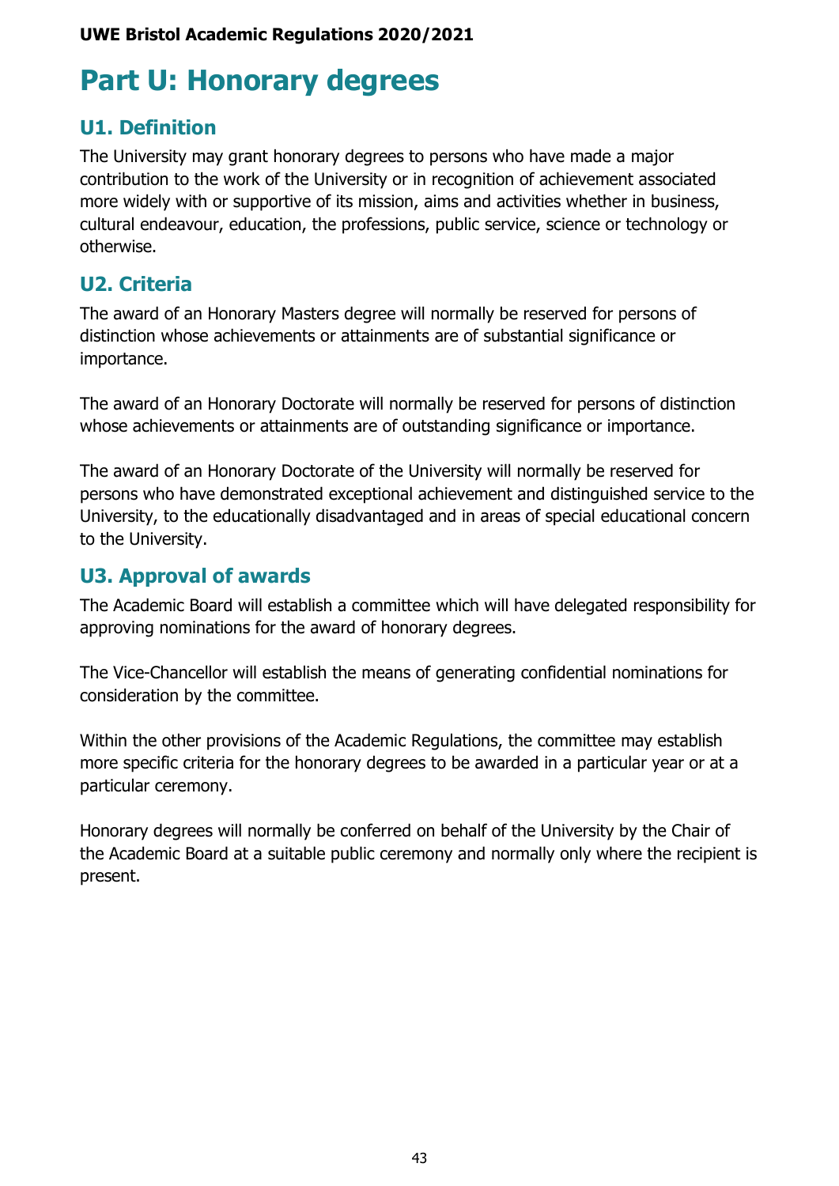# Part U: Honorary degrees

## U1. Definition

The University may grant honorary degrees to persons who have made a major contribution to the work of the University or in recognition of achievement associated more widely with or supportive of its mission, aims and activities whether in business, cultural endeavour, education, the professions, public service, science or technology or otherwise.

## U2. Criteria

The award of an Honorary Masters degree will normally be reserved for persons of distinction whose achievements or attainments are of substantial significance or importance.

The award of an Honorary Doctorate will normally be reserved for persons of distinction whose achievements or attainments are of outstanding significance or importance.

The award of an Honorary Doctorate of the University will normally be reserved for persons who have demonstrated exceptional achievement and distinguished service to the University, to the educationally disadvantaged and in areas of special educational concern to the University.

## U3. Approval of awards

The Academic Board will establish a committee which will have delegated responsibility for approving nominations for the award of honorary degrees.

The Vice-Chancellor will establish the means of generating confidential nominations for consideration by the committee.

Within the other provisions of the Academic Regulations, the committee may establish more specific criteria for the honorary degrees to be awarded in a particular year or at a particular ceremony.

Honorary degrees will normally be conferred on behalf of the University by the Chair of the Academic Board at a suitable public ceremony and normally only where the recipient is present.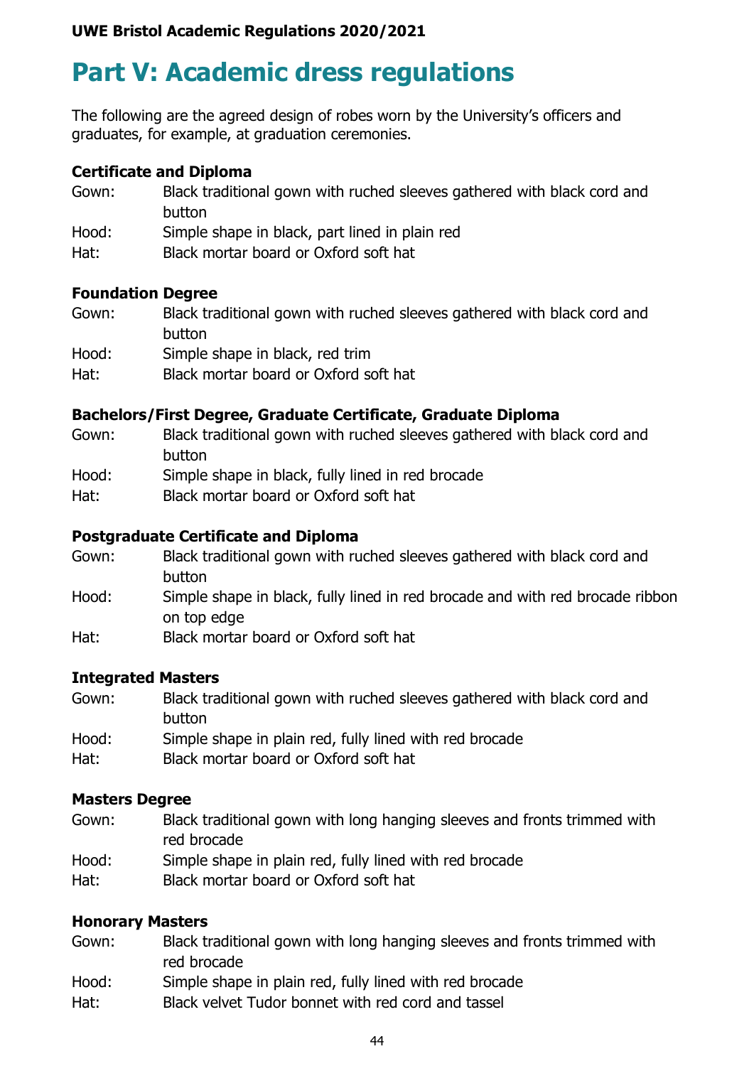# Part V: Academic dress regulations

The following are the agreed design of robes worn by the University's officers and graduates, for example, at graduation ceremonies.

### Certificate and Diploma

Gown: Black traditional gown with ruched sleeves gathered with black cord and button
Hood: Simple shape in black, part lined in plain red
Hat: Black mortar board or Oxford soft hat

### Foundation Degree

Gown: Black traditional gown with ruched sleeves gathered with black cord and button
Hood: Simple shape in black, red trim
Hat: Black mortar board or Oxford soft hat

### Bachelors/First Degree, Graduate Certificate, Graduate Diploma

Gown: Black traditional gown with ruched sleeves gathered with black cord and button
Hood: Simple shape in black, fully lined in red brocade
Hat: Black mortar board or Oxford soft hat

### Postgraduate Certificate and Diploma

Gown: Black traditional gown with ruched sleeves gathered with black cord and button
Hood: Simple shape in black, fully lined in red brocade and with red brocade ribbon on top edge
Hat: Black mortar board or Oxford soft hat

### Integrated Masters

Gown: Black traditional gown with ruched sleeves gathered with black cord and button
Hood: Simple shape in plain red, fully lined with red brocade
Hat: Black mortar board or Oxford soft hat

### Masters Degree

Gown: Black traditional gown with long hanging sleeves and fronts trimmed with red brocade
Hood: Simple shape in plain red, fully lined with red brocade
Hat: Black mortar board or Oxford soft hat

### Honorary Masters

Gown: Black traditional gown with long hanging sleeves and fronts trimmed with red brocade
Hood: Simple shape in plain red, fully lined with red brocade
Hat: Black velvet Tudor bonnet with red cord and tassel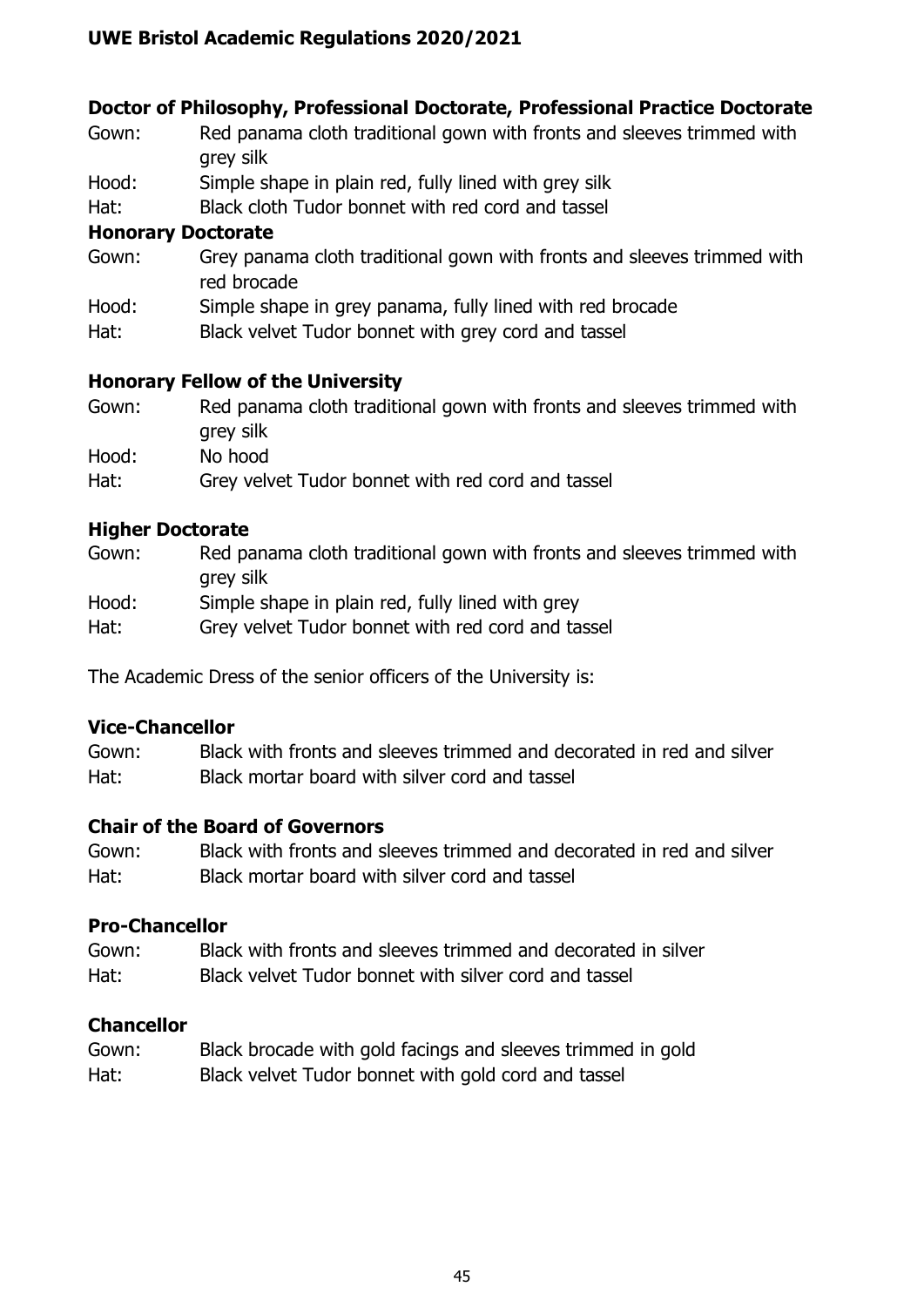**Doctor of Philosophy, Professional Doctorate, Professional Practice Doctorate**

Gown: Red panama cloth traditional gown with fronts and sleeves trimmed with grey silk
Hood: Simple shape in plain red, fully lined with grey silk
Hat: Black cloth Tudor bonnet with red cord and tassel

**Honorary Doctorate**

Gown: Grey panama cloth traditional gown with fronts and sleeves trimmed with red brocade
Hood: Simple shape in grey panama, fully lined with red brocade
Hat: Black velvet Tudor bonnet with grey cord and tassel

**Honorary Fellow of the University**

Gown: Red panama cloth traditional gown with fronts and sleeves trimmed with grey silk
Hood: No hood
Hat: Grey velvet Tudor bonnet with red cord and tassel

**Higher Doctorate**

Gown: Red panama cloth traditional gown with fronts and sleeves trimmed with grey silk
Hood: Simple shape in plain red, fully lined with grey
Hat: Grey velvet Tudor bonnet with red cord and tassel

The Academic Dress of the senior officers of the University is:

**Vice-Chancellor**

Gown: Black with fronts and sleeves trimmed and decorated in red and silver
Hat: Black mortar board with silver cord and tassel

**Chair of the Board of Governors**

Gown: Black with fronts and sleeves trimmed and decorated in red and silver
Hat: Black mortar board with silver cord and tassel

**Pro-Chancellor**

Gown: Black with fronts and sleeves trimmed and decorated in silver
Hat: Black velvet Tudor bonnet with silver cord and tassel

**Chancellor**

Gown: Black brocade with gold facings and sleeves trimmed in gold
Hat: Black velvet Tudor bonnet with gold cord and tassel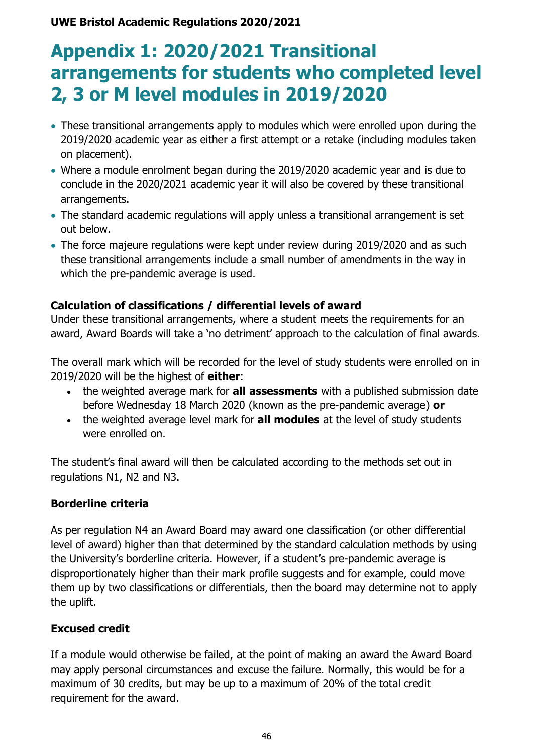# Appendix 1: 2020/2021 Transitional arrangements for students who completed level 2, 3 or M level modules in 2019/2020

- These transitional arrangements apply to modules which were enrolled upon during the 2019/2020 academic year as either a first attempt or a retake (including modules taken on placement).
- Where a module enrolment began during the 2019/2020 academic year and is due to conclude in the 2020/2021 academic year it will also be covered by these transitional arrangements.
- The standard academic regulations will apply unless a transitional arrangement is set out below.
- The force majeure regulations were kept under review during 2019/2020 and as such these transitional arrangements include a small number of amendments in the way in which the pre-pandemic average is used.

### Calculation of classifications / differential levels of award

Under these transitional arrangements, where a student meets the requirements for an award, Award Boards will take a 'no detriment' approach to the calculation of final awards.

The overall mark which will be recorded for the level of study students were enrolled on in 2019/2020 will be the highest of **either**:

- the weighted average mark for **all assessments** with a published submission date before Wednesday 18 March 2020 (known as the pre-pandemic average) **or**
- the weighted average level mark for **all modules** at the level of study students were enrolled on.

The student's final award will then be calculated according to the methods set out in regulations N1, N2 and N3.

### Borderline criteria

As per regulation N4 an Award Board may award one classification (or other differential level of award) higher than that determined by the standard calculation methods by using the University's borderline criteria. However, if a student's pre-pandemic average is disproportionately higher than their mark profile suggests and for example, could move them up by two classifications or differentials, then the board may determine not to apply the uplift.

### Excused credit

If a module would otherwise be failed, at the point of making an award the Award Board may apply personal circumstances and excuse the failure. Normally, this would be for a maximum of 30 credits, but may be up to a maximum of 20% of the total credit requirement for the award.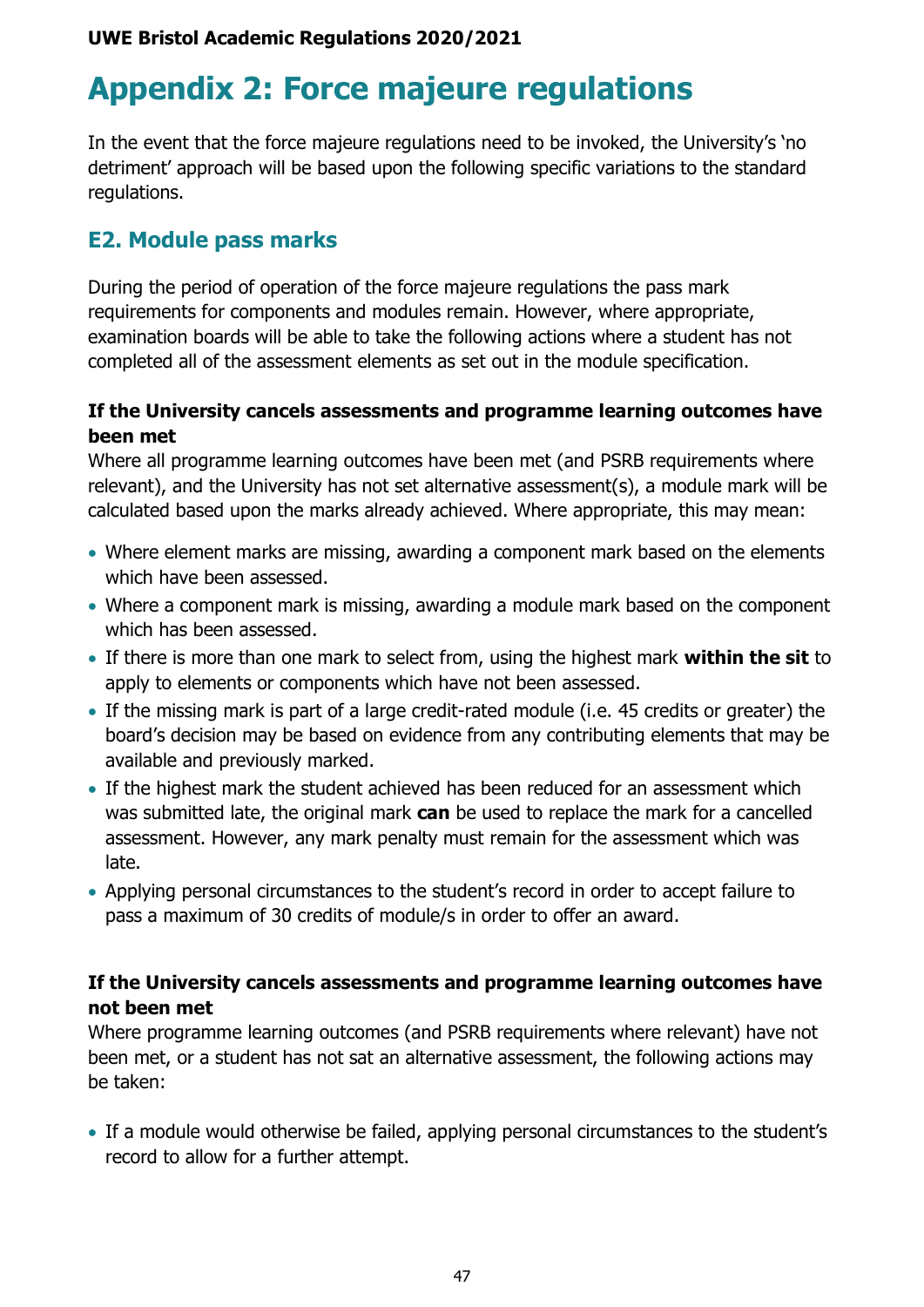# Appendix 2: Force majeure regulations

In the event that the force majeure regulations need to be invoked, the University's 'no detriment' approach will be based upon the following specific variations to the standard regulations.

## E2. Module pass marks

During the period of operation of the force majeure regulations the pass mark requirements for components and modules remain. However, where appropriate, examination boards will be able to take the following actions where a student has not completed all of the assessment elements as set out in the module specification.

**If the University cancels assessments and programme learning outcomes have been met**

Where all programme learning outcomes have been met (and PSRB requirements where relevant), and the University has not set alternative assessment(s), a module mark will be calculated based upon the marks already achieved. Where appropriate, this may mean:

- Where element marks are missing, awarding a component mark based on the elements which have been assessed.
- Where a component mark is missing, awarding a module mark based on the component which has been assessed.
- If there is more than one mark to select from, using the highest mark **within the sit** to apply to elements or components which have not been assessed.
- If the missing mark is part of a large credit-rated module (i.e. 45 credits or greater) the board's decision may be based on evidence from any contributing elements that may be available and previously marked.
- If the highest mark the student achieved has been reduced for an assessment which was submitted late, the original mark **can** be used to replace the mark for a cancelled assessment. However, any mark penalty must remain for the assessment which was late.
- Applying personal circumstances to the student's record in order to accept failure to pass a maximum of 30 credits of module/s in order to offer an award.

**If the University cancels assessments and programme learning outcomes have not been met**

Where programme learning outcomes (and PSRB requirements where relevant) have not been met, or a student has not sat an alternative assessment, the following actions may be taken:

- If a module would otherwise be failed, applying personal circumstances to the student's record to allow for a further attempt.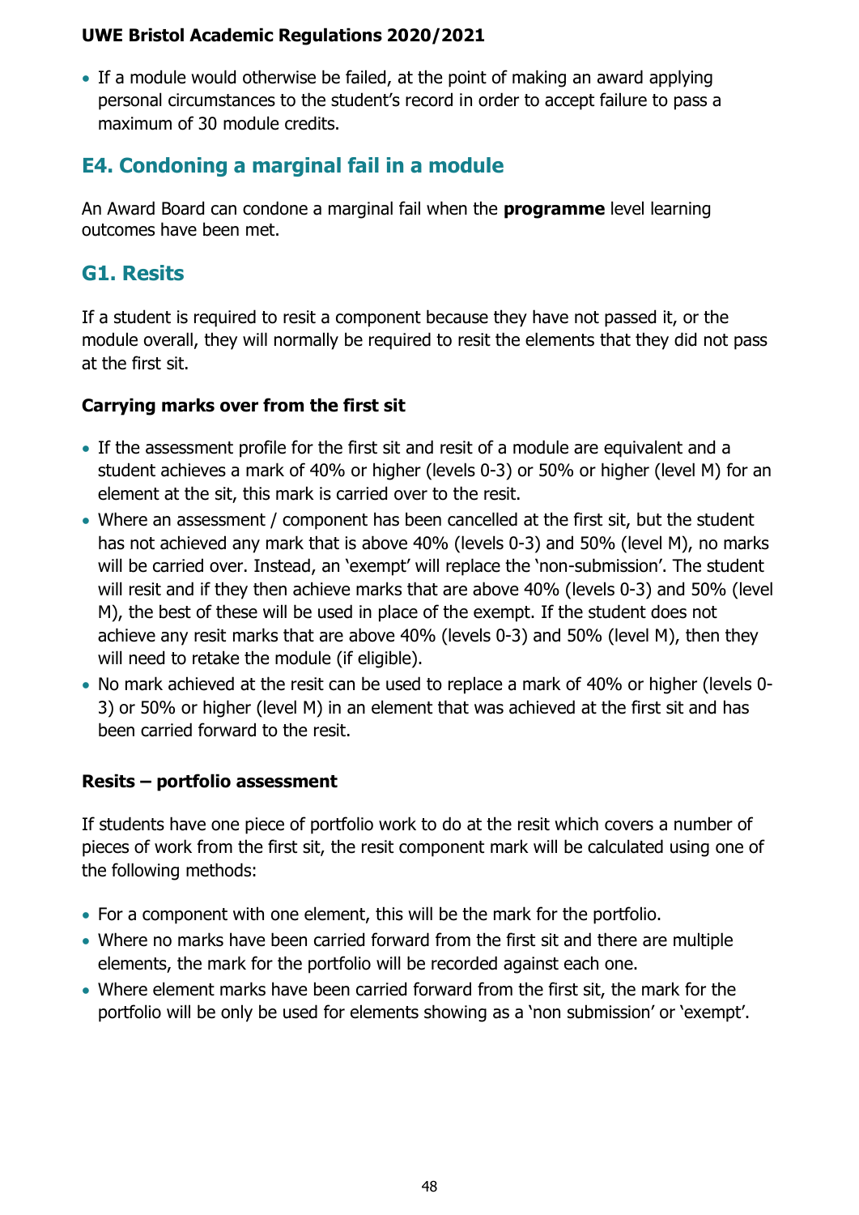- If a module would otherwise be failed, at the point of making an award applying personal circumstances to the student's record in order to accept failure to pass a maximum of 30 module credits.

## E4. Condoning a marginal fail in a module

An Award Board can condone a marginal fail when the **programme** level learning outcomes have been met.

## G1. Resits

If a student is required to resit a component because they have not passed it, or the module overall, they will normally be required to resit the elements that they did not pass at the first sit.

### Carrying marks over from the first sit

- If the assessment profile for the first sit and resit of a module are equivalent and a student achieves a mark of 40% or higher (levels 0-3) or 50% or higher (level M) for an element at the sit, this mark is carried over to the resit.
- Where an assessment / component has been cancelled at the first sit, but the student has not achieved any mark that is above 40% (levels 0-3) and 50% (level M), no marks will be carried over. Instead, an 'exempt' will replace the 'non-submission'. The student will resit and if they then achieve marks that are above 40% (levels 0-3) and 50% (level M), the best of these will be used in place of the exempt. If the student does not achieve any resit marks that are above 40% (levels 0-3) and 50% (level M), then they will need to retake the module (if eligible).
- No mark achieved at the resit can be used to replace a mark of 40% or higher (levels 0-3) or 50% or higher (level M) in an element that was achieved at the first sit and has been carried forward to the resit.

### Resits – portfolio assessment

If students have one piece of portfolio work to do at the resit which covers a number of pieces of work from the first sit, the resit component mark will be calculated using one of the following methods:

- For a component with one element, this will be the mark for the portfolio.
- Where no marks have been carried forward from the first sit and there are multiple elements, the mark for the portfolio will be recorded against each one.
- Where element marks have been carried forward from the first sit, the mark for the portfolio will be only be used for elements showing as a 'non submission' or 'exempt'.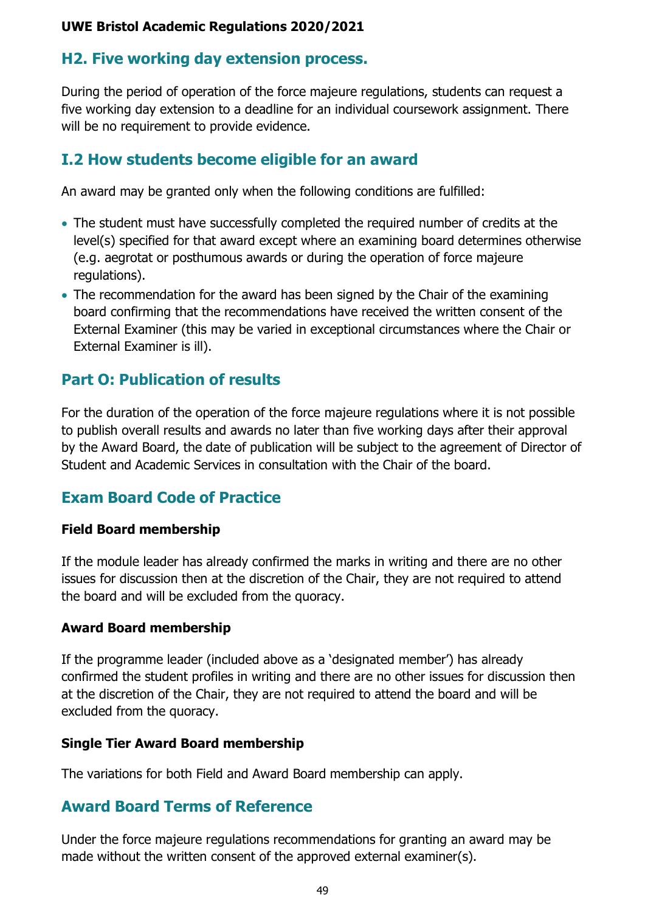## H2. Five working day extension process.

During the period of operation of the force majeure regulations, students can request a five working day extension to a deadline for an individual coursework assignment. There will be no requirement to provide evidence.

## I.2 How students become eligible for an award

An award may be granted only when the following conditions are fulfilled:

- The student must have successfully completed the required number of credits at the level(s) specified for that award except where an examining board determines otherwise (e.g. aegrotat or posthumous awards or during the operation of force majeure regulations).
- The recommendation for the award has been signed by the Chair of the examining board confirming that the recommendations have received the written consent of the External Examiner (this may be varied in exceptional circumstances where the Chair or External Examiner is ill).

## Part O: Publication of results

For the duration of the operation of the force majeure regulations where it is not possible to publish overall results and awards no later than five working days after their approval by the Award Board, the date of publication will be subject to the agreement of Director of Student and Academic Services in consultation with the Chair of the board.

## Exam Board Code of Practice

### Field Board membership

If the module leader has already confirmed the marks in writing and there are no other issues for discussion then at the discretion of the Chair, they are not required to attend the board and will be excluded from the quoracy.

### Award Board membership

If the programme leader (included above as a 'designated member') has already confirmed the student profiles in writing and there are no other issues for discussion then at the discretion of the Chair, they are not required to attend the board and will be excluded from the quoracy.

### Single Tier Award Board membership

The variations for both Field and Award Board membership can apply.

## Award Board Terms of Reference

Under the force majeure regulations recommendations for granting an award may be made without the written consent of the approved external examiner(s).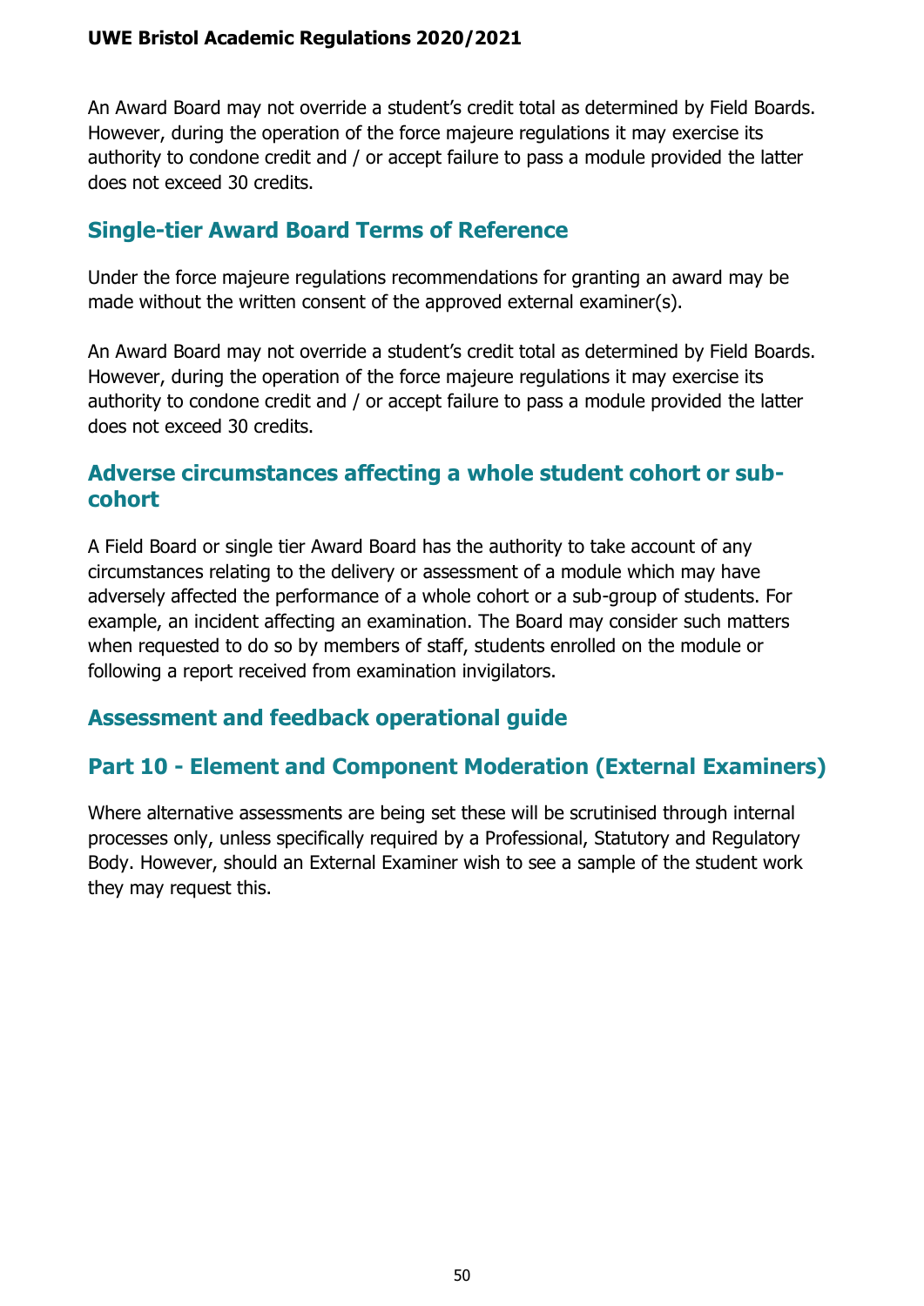An Award Board may not override a student's credit total as determined by Field Boards. However, during the operation of the force majeure regulations it may exercise its authority to condone credit and / or accept failure to pass a module provided the latter does not exceed 30 credits.

## Single-tier Award Board Terms of Reference

Under the force majeure regulations recommendations for granting an award may be made without the written consent of the approved external examiner(s).

An Award Board may not override a student's credit total as determined by Field Boards. However, during the operation of the force majeure regulations it may exercise its authority to condone credit and / or accept failure to pass a module provided the latter does not exceed 30 credits.

## Adverse circumstances affecting a whole student cohort or sub-cohort

A Field Board or single tier Award Board has the authority to take account of any circumstances relating to the delivery or assessment of a module which may have adversely affected the performance of a whole cohort or a sub-group of students. For example, an incident affecting an examination. The Board may consider such matters when requested to do so by members of staff, students enrolled on the module or following a report received from examination invigilators.

## Assessment and feedback operational guide

## Part 10 - Element and Component Moderation (External Examiners)

Where alternative assessments are being set these will be scrutinised through internal processes only, unless specifically required by a Professional, Statutory and Regulatory Body. However, should an External Examiner wish to see a sample of the student work they may request this.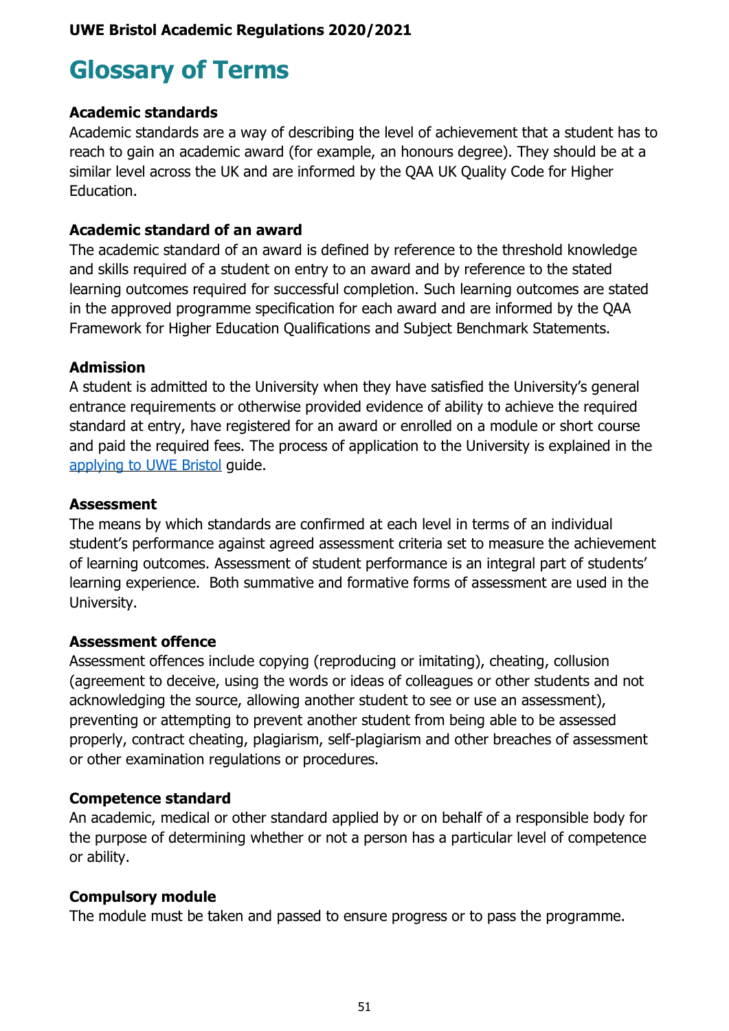# Glossary of Terms

**Academic standards**
Academic standards are a way of describing the level of achievement that a student has to reach to gain an academic award (for example, an honours degree). They should be at a similar level across the UK and are informed by the QAA UK Quality Code for Higher Education.

**Academic standard of an award**
The academic standard of an award is defined by reference to the threshold knowledge and skills required of a student on entry to an award and by reference to the stated learning outcomes required for successful completion. Such learning outcomes are stated in the approved programme specification for each award and are informed by the QAA Framework for Higher Education Qualifications and Subject Benchmark Statements.

**Admission**
A student is admitted to the University when they have satisfied the University's general entrance requirements or otherwise provided evidence of ability to achieve the required standard at entry, have registered for an award or enrolled on a module or short course and paid the required fees. The process of application to the University is explained in the [applying to UWE Bristol](applying to UWE Bristol) guide.

**Assessment**
The means by which standards are confirmed at each level in terms of an individual student's performance against agreed assessment criteria set to measure the achievement of learning outcomes. Assessment of student performance is an integral part of students' learning experience. Both summative and formative forms of assessment are used in the University.

**Assessment offence**
Assessment offences include copying (reproducing or imitating), cheating, collusion (agreement to deceive, using the words or ideas of colleagues or other students and not acknowledging the source, allowing another student to see or use an assessment), preventing or attempting to prevent another student from being able to be assessed properly, contract cheating, plagiarism, self-plagiarism and other breaches of assessment or other examination regulations or procedures.

**Competence standard**
An academic, medical or other standard applied by or on behalf of a responsible body for the purpose of determining whether or not a person has a particular level of competence or ability.

**Compulsory module**
The module must be taken and passed to ensure progress or to pass the programme.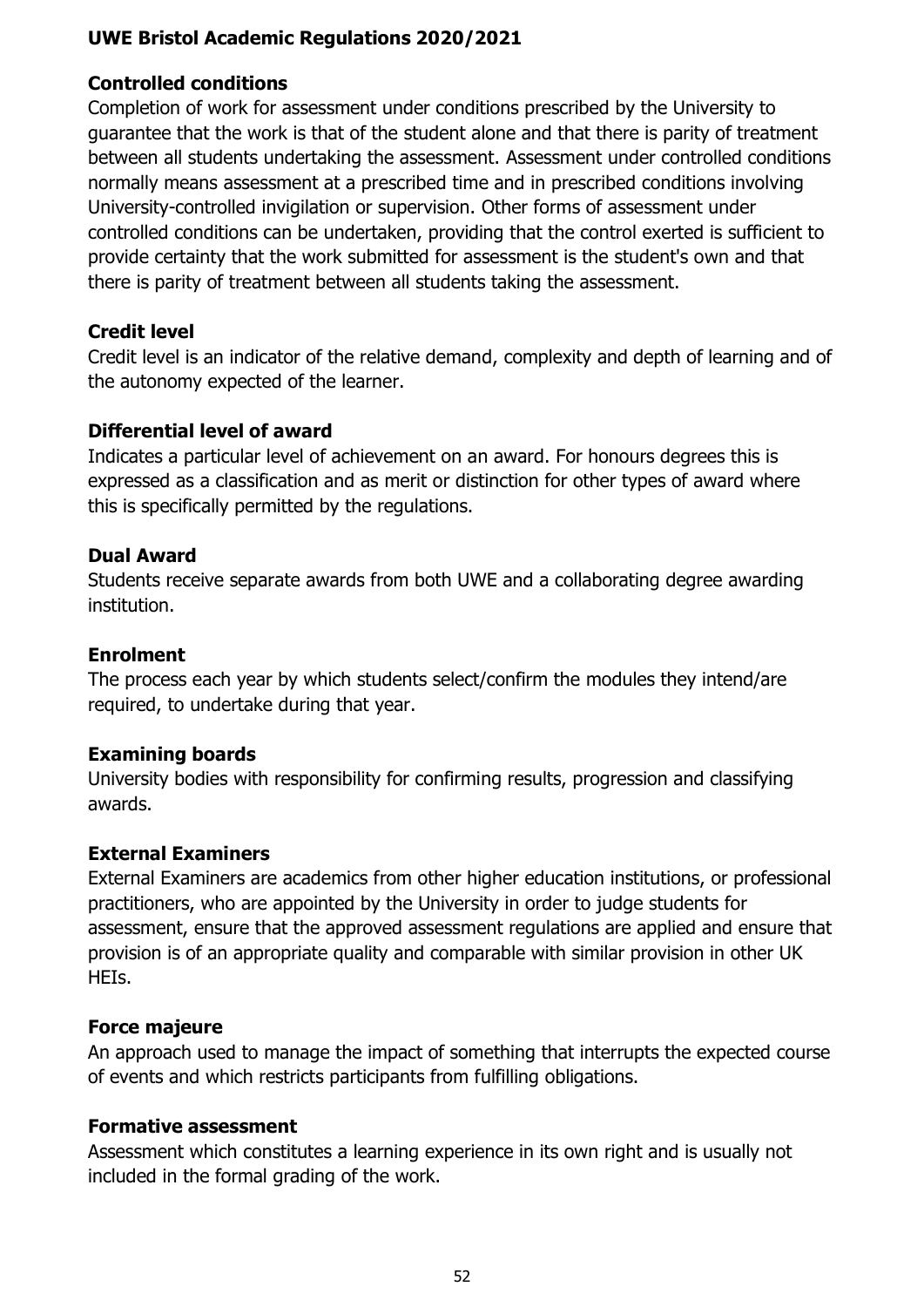**Controlled conditions**

Completion of work for assessment under conditions prescribed by the University to guarantee that the work is that of the student alone and that there is parity of treatment between all students undertaking the assessment. Assessment under controlled conditions normally means assessment at a prescribed time and in prescribed conditions involving University-controlled invigilation or supervision. Other forms of assessment under controlled conditions can be undertaken, providing that the control exerted is sufficient to provide certainty that the work submitted for assessment is the student's own and that there is parity of treatment between all students taking the assessment.

**Credit level**

Credit level is an indicator of the relative demand, complexity and depth of learning and of the autonomy expected of the learner.

**Differential level of award**

Indicates a particular level of achievement on an award. For honours degrees this is expressed as a classification and as merit or distinction for other types of award where this is specifically permitted by the regulations.

**Dual Award**

Students receive separate awards from both UWE and a collaborating degree awarding institution.

**Enrolment**

The process each year by which students select/confirm the modules they intend/are required, to undertake during that year.

**Examining boards**

University bodies with responsibility for confirming results, progression and classifying awards.

**External Examiners**

External Examiners are academics from other higher education institutions, or professional practitioners, who are appointed by the University in order to judge students for assessment, ensure that the approved assessment regulations are applied and ensure that provision is of an appropriate quality and comparable with similar provision in other UK HEIs.

**Force majeure**

An approach used to manage the impact of something that interrupts the expected course of events and which restricts participants from fulfilling obligations.

**Formative assessment**

Assessment which constitutes a learning experience in its own right and is usually not included in the formal grading of the work.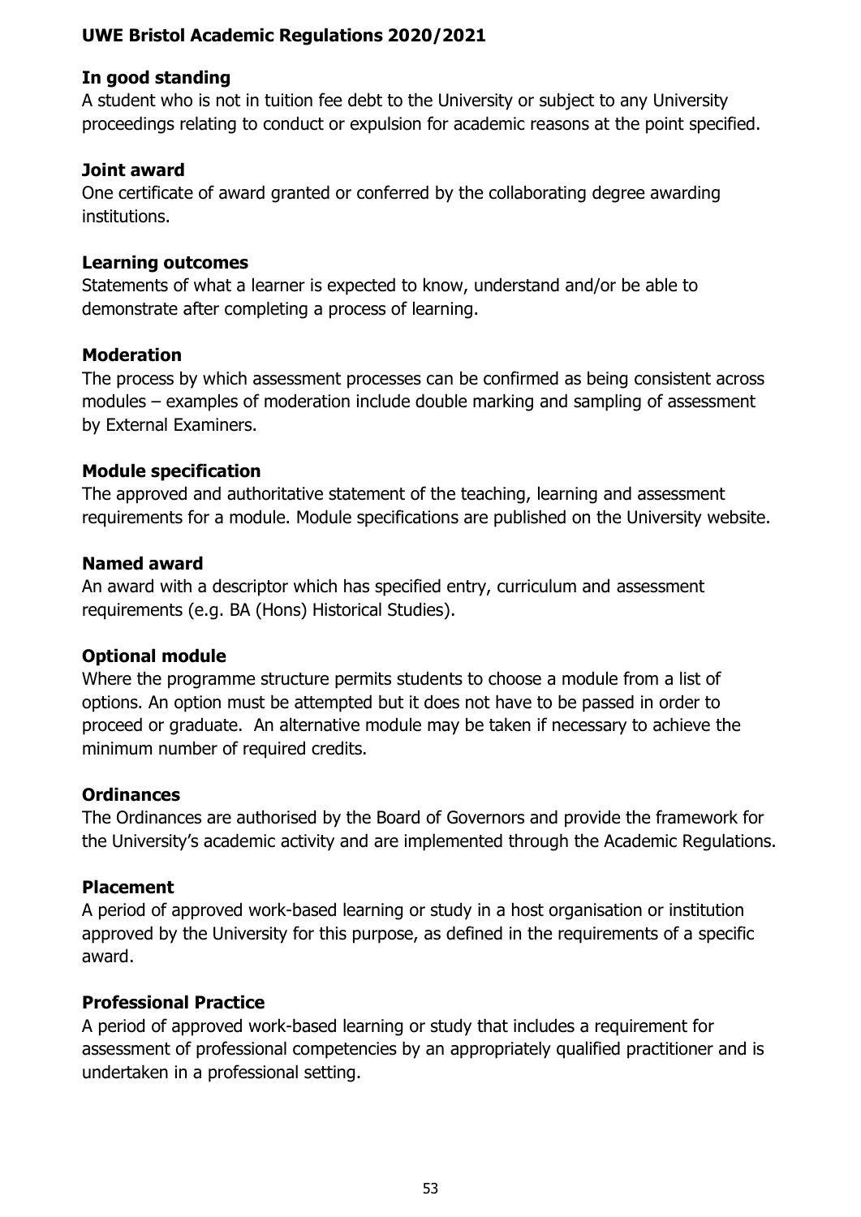**In good standing**

A student who is not in tuition fee debt to the University or subject to any University proceedings relating to conduct or expulsion for academic reasons at the point specified.

**Joint award**

One certificate of award granted or conferred by the collaborating degree awarding institutions.

**Learning outcomes**

Statements of what a learner is expected to know, understand and/or be able to demonstrate after completing a process of learning.

**Moderation**

The process by which assessment processes can be confirmed as being consistent across modules – examples of moderation include double marking and sampling of assessment by External Examiners.

**Module specification**

The approved and authoritative statement of the teaching, learning and assessment requirements for a module. Module specifications are published on the University website.

**Named award**

An award with a descriptor which has specified entry, curriculum and assessment requirements (e.g. BA (Hons) Historical Studies).

**Optional module**

Where the programme structure permits students to choose a module from a list of options. An option must be attempted but it does not have to be passed in order to proceed or graduate. An alternative module may be taken if necessary to achieve the minimum number of required credits.

**Ordinances**

The Ordinances are authorised by the Board of Governors and provide the framework for the University's academic activity and are implemented through the Academic Regulations.

**Placement**

A period of approved work-based learning or study in a host organisation or institution approved by the University for this purpose, as defined in the requirements of a specific award.

**Professional Practice**

A period of approved work-based learning or study that includes a requirement for assessment of professional competencies by an appropriately qualified practitioner and is undertaken in a professional setting.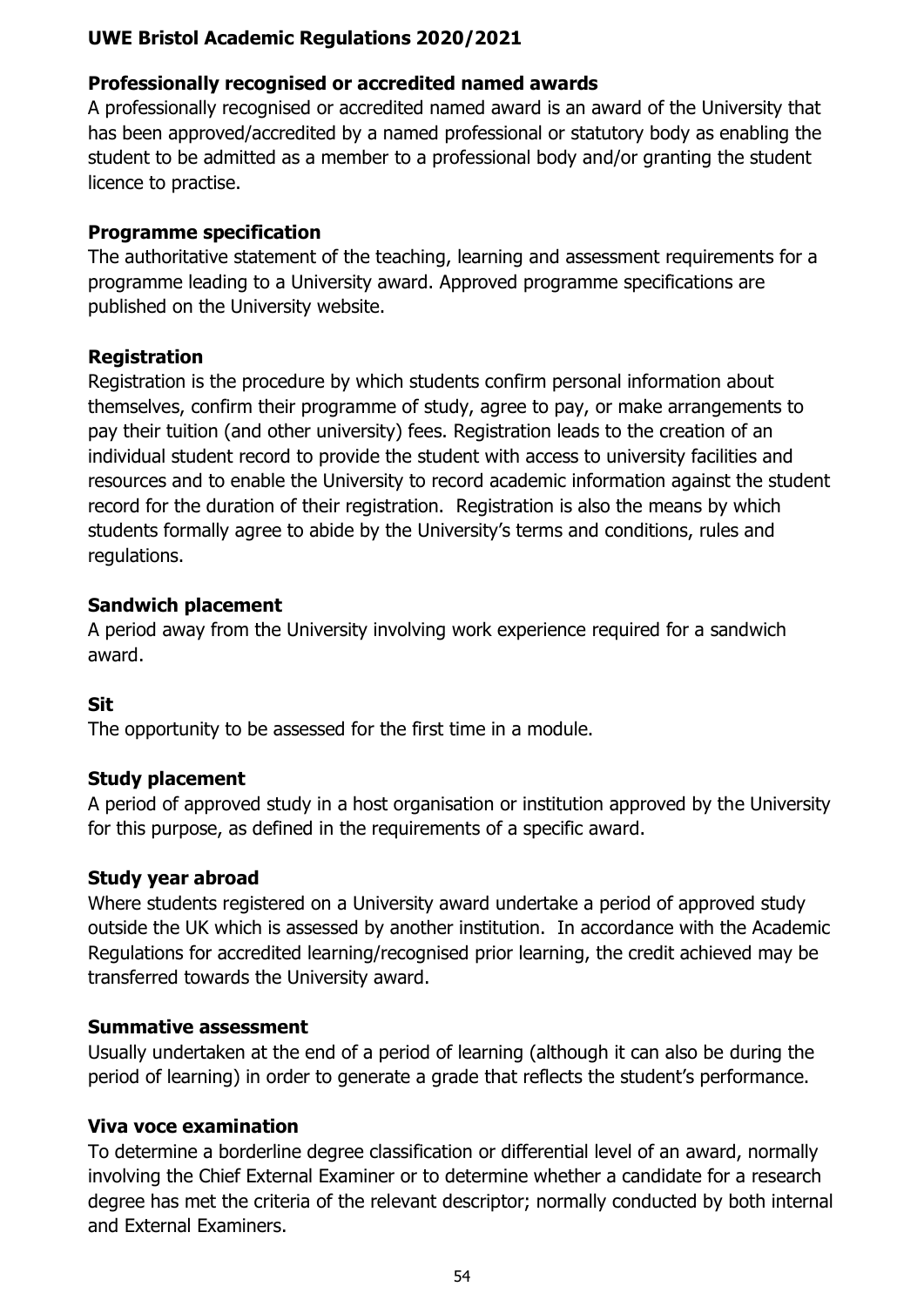**Professionally recognised or accredited named awards**

A professionally recognised or accredited named award is an award of the University that has been approved/accredited by a named professional or statutory body as enabling the student to be admitted as a member to a professional body and/or granting the student licence to practise.

**Programme specification**

The authoritative statement of the teaching, learning and assessment requirements for a programme leading to a University award. Approved programme specifications are published on the University website.

**Registration**

Registration is the procedure by which students confirm personal information about themselves, confirm their programme of study, agree to pay, or make arrangements to pay their tuition (and other university) fees. Registration leads to the creation of an individual student record to provide the student with access to university facilities and resources and to enable the University to record academic information against the student record for the duration of their registration. Registration is also the means by which students formally agree to abide by the University's terms and conditions, rules and regulations.

**Sandwich placement**

A period away from the University involving work experience required for a sandwich award.

**Sit**

The opportunity to be assessed for the first time in a module.

**Study placement**

A period of approved study in a host organisation or institution approved by the University for this purpose, as defined in the requirements of a specific award.

**Study year abroad**

Where students registered on a University award undertake a period of approved study outside the UK which is assessed by another institution. In accordance with the Academic Regulations for accredited learning/recognised prior learning, the credit achieved may be transferred towards the University award.

**Summative assessment**

Usually undertaken at the end of a period of learning (although it can also be during the period of learning) in order to generate a grade that reflects the student's performance.

**Viva voce examination**

To determine a borderline degree classification or differential level of an award, normally involving the Chief External Examiner or to determine whether a candidate for a research degree has met the criteria of the relevant descriptor; normally conducted by both internal and External Examiners.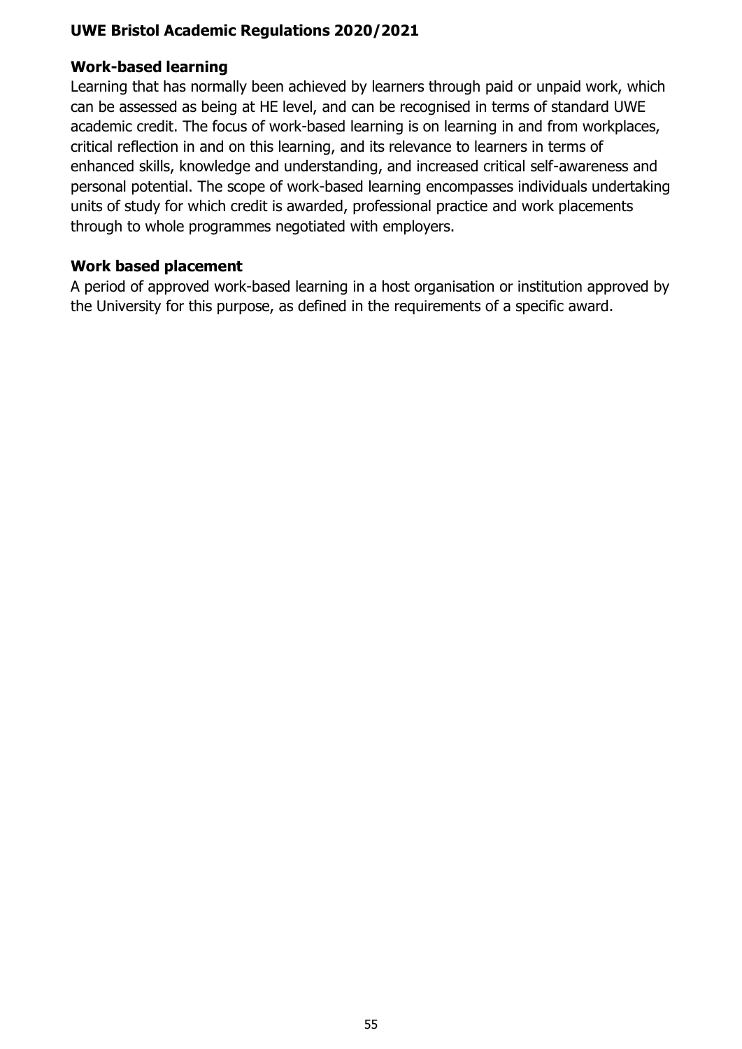### Work-based learning

Learning that has normally been achieved by learners through paid or unpaid work, which can be assessed as being at HE level, and can be recognised in terms of standard UWE academic credit. The focus of work-based learning is on learning in and from workplaces, critical reflection in and on this learning, and its relevance to learners in terms of enhanced skills, knowledge and understanding, and increased critical self-awareness and personal potential. The scope of work-based learning encompasses individuals undertaking units of study for which credit is awarded, professional practice and work placements through to whole programmes negotiated with employers.

### Work based placement

A period of approved work-based learning in a host organisation or institution approved by the University for this purpose, as defined in the requirements of a specific award.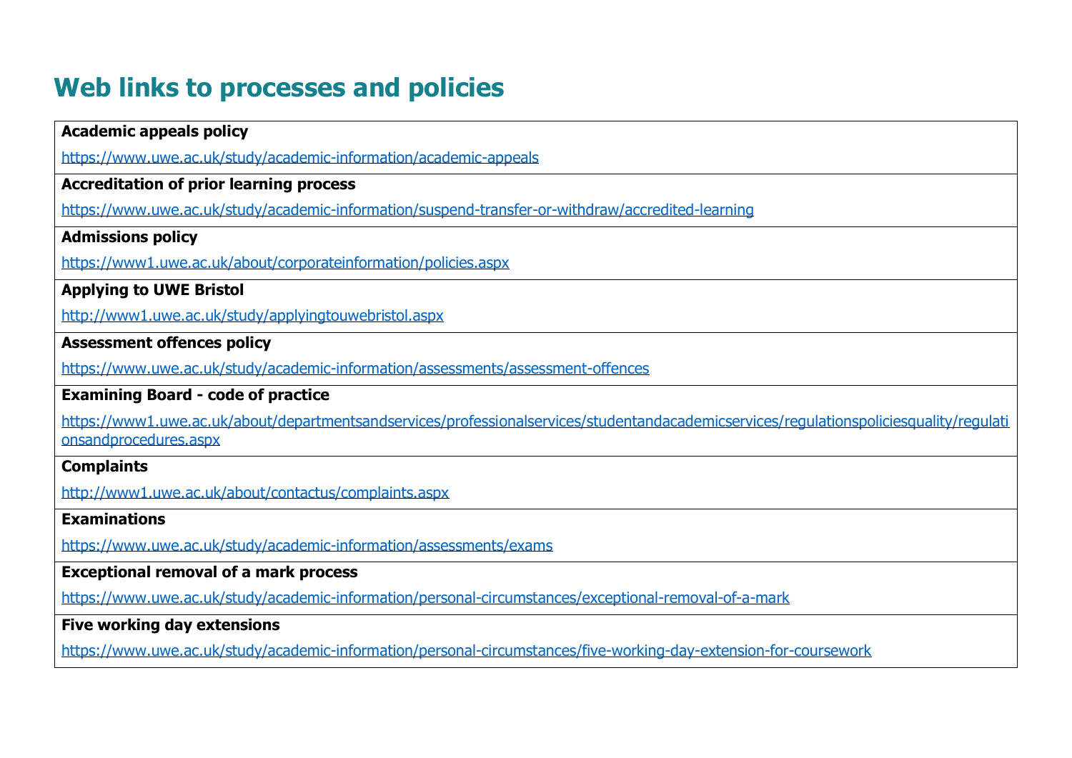# Web links to processes and policies

**Academic appeals policy**

https://www.uwe.ac.uk/study/academic-information/academic-appeals

**Accreditation of prior learning process**

https://www.uwe.ac.uk/study/academic-information/suspend-transfer-or-withdraw/accredited-learning

**Admissions policy**

https://www1.uwe.ac.uk/about/corporateinformation/policies.aspx

**Applying to UWE Bristol**

http://www1.uwe.ac.uk/study/applyingtouwebristol.aspx

**Assessment offences policy**

https://www.uwe.ac.uk/study/academic-information/assessments/assessment-offences

**Examining Board - code of practice**

https://www1.uwe.ac.uk/about/departmentsandservices/professionalservices/studentandacademicservices/regulationspoliciesquality/regulationsandprocedures.aspx

**Complaints**

http://www1.uwe.ac.uk/about/contactus/complaints.aspx

**Examinations**

https://www.uwe.ac.uk/study/academic-information/assessments/exams

**Exceptional removal of a mark process**

https://www.uwe.ac.uk/study/academic-information/personal-circumstances/exceptional-removal-of-a-mark

**Five working day extensions**

https://www.uwe.ac.uk/study/academic-information/personal-circumstances/five-working-day-extension-for-coursework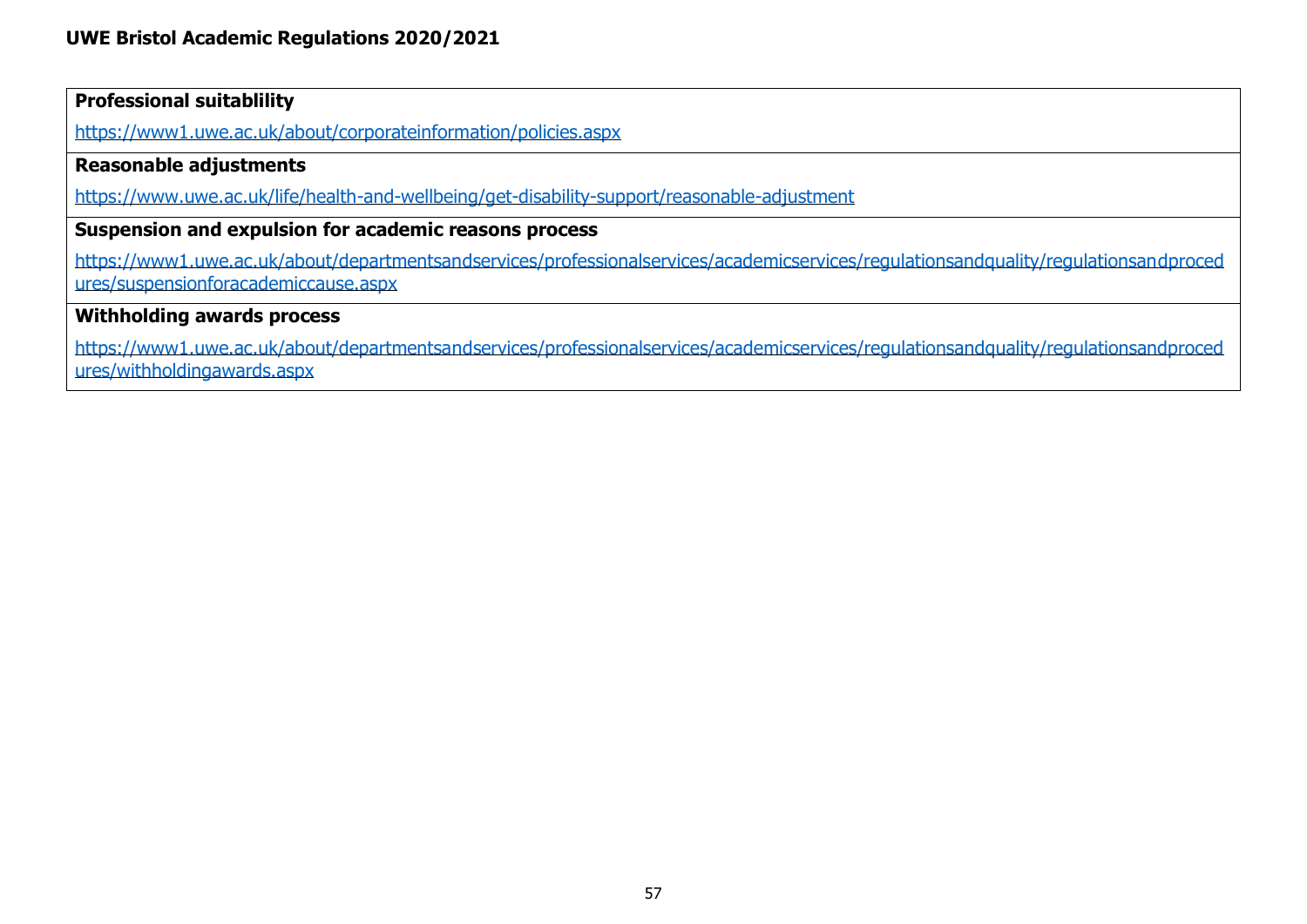| |
|---|
| **Professional suitablility** |
| https://www1.uwe.ac.uk/about/corporateinformation/policies.aspx |
| **Reasonable adjustments** |
| https://www.uwe.ac.uk/life/health-and-wellbeing/get-disability-support/reasonable-adjustment |
| **Suspension and expulsion for academic reasons process** |
| https://www1.uwe.ac.uk/about/departmentsandservices/professionalservices/academicservices/regulationsandquality/regulationsandprocedures/suspensionforacademiccause.aspx |
| **Withholding awards process** |
| https://www1.uwe.ac.uk/about/departmentsandservices/professionalservices/academicservices/regulationsandquality/regulationsandprocedures/withholdingawards.aspx |